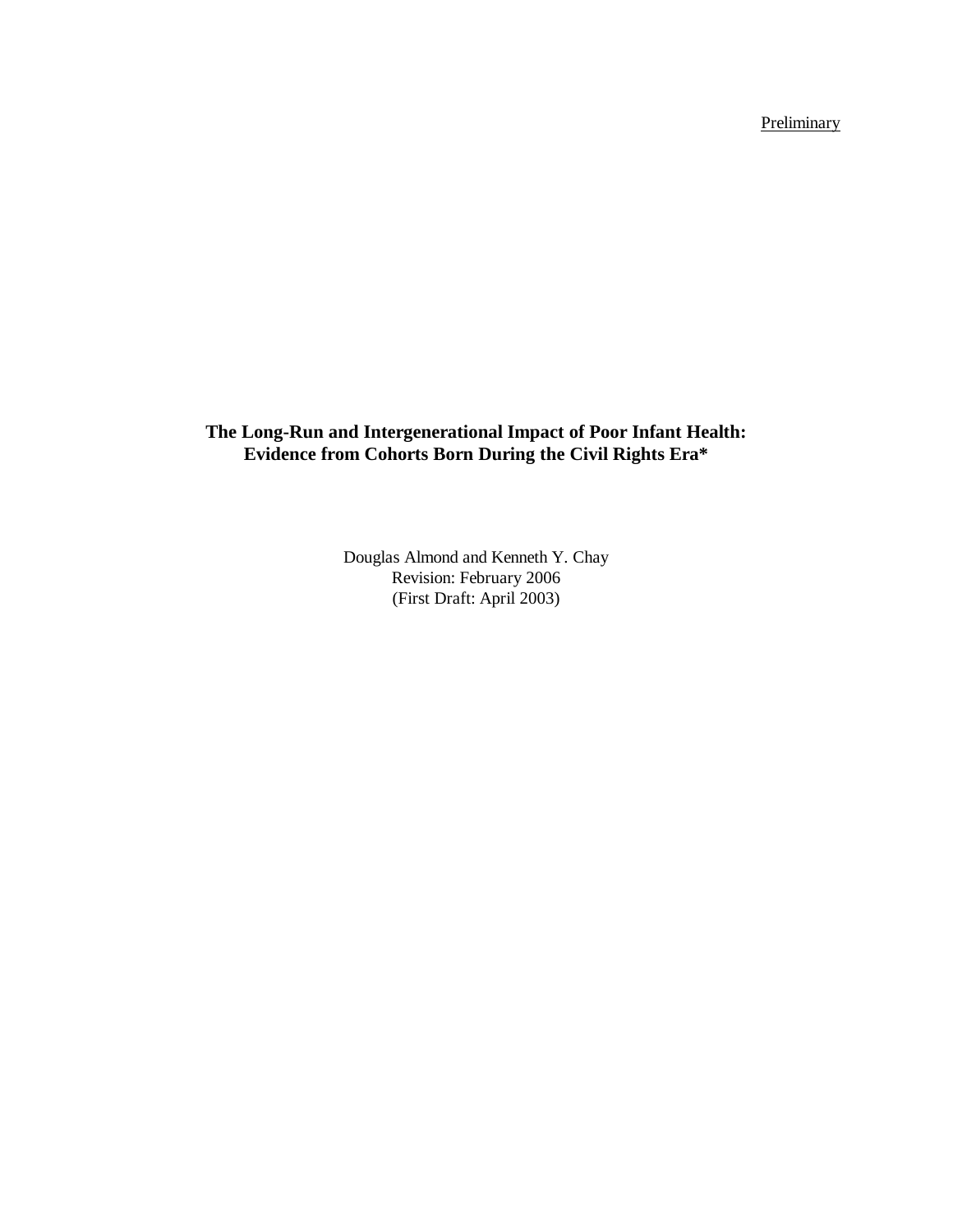Preliminary

# The Long-Run and Intergenerational Impact of Poor Infant Health: Evidence from Cohorts Born During the Civil Rights Era*

Douglas Almond and Kenneth Y. Chay

Revision: February 2006

(First Draft: April 2003)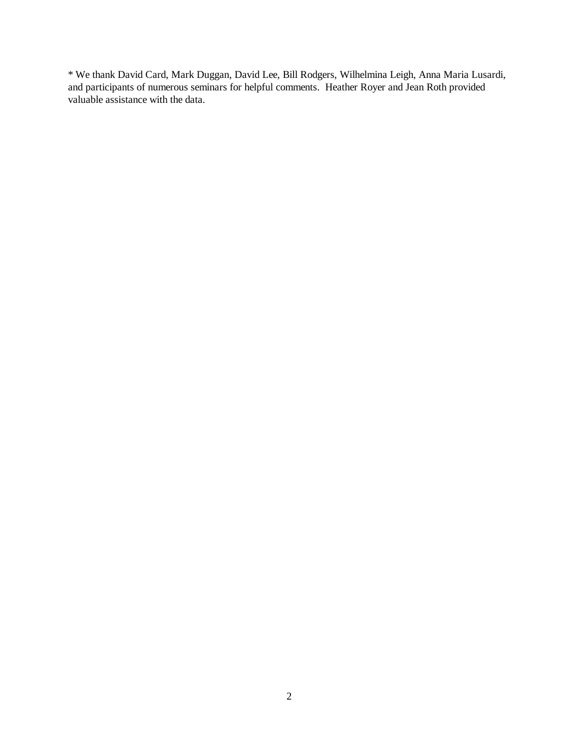* We thank David Card, Mark Duggan, David Lee, Bill Rodgers, Wilhelmina Leigh, Anna Maria Lusardi, and participants of numerous seminars for helpful comments. Heather Royer and Jean Roth provided valuable assistance with the data.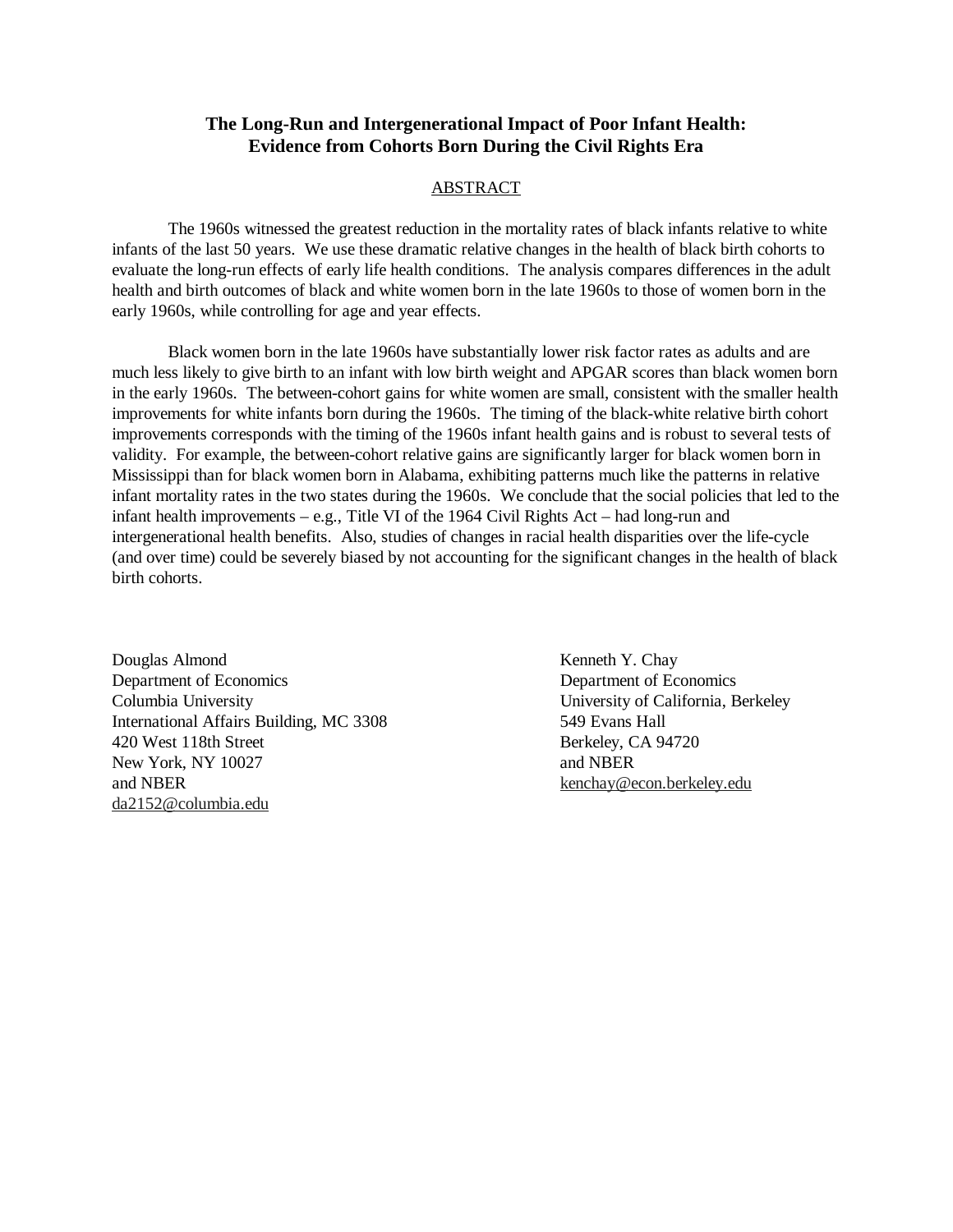**The Long-Run and Intergenerational Impact of Poor Infant Health: Evidence from Cohorts Born During the Civil Rights Era**

ABSTRACT

The 1960s witnessed the greatest reduction in the mortality rates of black infants relative to white infants of the last 50 years. We use these dramatic relative changes in the health of black birth cohorts to evaluate the long-run effects of early life health conditions. The analysis compares differences in the adult health and birth outcomes of black and white women born in the late 1960s to those of women born in the early 1960s, while controlling for age and year effects.

Black women born in the late 1960s have substantially lower risk factor rates as adults and are much less likely to give birth to an infant with low birth weight and APGAR scores than black women born in the early 1960s. The between-cohort gains for white women are small, consistent with the smaller health improvements for white infants born during the 1960s. The timing of the black-white relative birth cohort improvements corresponds with the timing of the 1960s infant health gains and is robust to several tests of validity. For example, the between-cohort relative gains are significantly larger for black women born in Mississippi than for black women born in Alabama, exhibiting patterns much like the patterns in relative infant mortality rates in the two states during the 1960s. We conclude that the social policies that led to the infant health improvements – e.g., Title VI of the 1964 Civil Rights Act – had long-run and intergenerational health benefits. Also, studies of changes in racial health disparities over the life-cycle (and over time) could be severely biased by not accounting for the significant changes in the health of black birth cohorts.

Douglas Almond
Department of Economics
Columbia University
International Affairs Building, MC 3308
420 West 118th Street
New York, NY 10027
and NBER
da2152@columbia.edu

Kenneth Y. Chay
Department of Economics
University of California, Berkeley
549 Evans Hall
Berkeley, CA 94720
and NBER
kenchay@econ.berkeley.edu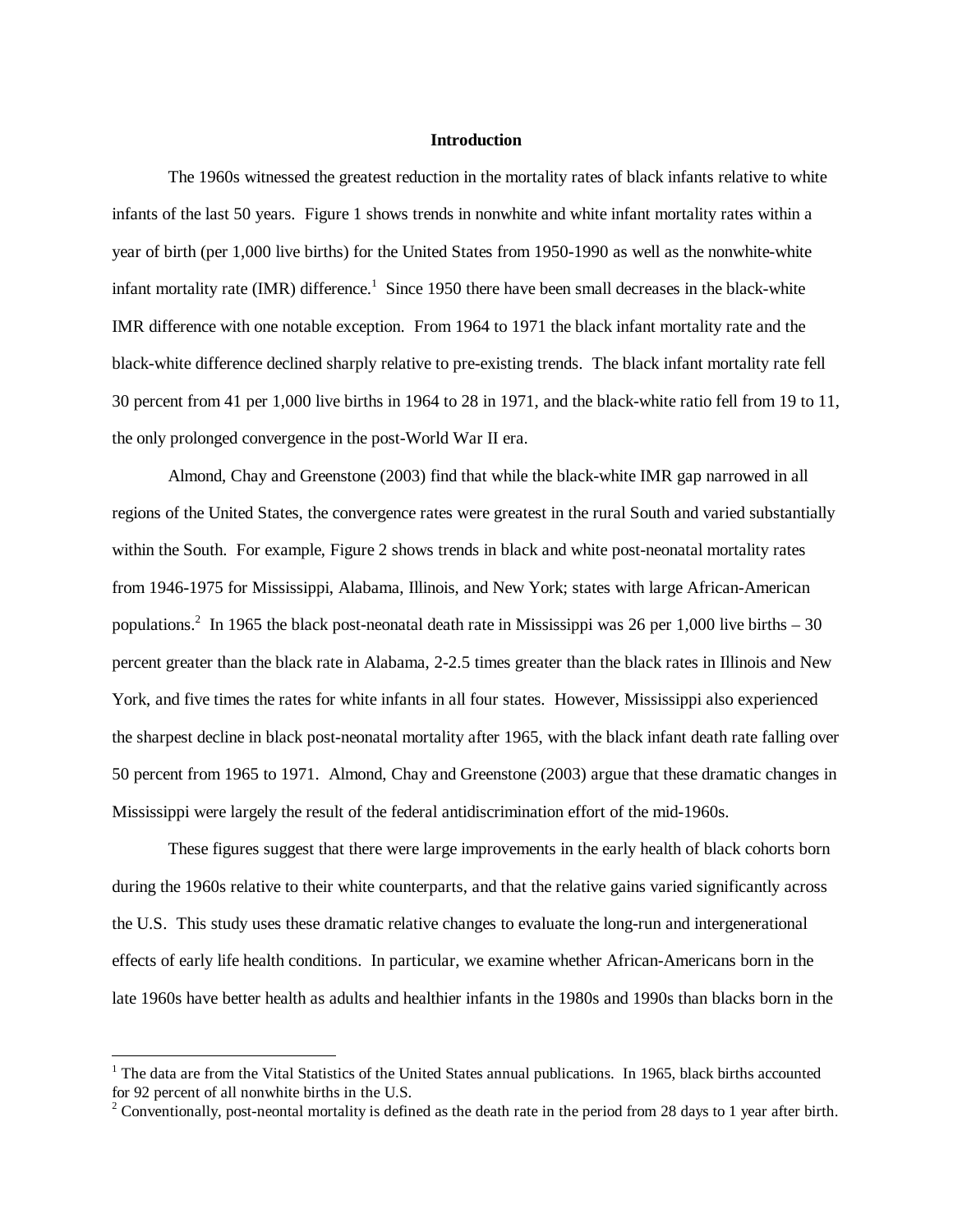## Introduction

The 1960s witnessed the greatest reduction in the mortality rates of black infants relative to white infants of the last 50 years. Figure 1 shows trends in nonwhite and white infant mortality rates within a year of birth (per 1,000 live births) for the United States from 1950-1990 as well as the nonwhite-white infant mortality rate (IMR) difference.[1] Since 1950 there have been small decreases in the black-white IMR difference with one notable exception. From 1964 to 1971 the black infant mortality rate and the black-white difference declined sharply relative to pre-existing trends. The black infant mortality rate fell 30 percent from 41 per 1,000 live births in 1964 to 28 in 1971, and the black-white ratio fell from 19 to 11, the only prolonged convergence in the post-World War II era.

Almond, Chay and Greenstone (2003) find that while the black-white IMR gap narrowed in all regions of the United States, the convergence rates were greatest in the rural South and varied substantially within the South. For example, Figure 2 shows trends in black and white post-neonatal mortality rates from 1946-1975 for Mississippi, Alabama, Illinois, and New York; states with large African-American populations.[2] In 1965 the black post-neonatal death rate in Mississippi was 26 per 1,000 live births – 30 percent greater than the black rate in Alabama, 2-2.5 times greater than the black rates in Illinois and New York, and five times the rates for white infants in all four states. However, Mississippi also experienced the sharpest decline in black post-neonatal mortality after 1965, with the black infant death rate falling over 50 percent from 1965 to 1971. Almond, Chay and Greenstone (2003) argue that these dramatic changes in Mississippi were largely the result of the federal antidiscrimination effort of the mid-1960s.

These figures suggest that there were large improvements in the early health of black cohorts born during the 1960s relative to their white counterparts, and that the relative gains varied significantly across the U.S. This study uses these dramatic relative changes to evaluate the long-run and intergenerational effects of early life health conditions. In particular, we examine whether African-Americans born in the late 1960s have better health as adults and healthier infants in the 1980s and 1990s than blacks born in the

---

[1] The data are from the Vital Statistics of the United States annual publications. In 1965, black births accounted for 92 percent of all nonwhite births in the U.S.

[2] Conventionally, post-neontal mortality is defined as the death rate in the period from 28 days to 1 year after birth.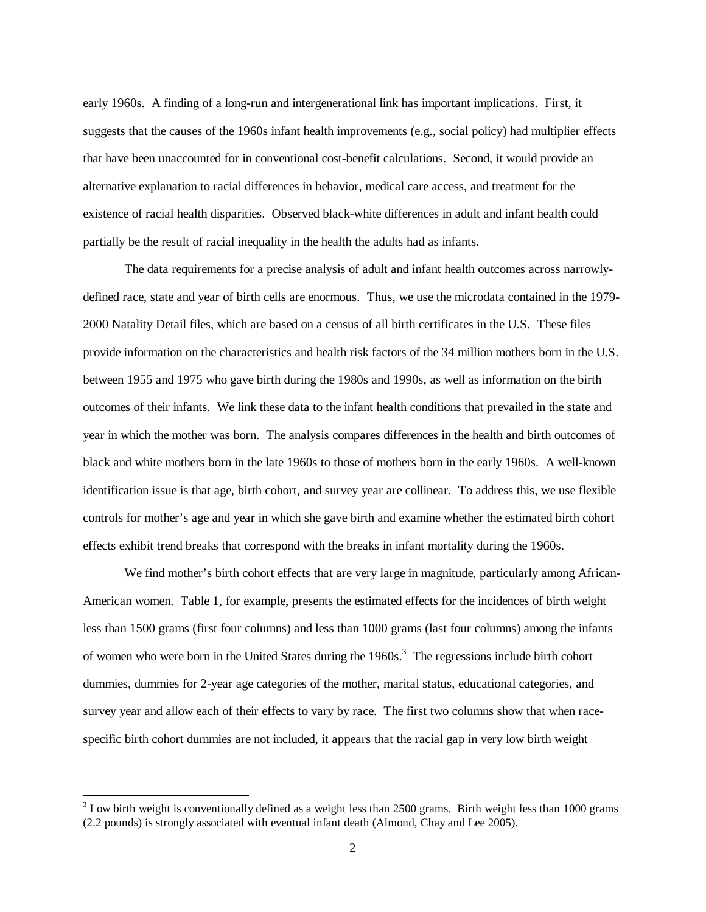early 1960s. A finding of a long-run and intergenerational link has important implications. First, it suggests that the causes of the 1960s infant health improvements (e.g., social policy) had multiplier effects that have been unaccounted for in conventional cost-benefit calculations. Second, it would provide an alternative explanation to racial differences in behavior, medical care access, and treatment for the existence of racial health disparities. Observed black-white differences in adult and infant health could partially be the result of racial inequality in the health the adults had as infants.

The data requirements for a precise analysis of adult and infant health outcomes across narrowly-defined race, state and year of birth cells are enormous. Thus, we use the microdata contained in the 1979-2000 Natality Detail files, which are based on a census of all birth certificates in the U.S. These files provide information on the characteristics and health risk factors of the 34 million mothers born in the U.S. between 1955 and 1975 who gave birth during the 1980s and 1990s, as well as information on the birth outcomes of their infants. We link these data to the infant health conditions that prevailed in the state and year in which the mother was born. The analysis compares differences in the health and birth outcomes of black and white mothers born in the late 1960s to those of mothers born in the early 1960s. A well-known identification issue is that age, birth cohort, and survey year are collinear. To address this, we use flexible controls for mother's age and year in which she gave birth and examine whether the estimated birth cohort effects exhibit trend breaks that correspond with the breaks in infant mortality during the 1960s.

We find mother's birth cohort effects that are very large in magnitude, particularly among African-American women. Table 1, for example, presents the estimated effects for the incidences of birth weight less than 1500 grams (first four columns) and less than 1000 grams (last four columns) among the infants of women who were born in the United States during the 1960s.[3] The regressions include birth cohort dummies, dummies for 2-year age categories of the mother, marital status, educational categories, and survey year and allow each of their effects to vary by race. The first two columns show that when race-specific birth cohort dummies are not included, it appears that the racial gap in very low birth weight

[3] Low birth weight is conventionally defined as a weight less than 2500 grams. Birth weight less than 1000 grams (2.2 pounds) is strongly associated with eventual infant death (Almond, Chay and Lee 2005).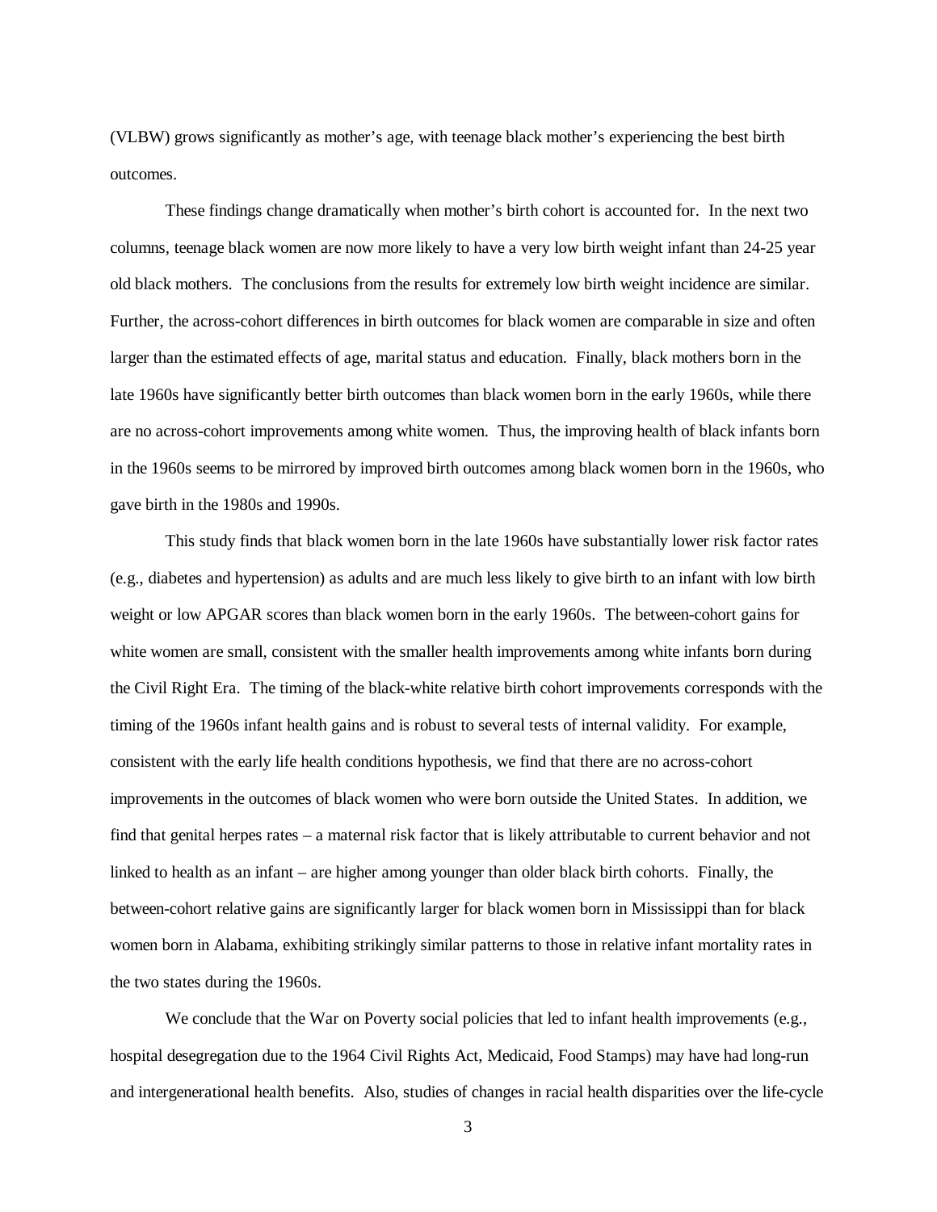(VLBW) grows significantly as mother's age, with teenage black mother's experiencing the best birth outcomes.

These findings change dramatically when mother's birth cohort is accounted for. In the next two columns, teenage black women are now more likely to have a very low birth weight infant than 24-25 year old black mothers. The conclusions from the results for extremely low birth weight incidence are similar. Further, the across-cohort differences in birth outcomes for black women are comparable in size and often larger than the estimated effects of age, marital status and education. Finally, black mothers born in the late 1960s have significantly better birth outcomes than black women born in the early 1960s, while there are no across-cohort improvements among white women. Thus, the improving health of black infants born in the 1960s seems to be mirrored by improved birth outcomes among black women born in the 1960s, who gave birth in the 1980s and 1990s.

This study finds that black women born in the late 1960s have substantially lower risk factor rates (e.g., diabetes and hypertension) as adults and are much less likely to give birth to an infant with low birth weight or low APGAR scores than black women born in the early 1960s. The between-cohort gains for white women are small, consistent with the smaller health improvements among white infants born during the Civil Right Era. The timing of the black-white relative birth cohort improvements corresponds with the timing of the 1960s infant health gains and is robust to several tests of internal validity. For example, consistent with the early life health conditions hypothesis, we find that there are no across-cohort improvements in the outcomes of black women who were born outside the United States. In addition, we find that genital herpes rates – a maternal risk factor that is likely attributable to current behavior and not linked to health as an infant – are higher among younger than older black birth cohorts. Finally, the between-cohort relative gains are significantly larger for black women born in Mississippi than for black women born in Alabama, exhibiting strikingly similar patterns to those in relative infant mortality rates in the two states during the 1960s.

We conclude that the War on Poverty social policies that led to infant health improvements (e.g., hospital desegregation due to the 1964 Civil Rights Act, Medicaid, Food Stamps) may have had long-run and intergenerational health benefits. Also, studies of changes in racial health disparities over the life-cycle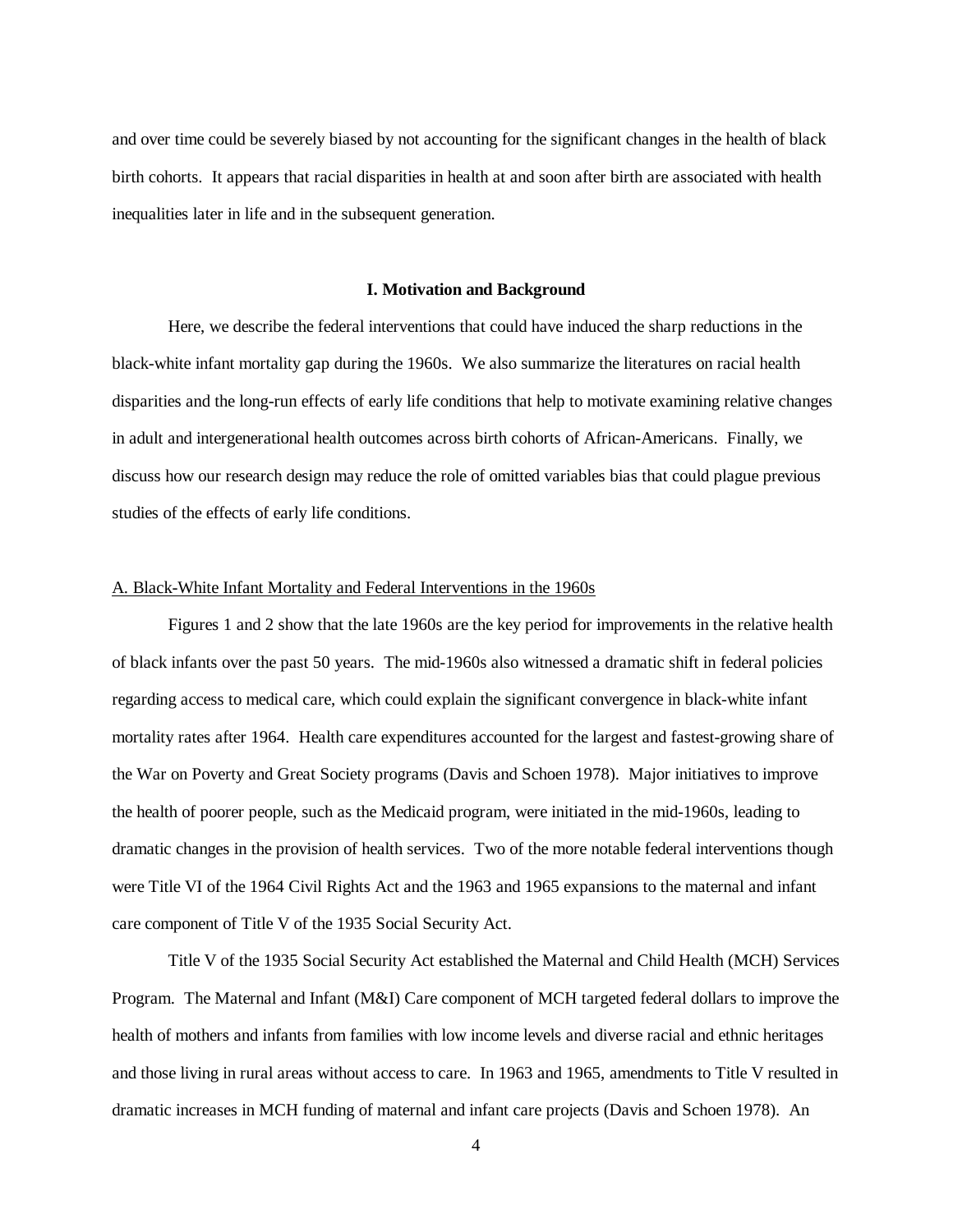and over time could be severely biased by not accounting for the significant changes in the health of black birth cohorts. It appears that racial disparities in health at and soon after birth are associated with health inequalities later in life and in the subsequent generation.

## I. Motivation and Background

Here, we describe the federal interventions that could have induced the sharp reductions in the black-white infant mortality gap during the 1960s. We also summarize the literatures on racial health disparities and the long-run effects of early life conditions that help to motivate examining relative changes in adult and intergenerational health outcomes across birth cohorts of African-Americans. Finally, we discuss how our research design may reduce the role of omitted variables bias that could plague previous studies of the effects of early life conditions.

### A. Black-White Infant Mortality and Federal Interventions in the 1960s

Figures 1 and 2 show that the late 1960s are the key period for improvements in the relative health of black infants over the past 50 years. The mid-1960s also witnessed a dramatic shift in federal policies regarding access to medical care, which could explain the significant convergence in black-white infant mortality rates after 1964. Health care expenditures accounted for the largest and fastest-growing share of the War on Poverty and Great Society programs (Davis and Schoen 1978). Major initiatives to improve the health of poorer people, such as the Medicaid program, were initiated in the mid-1960s, leading to dramatic changes in the provision of health services. Two of the more notable federal interventions though were Title VI of the 1964 Civil Rights Act and the 1963 and 1965 expansions to the maternal and infant care component of Title V of the 1935 Social Security Act.

Title V of the 1935 Social Security Act established the Maternal and Child Health (MCH) Services Program. The Maternal and Infant (M&I) Care component of MCH targeted federal dollars to improve the health of mothers and infants from families with low income levels and diverse racial and ethnic heritages and those living in rural areas without access to care. In 1963 and 1965, amendments to Title V resulted in dramatic increases in MCH funding of maternal and infant care projects (Davis and Schoen 1978). An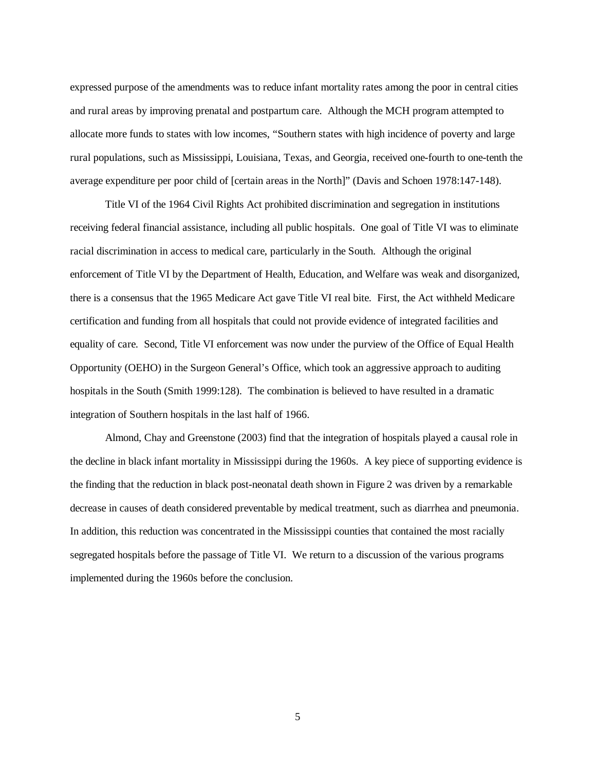expressed purpose of the amendments was to reduce infant mortality rates among the poor in central cities and rural areas by improving prenatal and postpartum care. Although the MCH program attempted to allocate more funds to states with low incomes, "Southern states with high incidence of poverty and large rural populations, such as Mississippi, Louisiana, Texas, and Georgia, received one-fourth to one-tenth the average expenditure per poor child of [certain areas in the North]" (Davis and Schoen 1978:147-148).

Title VI of the 1964 Civil Rights Act prohibited discrimination and segregation in institutions receiving federal financial assistance, including all public hospitals. One goal of Title VI was to eliminate racial discrimination in access to medical care, particularly in the South. Although the original enforcement of Title VI by the Department of Health, Education, and Welfare was weak and disorganized, there is a consensus that the 1965 Medicare Act gave Title VI real bite. First, the Act withheld Medicare certification and funding from all hospitals that could not provide evidence of integrated facilities and equality of care. Second, Title VI enforcement was now under the purview of the Office of Equal Health Opportunity (OEHO) in the Surgeon General's Office, which took an aggressive approach to auditing hospitals in the South (Smith 1999:128). The combination is believed to have resulted in a dramatic integration of Southern hospitals in the last half of 1966.

Almond, Chay and Greenstone (2003) find that the integration of hospitals played a causal role in the decline in black infant mortality in Mississippi during the 1960s. A key piece of supporting evidence is the finding that the reduction in black post-neonatal death shown in Figure 2 was driven by a remarkable decrease in causes of death considered preventable by medical treatment, such as diarrhea and pneumonia. In addition, this reduction was concentrated in the Mississippi counties that contained the most racially segregated hospitals before the passage of Title VI. We return to a discussion of the various programs implemented during the 1960s before the conclusion.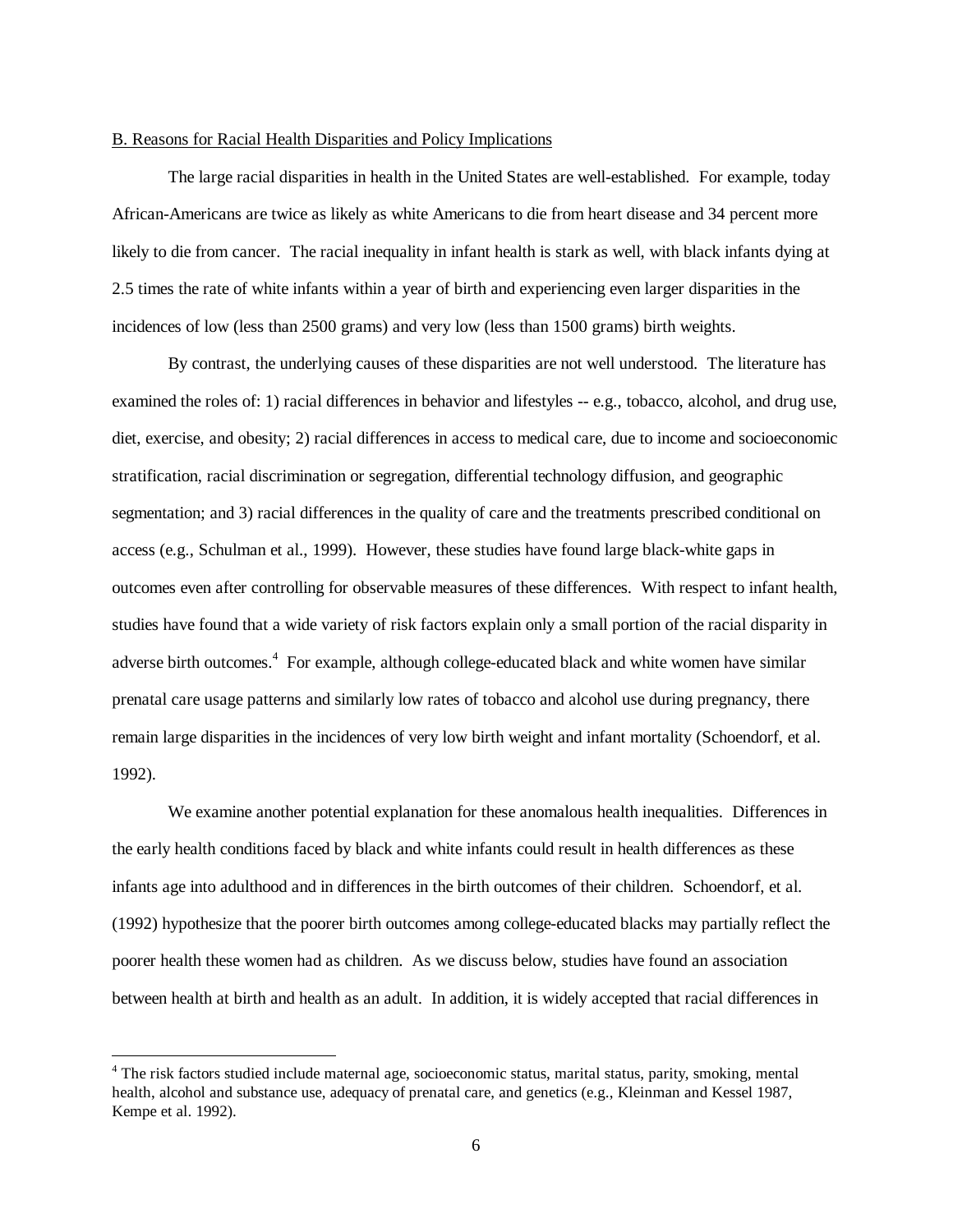## B. Reasons for Racial Health Disparities and Policy Implications

The large racial disparities in health in the United States are well-established. For example, today African-Americans are twice as likely as white Americans to die from heart disease and 34 percent more likely to die from cancer. The racial inequality in infant health is stark as well, with black infants dying at 2.5 times the rate of white infants within a year of birth and experiencing even larger disparities in the incidences of low (less than 2500 grams) and very low (less than 1500 grams) birth weights.

By contrast, the underlying causes of these disparities are not well understood. The literature has examined the roles of: 1) racial differences in behavior and lifestyles -- e.g., tobacco, alcohol, and drug use, diet, exercise, and obesity; 2) racial differences in access to medical care, due to income and socioeconomic stratification, racial discrimination or segregation, differential technology diffusion, and geographic segmentation; and 3) racial differences in the quality of care and the treatments prescribed conditional on access (e.g., Schulman et al., 1999). However, these studies have found large black-white gaps in outcomes even after controlling for observable measures of these differences. With respect to infant health, studies have found that a wide variety of risk factors explain only a small portion of the racial disparity in adverse birth outcomes.[4] For example, although college-educated black and white women have similar prenatal care usage patterns and similarly low rates of tobacco and alcohol use during pregnancy, there remain large disparities in the incidences of very low birth weight and infant mortality (Schoendorf, et al. 1992).

We examine another potential explanation for these anomalous health inequalities. Differences in the early health conditions faced by black and white infants could result in health differences as these infants age into adulthood and in differences in the birth outcomes of their children. Schoendorf, et al. (1992) hypothesize that the poorer birth outcomes among college-educated blacks may partially reflect the poorer health these women had as children. As we discuss below, studies have found an association between health at birth and health as an adult. In addition, it is widely accepted that racial differences in

[4] The risk factors studied include maternal age, socioeconomic status, marital status, parity, smoking, mental health, alcohol and substance use, adequacy of prenatal care, and genetics (e.g., Kleinman and Kessel 1987, Kempe et al. 1992).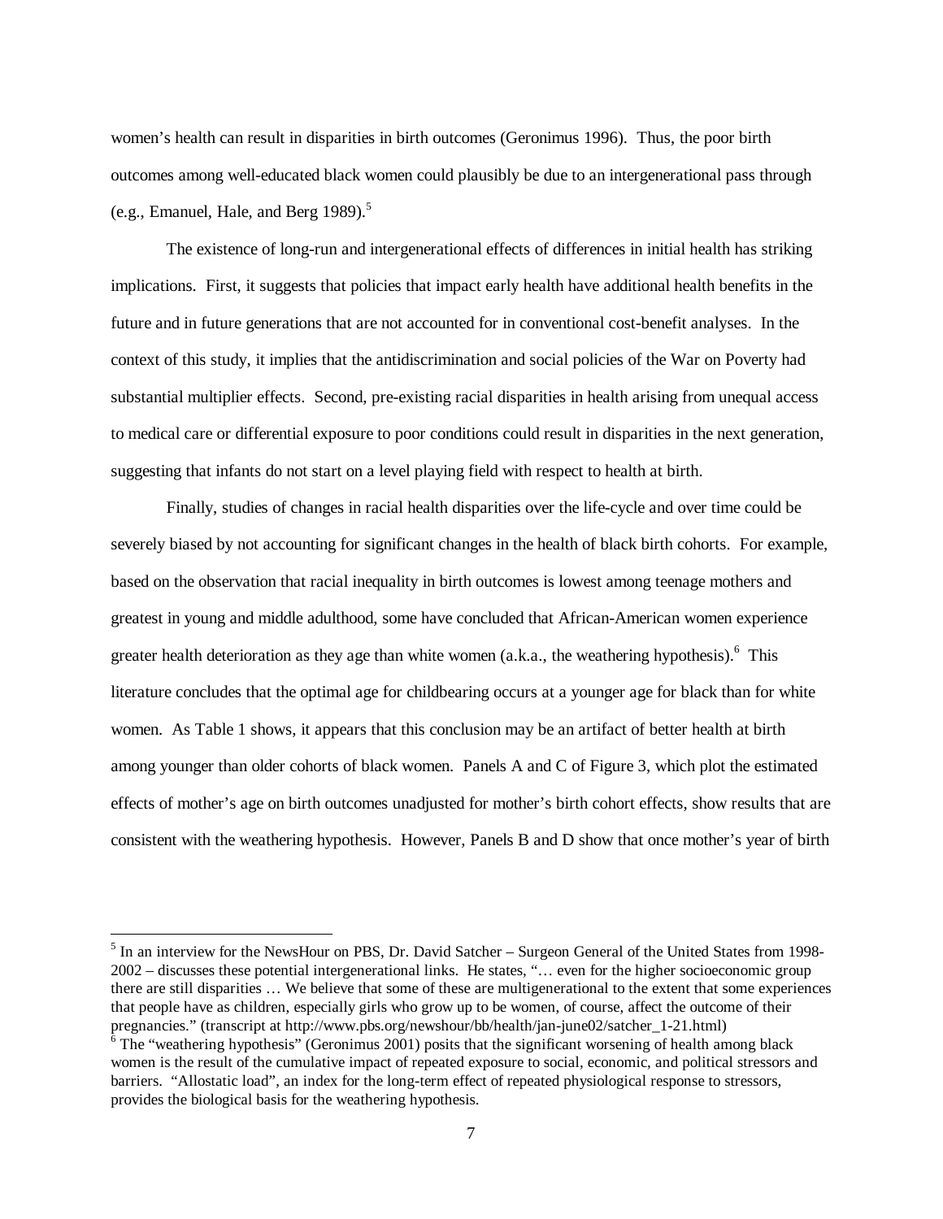women's health can result in disparities in birth outcomes (Geronimus 1996). Thus, the poor birth outcomes among well-educated black women could plausibly be due to an intergenerational pass through (e.g., Emanuel, Hale, and Berg 1989).[5]

The existence of long-run and intergenerational effects of differences in initial health has striking implications. First, it suggests that policies that impact early health have additional health benefits in the future and in future generations that are not accounted for in conventional cost-benefit analyses. In the context of this study, it implies that the antidiscrimination and social policies of the War on Poverty had substantial multiplier effects. Second, pre-existing racial disparities in health arising from unequal access to medical care or differential exposure to poor conditions could result in disparities in the next generation, suggesting that infants do not start on a level playing field with respect to health at birth.

Finally, studies of changes in racial health disparities over the life-cycle and over time could be severely biased by not accounting for significant changes in the health of black birth cohorts. For example, based on the observation that racial inequality in birth outcomes is lowest among teenage mothers and greatest in young and middle adulthood, some have concluded that African-American women experience greater health deterioration as they age than white women (a.k.a., the weathering hypothesis).[6] This literature concludes that the optimal age for childbearing occurs at a younger age for black than for white women. As Table 1 shows, it appears that this conclusion may be an artifact of better health at birth among younger than older cohorts of black women. Panels A and C of Figure 3, which plot the estimated effects of mother's age on birth outcomes unadjusted for mother's birth cohort effects, show results that are consistent with the weathering hypothesis. However, Panels B and D show that once mother's year of birth

[5] In an interview for the NewsHour on PBS, Dr. David Satcher – Surgeon General of the United States from 1998-2002 – discusses these potential intergenerational links. He states, "… even for the higher socioeconomic group there are still disparities … We believe that some of these are multigenerational to the extent that some experiences that people have as children, especially girls who grow up to be women, of course, affect the outcome of their pregnancies." (transcript at http://www.pbs.org/newshour/bb/health/jan-june02/satcher_1-21.html)

[6] The "weathering hypothesis" (Geronimus 2001) posits that the significant worsening of health among black women is the result of the cumulative impact of repeated exposure to social, economic, and political stressors and barriers. "Allostatic load", an index for the long-term effect of repeated physiological response to stressors, provides the biological basis for the weathering hypothesis.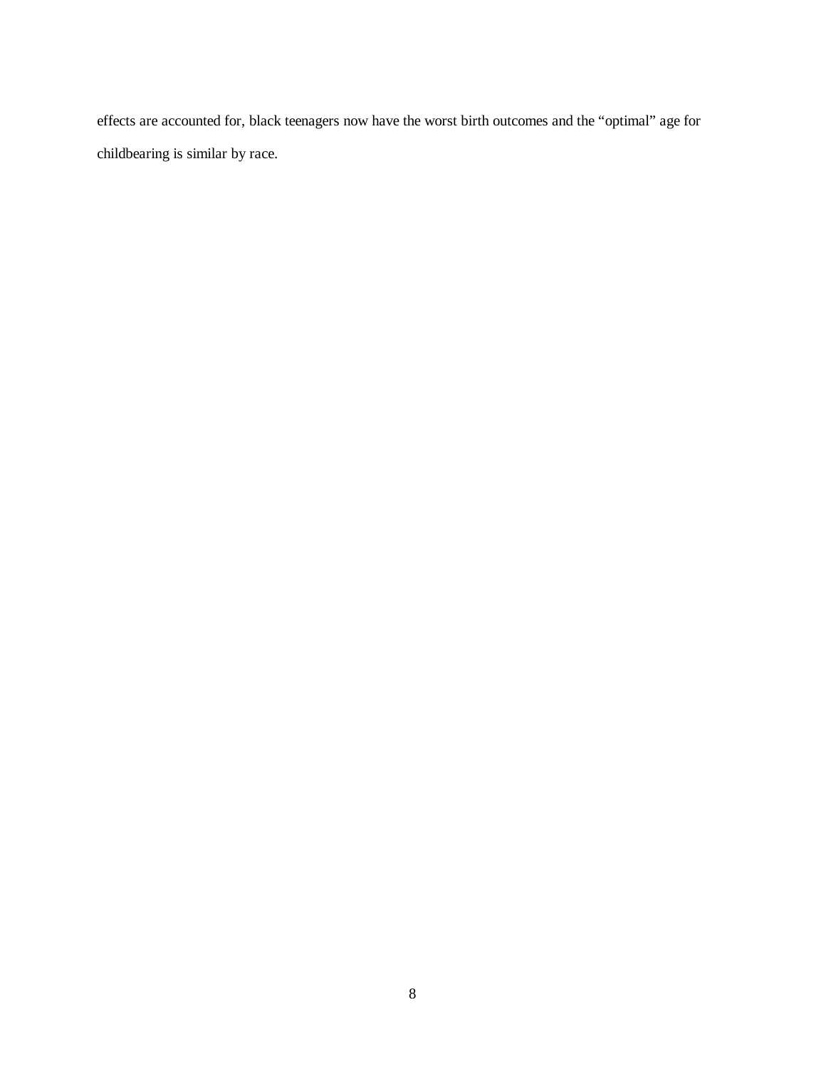effects are accounted for, black teenagers now have the worst birth outcomes and the “optimal” age for childbearing is similar by race.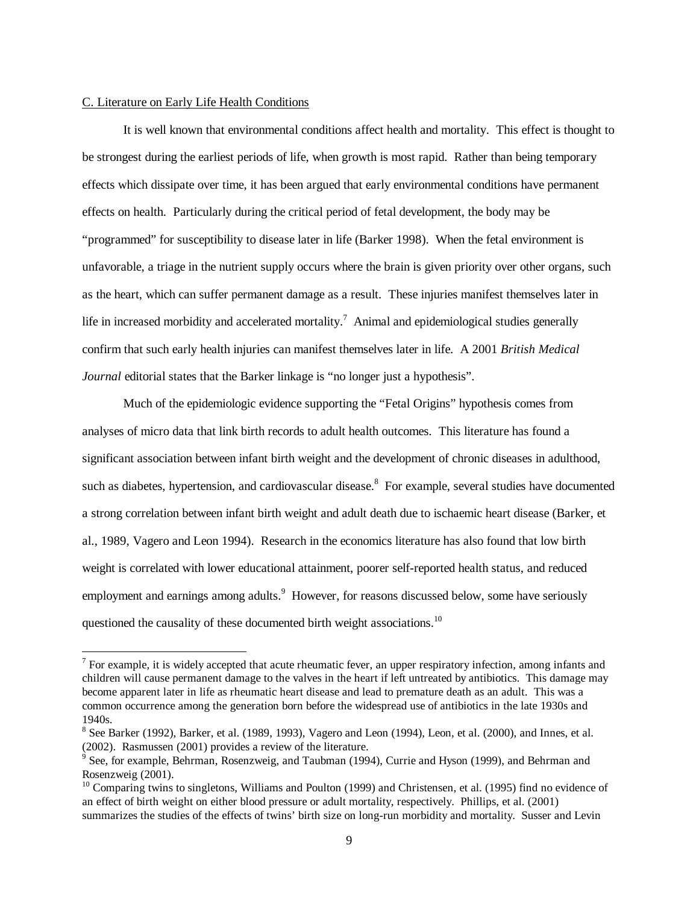C. Literature on Early Life Health Conditions

It is well known that environmental conditions affect health and mortality. This effect is thought to be strongest during the earliest periods of life, when growth is most rapid. Rather than being temporary effects which dissipate over time, it has been argued that early environmental conditions have permanent effects on health. Particularly during the critical period of fetal development, the body may be "programmed" for susceptibility to disease later in life (Barker 1998). When the fetal environment is unfavorable, a triage in the nutrient supply occurs where the brain is given priority over other organs, such as the heart, which can suffer permanent damage as a result. These injuries manifest themselves later in life in increased morbidity and accelerated mortality.[7] Animal and epidemiological studies generally confirm that such early health injuries can manifest themselves later in life. A 2001 *British Medical Journal* editorial states that the Barker linkage is "no longer just a hypothesis".

Much of the epidemiologic evidence supporting the "Fetal Origins" hypothesis comes from analyses of micro data that link birth records to adult health outcomes. This literature has found a significant association between infant birth weight and the development of chronic diseases in adulthood, such as diabetes, hypertension, and cardiovascular disease.[8] For example, several studies have documented a strong correlation between infant birth weight and adult death due to ischaemic heart disease (Barker, et al., 1989, Vagero and Leon 1994). Research in the economics literature has also found that low birth weight is correlated with lower educational attainment, poorer self-reported health status, and reduced employment and earnings among adults.[9] However, for reasons discussed below, some have seriously questioned the causality of these documented birth weight associations.[10]

---

[7] For example, it is widely accepted that acute rheumatic fever, an upper respiratory infection, among infants and children will cause permanent damage to the valves in the heart if left untreated by antibiotics. This damage may become apparent later in life as rheumatic heart disease and lead to premature death as an adult. This was a common occurrence among the generation born before the widespread use of antibiotics in the late 1930s and 1940s.

[8] See Barker (1992), Barker, et al. (1989, 1993), Vagero and Leon (1994), Leon, et al. (2000), and Innes, et al. (2002). Rasmussen (2001) provides a review of the literature.

[9] See, for example, Behrman, Rosenzweig, and Taubman (1994), Currie and Hyson (1999), and Behrman and Rosenzweig (2001).

[10] Comparing twins to singletons, Williams and Poulton (1999) and Christensen, et al. (1995) find no evidence of an effect of birth weight on either blood pressure or adult mortality, respectively. Phillips, et al. (2001) summarizes the studies of the effects of twins' birth size on long-run morbidity and mortality. Susser and Levin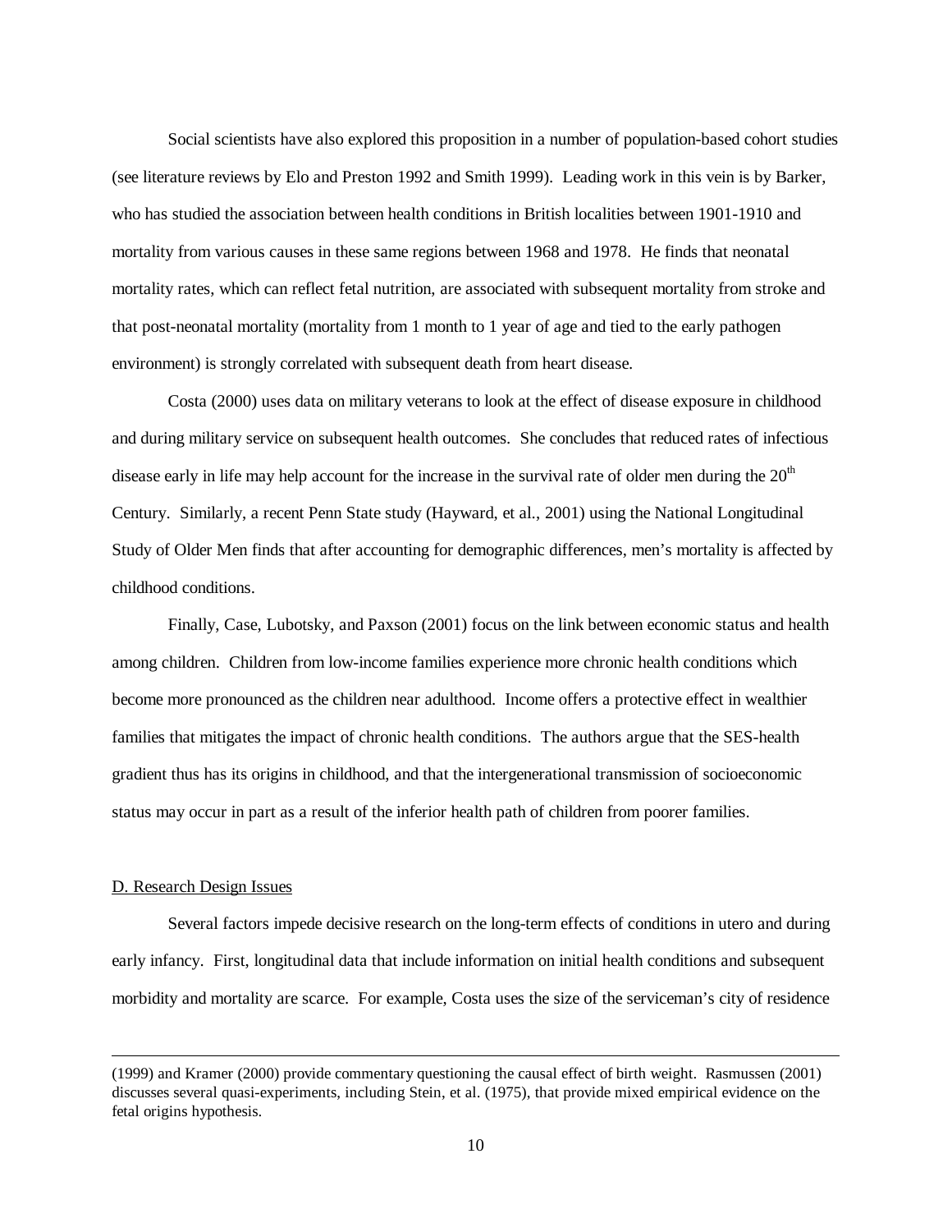Social scientists have also explored this proposition in a number of population-based cohort studies (see literature reviews by Elo and Preston 1992 and Smith 1999). Leading work in this vein is by Barker, who has studied the association between health conditions in British localities between 1901-1910 and mortality from various causes in these same regions between 1968 and 1978. He finds that neonatal mortality rates, which can reflect fetal nutrition, are associated with subsequent mortality from stroke and that post-neonatal mortality (mortality from 1 month to 1 year of age and tied to the early pathogen environment) is strongly correlated with subsequent death from heart disease.

Costa (2000) uses data on military veterans to look at the effect of disease exposure in childhood and during military service on subsequent health outcomes. She concludes that reduced rates of infectious disease early in life may help account for the increase in the survival rate of older men during the 20th Century. Similarly, a recent Penn State study (Hayward, et al., 2001) using the National Longitudinal Study of Older Men finds that after accounting for demographic differences, men's mortality is affected by childhood conditions.

Finally, Case, Lubotsky, and Paxson (2001) focus on the link between economic status and health among children. Children from low-income families experience more chronic health conditions which become more pronounced as the children near adulthood. Income offers a protective effect in wealthier families that mitigates the impact of chronic health conditions. The authors argue that the SES-health gradient thus has its origins in childhood, and that the intergenerational transmission of socioeconomic status may occur in part as a result of the inferior health path of children from poorer families.

D. Research Design Issues

Several factors impede decisive research on the long-term effects of conditions in utero and during early infancy. First, longitudinal data that include information on initial health conditions and subsequent morbidity and mortality are scarce. For example, Costa uses the size of the serviceman's city of residence

(1999) and Kramer (2000) provide commentary questioning the causal effect of birth weight. Rasmussen (2001) discusses several quasi-experiments, including Stein, et al. (1975), that provide mixed empirical evidence on the fetal origins hypothesis.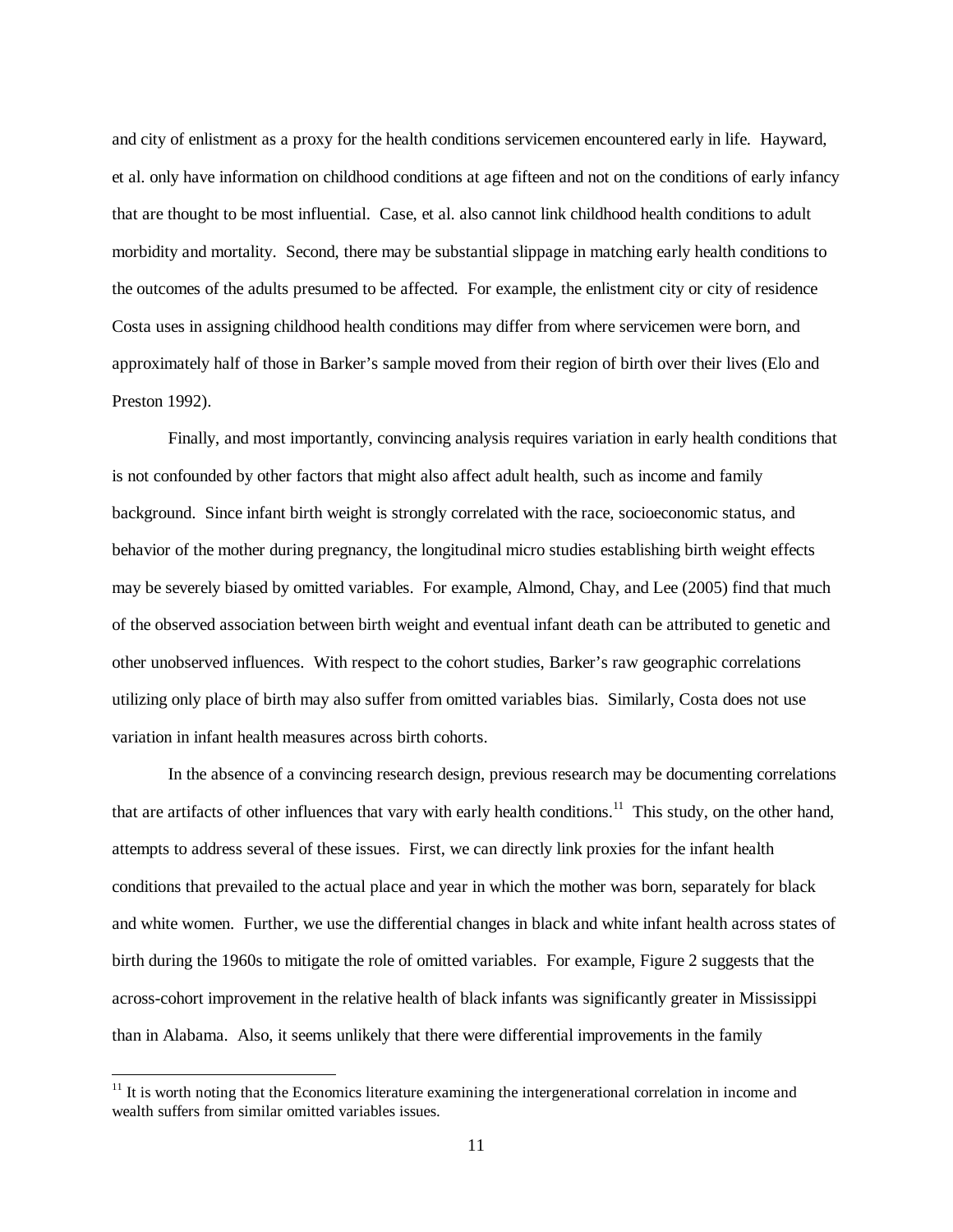and city of enlistment as a proxy for the health conditions servicemen encountered early in life. Hayward, et al. only have information on childhood conditions at age fifteen and not on the conditions of early infancy that are thought to be most influential. Case, et al. also cannot link childhood health conditions to adult morbidity and mortality. Second, there may be substantial slippage in matching early health conditions to the outcomes of the adults presumed to be affected. For example, the enlistment city or city of residence Costa uses in assigning childhood health conditions may differ from where servicemen were born, and approximately half of those in Barker's sample moved from their region of birth over their lives (Elo and Preston 1992).

Finally, and most importantly, convincing analysis requires variation in early health conditions that is not confounded by other factors that might also affect adult health, such as income and family background. Since infant birth weight is strongly correlated with the race, socioeconomic status, and behavior of the mother during pregnancy, the longitudinal micro studies establishing birth weight effects may be severely biased by omitted variables. For example, Almond, Chay, and Lee (2005) find that much of the observed association between birth weight and eventual infant death can be attributed to genetic and other unobserved influences. With respect to the cohort studies, Barker's raw geographic correlations utilizing only place of birth may also suffer from omitted variables bias. Similarly, Costa does not use variation in infant health measures across birth cohorts.

In the absence of a convincing research design, previous research may be documenting correlations that are artifacts of other influences that vary with early health conditions.[11] This study, on the other hand, attempts to address several of these issues. First, we can directly link proxies for the infant health conditions that prevailed to the actual place and year in which the mother was born, separately for black and white women. Further, we use the differential changes in black and white infant health across states of birth during the 1960s to mitigate the role of omitted variables. For example, Figure 2 suggests that the across-cohort improvement in the relative health of black infants was significantly greater in Mississippi than in Alabama. Also, it seems unlikely that there were differential improvements in the family

[11] It is worth noting that the Economics literature examining the intergenerational correlation in income and wealth suffers from similar omitted variables issues.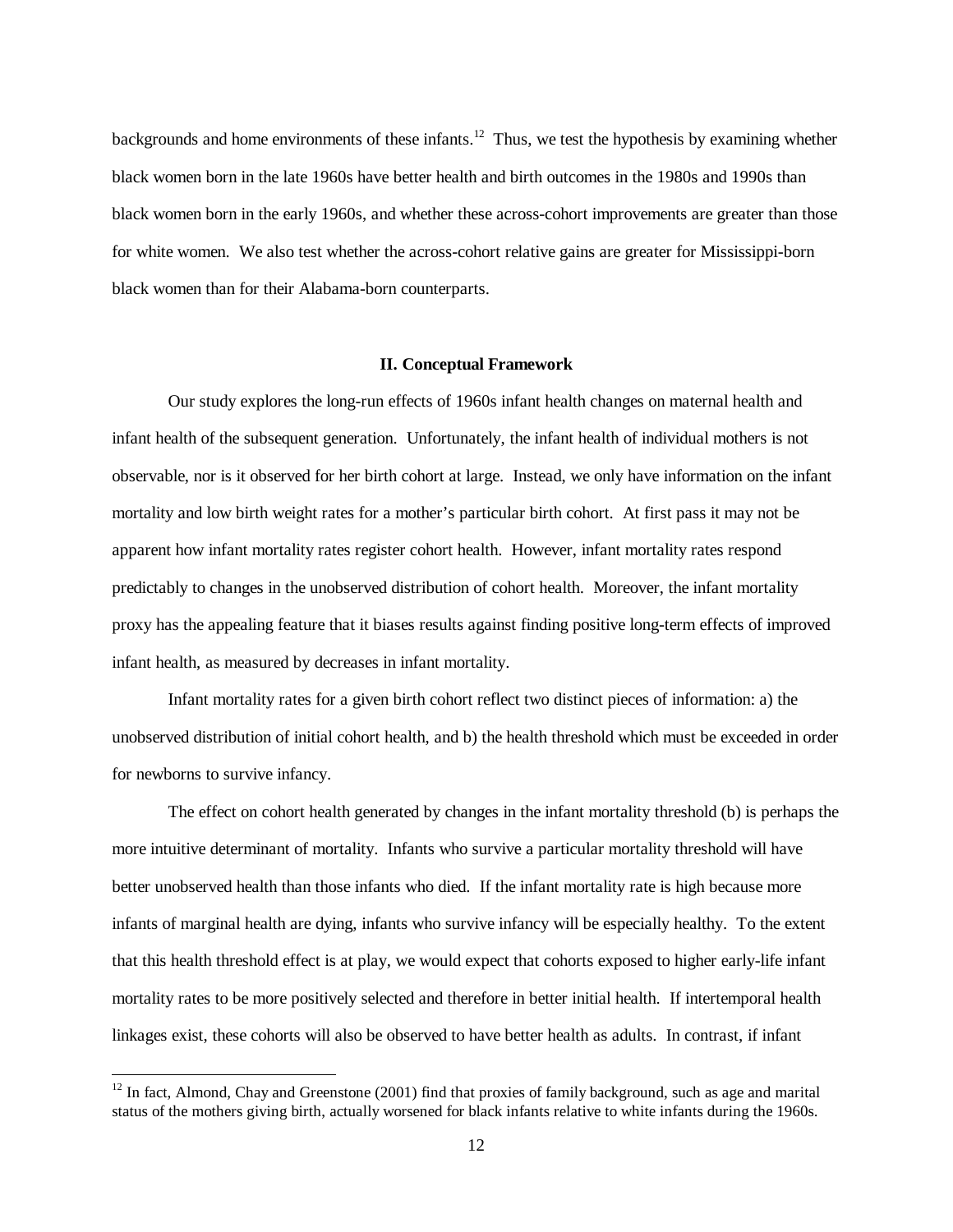backgrounds and home environments of these infants.[12] Thus, we test the hypothesis by examining whether black women born in the late 1960s have better health and birth outcomes in the 1980s and 1990s than black women born in the early 1960s, and whether these across-cohort improvements are greater than those for white women. We also test whether the across-cohort relative gains are greater for Mississippi-born black women than for their Alabama-born counterparts.

## II. Conceptual Framework

Our study explores the long-run effects of 1960s infant health changes on maternal health and infant health of the subsequent generation. Unfortunately, the infant health of individual mothers is not observable, nor is it observed for her birth cohort at large. Instead, we only have information on the infant mortality and low birth weight rates for a mother's particular birth cohort. At first pass it may not be apparent how infant mortality rates register cohort health. However, infant mortality rates respond predictably to changes in the unobserved distribution of cohort health. Moreover, the infant mortality proxy has the appealing feature that it biases results against finding positive long-term effects of improved infant health, as measured by decreases in infant mortality.

Infant mortality rates for a given birth cohort reflect two distinct pieces of information: a) the unobserved distribution of initial cohort health, and b) the health threshold which must be exceeded in order for newborns to survive infancy.

The effect on cohort health generated by changes in the infant mortality threshold (b) is perhaps the more intuitive determinant of mortality. Infants who survive a particular mortality threshold will have better unobserved health than those infants who died. If the infant mortality rate is high because more infants of marginal health are dying, infants who survive infancy will be especially healthy. To the extent that this health threshold effect is at play, we would expect that cohorts exposed to higher early-life infant mortality rates to be more positively selected and therefore in better initial health. If intertemporal health linkages exist, these cohorts will also be observed to have better health as adults. In contrast, if infant

[12] In fact, Almond, Chay and Greenstone (2001) find that proxies of family background, such as age and marital status of the mothers giving birth, actually worsened for black infants relative to white infants during the 1960s.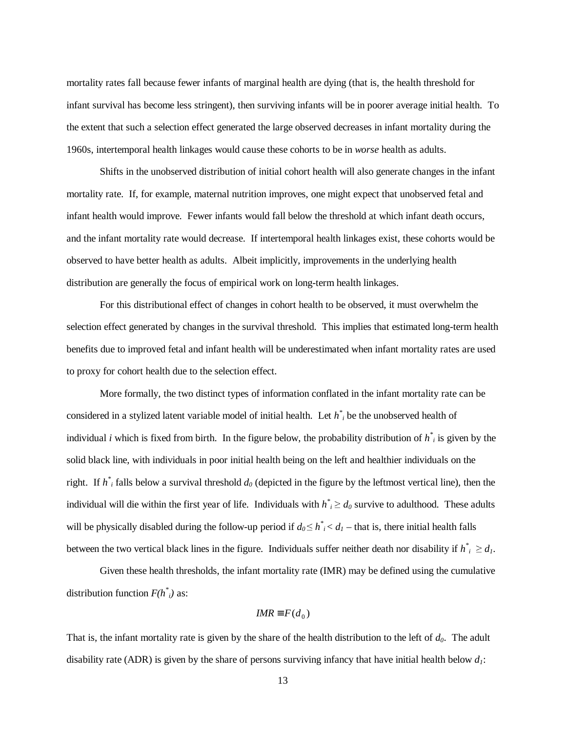mortality rates fall because fewer infants of marginal health are dying (that is, the health threshold for infant survival has become less stringent), then surviving infants will be in poorer average initial health. To the extent that such a selection effect generated the large observed decreases in infant mortality during the 1960s, intertemporal health linkages would cause these cohorts to be in *worse* health as adults.

Shifts in the unobserved distribution of initial cohort health will also generate changes in the infant mortality rate. If, for example, maternal nutrition improves, one might expect that unobserved fetal and infant health would improve. Fewer infants would fall below the threshold at which infant death occurs, and the infant mortality rate would decrease. If intertemporal health linkages exist, these cohorts would be observed to have better health as adults. Albeit implicitly, improvements in the underlying health distribution are generally the focus of empirical work on long-term health linkages.

For this distributional effect of changes in cohort health to be observed, it must overwhelm the selection effect generated by changes in the survival threshold. This implies that estimated long-term health benefits due to improved fetal and infant health will be underestimated when infant mortality rates are used to proxy for cohort health due to the selection effect.

More formally, the two distinct types of information conflated in the infant mortality rate can be considered in a stylized latent variable model of initial health. Let $h^*_i$ be the unobserved health of individual $i$ which is fixed from birth. In the figure below, the probability distribution of $h^*_i$ is given by the solid black line, with individuals in poor initial health being on the left and healthier individuals on the right. If $h^*_i$ falls below a survival threshold $d_0$ (depicted in the figure by the leftmost vertical line), then the individual will die within the first year of life. Individuals with $h^*_i \geq d_0$ survive to adulthood. These adults will be physically disabled during the follow-up period if $d_0 \leq h^*_i < d_1$ – that is, there initial health falls between the two vertical black lines in the figure. Individuals suffer neither death nor disability if $h^*_i \geq d_1$.

Given these health thresholds, the infant mortality rate (IMR) may be defined using the cumulative distribution function $F(h^*_i)$ as:

$$IMR \equiv F(d_0)$$

That is, the infant mortality rate is given by the share of the health distribution to the left of $d_0$. The adult disability rate (ADR) is given by the share of persons surviving infancy that have initial health below $d_1$: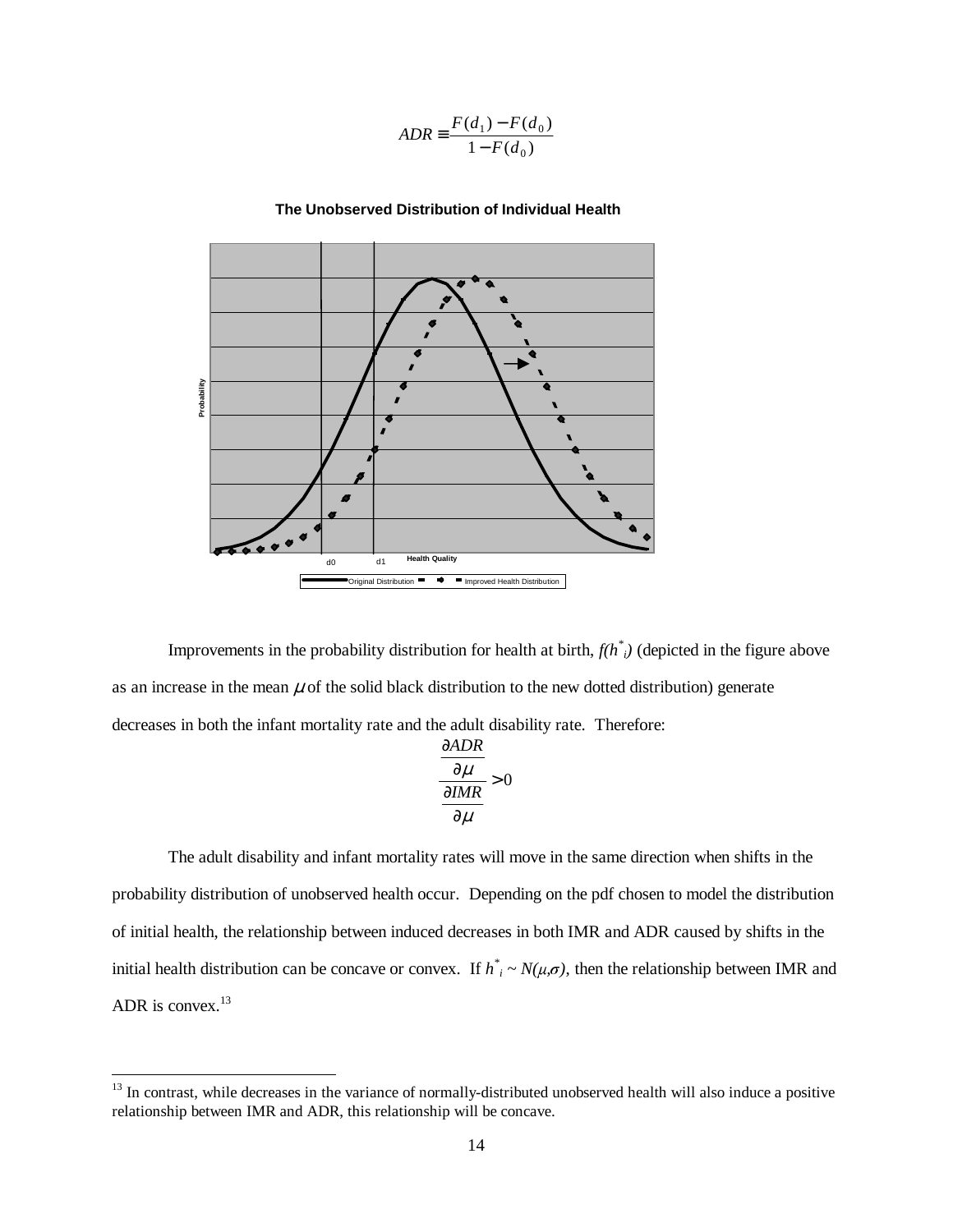$$ADR \equiv \frac{F(d_1) - F(d_0)}{1 - F(d_0)}$$

**The Unobserved Distribution of Individual Health**

Probability

d0 d1 Health Quality

Original Distribution — Improved Health Distribution

Improvements in the probability distribution for health at birth, $f(h^*_i)$ (depicted in the figure above as an increase in the mean $\mu$ of the solid black distribution to the new dotted distribution) generate decreases in both the infant mortality rate and the adult disability rate. Therefore:

$$\frac{\frac{\partial ADR}{\partial \mu}}{\frac{\partial IMR}{\partial \mu}} > 0$$

The adult disability and infant mortality rates will move in the same direction when shifts in the probability distribution of unobserved health occur. Depending on the pdf chosen to model the distribution of initial health, the relationship between induced decreases in both IMR and ADR caused by shifts in the initial health distribution can be concave or convex. If $h^*_i \sim N(\mu,\sigma)$, then the relationship between IMR and ADR is convex.[13]

[13] In contrast, while decreases in the variance of normally-distributed unobserved health will also induce a positive relationship between IMR and ADR, this relationship will be concave.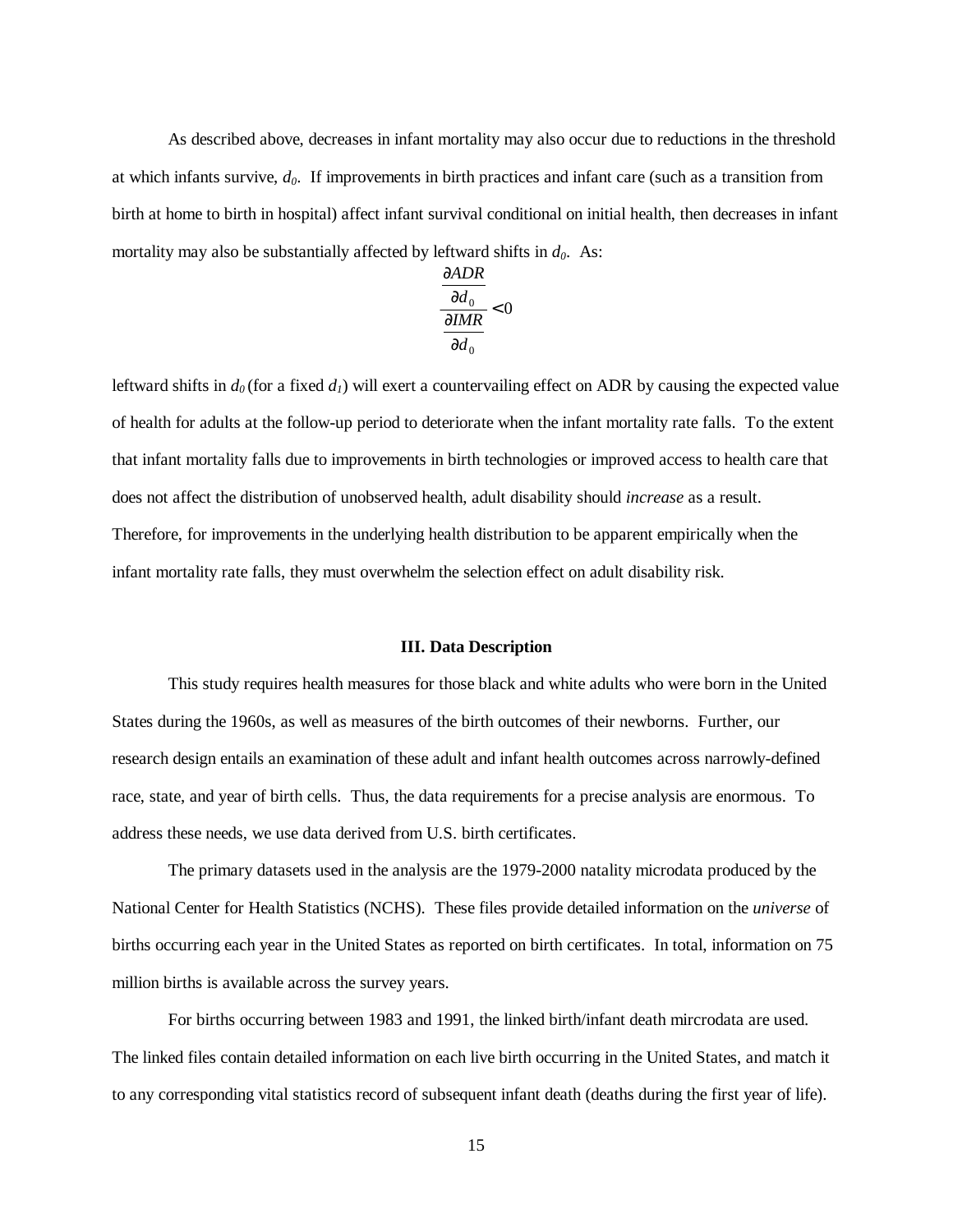As described above, decreases in infant mortality may also occur due to reductions in the threshold at which infants survive, $d_0$. If improvements in birth practices and infant care (such as a transition from birth at home to birth in hospital) affect infant survival conditional on initial health, then decreases in infant mortality may also be substantially affected by leftward shifts in $d_0$. As:

$$\frac{\frac{\partial ADR}{\partial d_0}}{\frac{\partial IMR}{\partial d_0}} < 0$$

leftward shifts in $d_0$ (for a fixed $d_1$) will exert a countervailing effect on ADR by causing the expected value of health for adults at the follow-up period to deteriorate when the infant mortality rate falls. To the extent that infant mortality falls due to improvements in birth technologies or improved access to health care that does not affect the distribution of unobserved health, adult disability should *increase* as a result. Therefore, for improvements in the underlying health distribution to be apparent empirically when the infant mortality rate falls, they must overwhelm the selection effect on adult disability risk.

## III. Data Description

This study requires health measures for those black and white adults who were born in the United States during the 1960s, as well as measures of the birth outcomes of their newborns. Further, our research design entails an examination of these adult and infant health outcomes across narrowly-defined race, state, and year of birth cells. Thus, the data requirements for a precise analysis are enormous. To address these needs, we use data derived from U.S. birth certificates.

The primary datasets used in the analysis are the 1979-2000 natality microdata produced by the National Center for Health Statistics (NCHS). These files provide detailed information on the *universe* of births occurring each year in the United States as reported on birth certificates. In total, information on 75 million births is available across the survey years.

For births occurring between 1983 and 1991, the linked birth/infant death mircrodata are used. The linked files contain detailed information on each live birth occurring in the United States, and match it to any corresponding vital statistics record of subsequent infant death (deaths during the first year of life).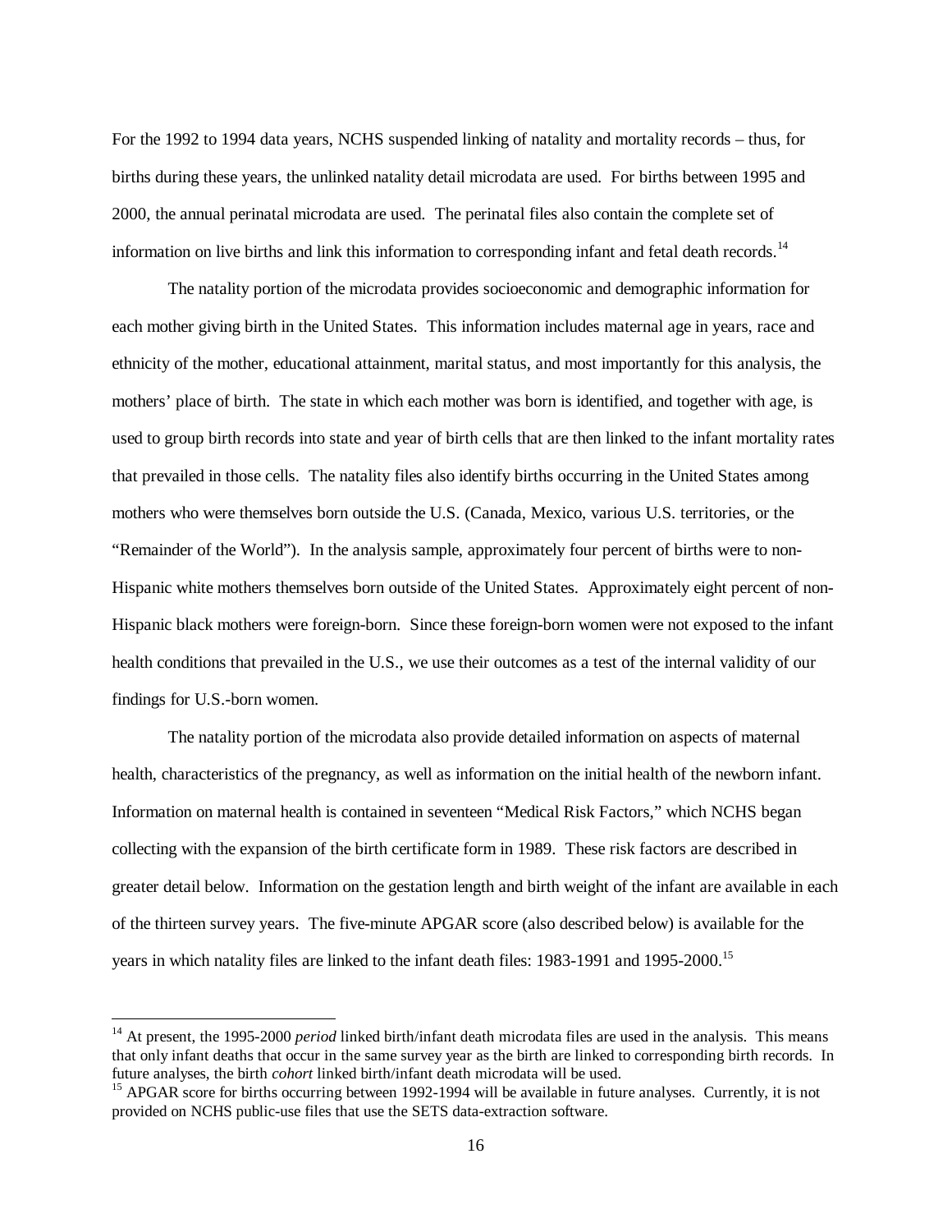For the 1992 to 1994 data years, NCHS suspended linking of natality and mortality records – thus, for births during these years, the unlinked natality detail microdata are used. For births between 1995 and 2000, the annual perinatal microdata are used. The perinatal files also contain the complete set of information on live births and link this information to corresponding infant and fetal death records.[14]

The natality portion of the microdata provides socioeconomic and demographic information for each mother giving birth in the United States. This information includes maternal age in years, race and ethnicity of the mother, educational attainment, marital status, and most importantly for this analysis, the mothers' place of birth. The state in which each mother was born is identified, and together with age, is used to group birth records into state and year of birth cells that are then linked to the infant mortality rates that prevailed in those cells. The natality files also identify births occurring in the United States among mothers who were themselves born outside the U.S. (Canada, Mexico, various U.S. territories, or the "Remainder of the World"). In the analysis sample, approximately four percent of births were to non-Hispanic white mothers themselves born outside of the United States. Approximately eight percent of non-Hispanic black mothers were foreign-born. Since these foreign-born women were not exposed to the infant health conditions that prevailed in the U.S., we use their outcomes as a test of the internal validity of our findings for U.S.-born women.

The natality portion of the microdata also provide detailed information on aspects of maternal health, characteristics of the pregnancy, as well as information on the initial health of the newborn infant. Information on maternal health is contained in seventeen "Medical Risk Factors," which NCHS began collecting with the expansion of the birth certificate form in 1989. These risk factors are described in greater detail below. Information on the gestation length and birth weight of the infant are available in each of the thirteen survey years. The five-minute APGAR score (also described below) is available for the years in which natality files are linked to the infant death files: 1983-1991 and 1995-2000.[15]

---

[14] At present, the 1995-2000 *period* linked birth/infant death microdata files are used in the analysis. This means that only infant deaths that occur in the same survey year as the birth are linked to corresponding birth records. In future analyses, the birth *cohort* linked birth/infant death microdata will be used.

[15] APGAR score for births occurring between 1992-1994 will be available in future analyses. Currently, it is not provided on NCHS public-use files that use the SETS data-extraction software.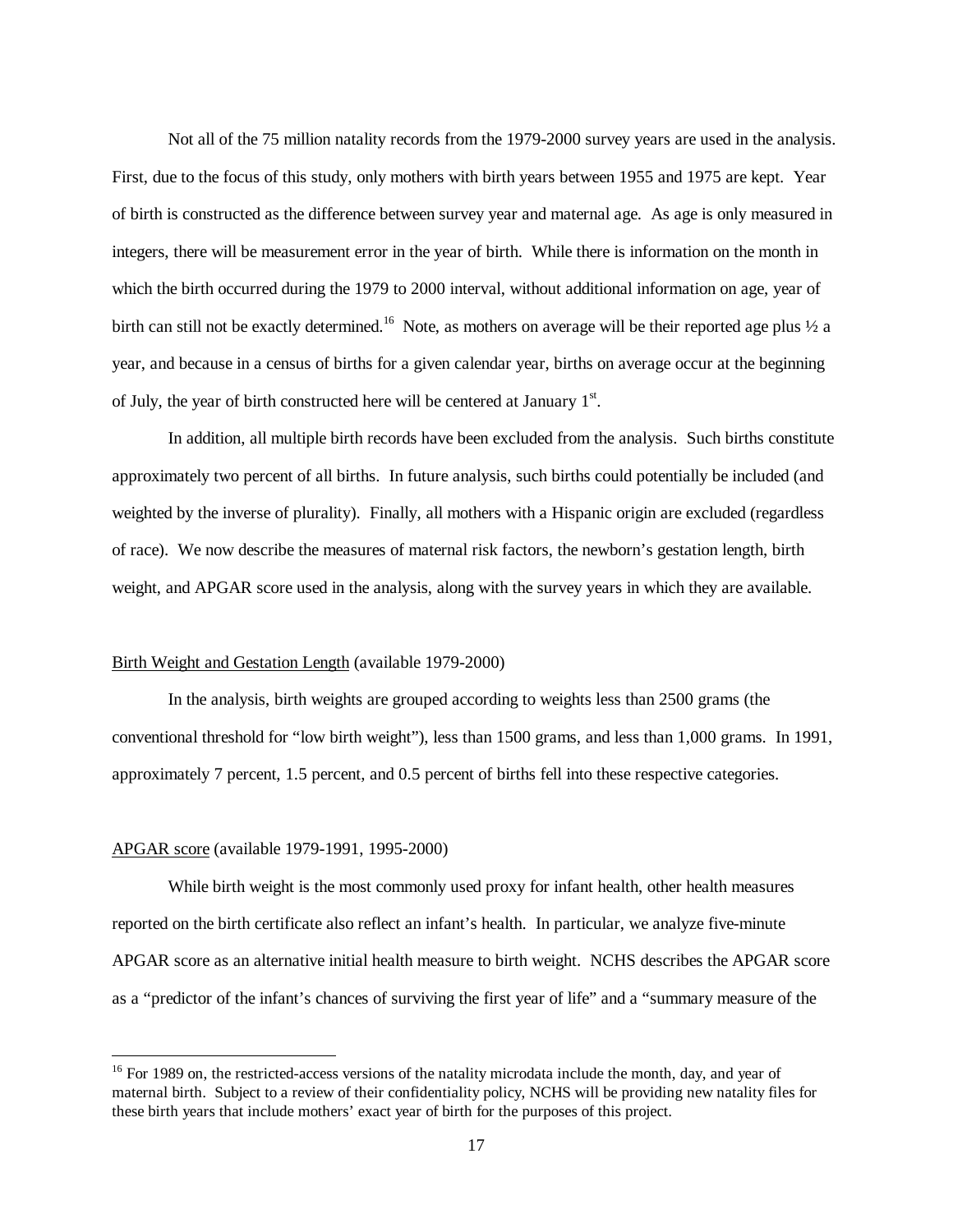Not all of the 75 million natality records from the 1979-2000 survey years are used in the analysis. First, due to the focus of this study, only mothers with birth years between 1955 and 1975 are kept. Year of birth is constructed as the difference between survey year and maternal age. As age is only measured in integers, there will be measurement error in the year of birth. While there is information on the month in which the birth occurred during the 1979 to 2000 interval, without additional information on age, year of birth can still not be exactly determined.[16] Note, as mothers on average will be their reported age plus ½ a year, and because in a census of births for a given calendar year, births on average occur at the beginning of July, the year of birth constructed here will be centered at January 1st.

In addition, all multiple birth records have been excluded from the analysis. Such births constitute approximately two percent of all births. In future analysis, such births could potentially be included (and weighted by the inverse of plurality). Finally, all mothers with a Hispanic origin are excluded (regardless of race). We now describe the measures of maternal risk factors, the newborn's gestation length, birth weight, and APGAR score used in the analysis, along with the survey years in which they are available.

<u>Birth Weight and Gestation Length</u> (available 1979-2000)

In the analysis, birth weights are grouped according to weights less than 2500 grams (the conventional threshold for "low birth weight"), less than 1500 grams, and less than 1,000 grams. In 1991, approximately 7 percent, 1.5 percent, and 0.5 percent of births fell into these respective categories.

<u>APGAR score</u> (available 1979-1991, 1995-2000)

While birth weight is the most commonly used proxy for infant health, other health measures reported on the birth certificate also reflect an infant's health. In particular, we analyze five-minute APGAR score as an alternative initial health measure to birth weight. NCHS describes the APGAR score as a "predictor of the infant's chances of surviving the first year of life" and a "summary measure of the

[16] For 1989 on, the restricted-access versions of the natality microdata include the month, day, and year of maternal birth. Subject to a review of their confidentiality policy, NCHS will be providing new natality files for these birth years that include mothers' exact year of birth for the purposes of this project.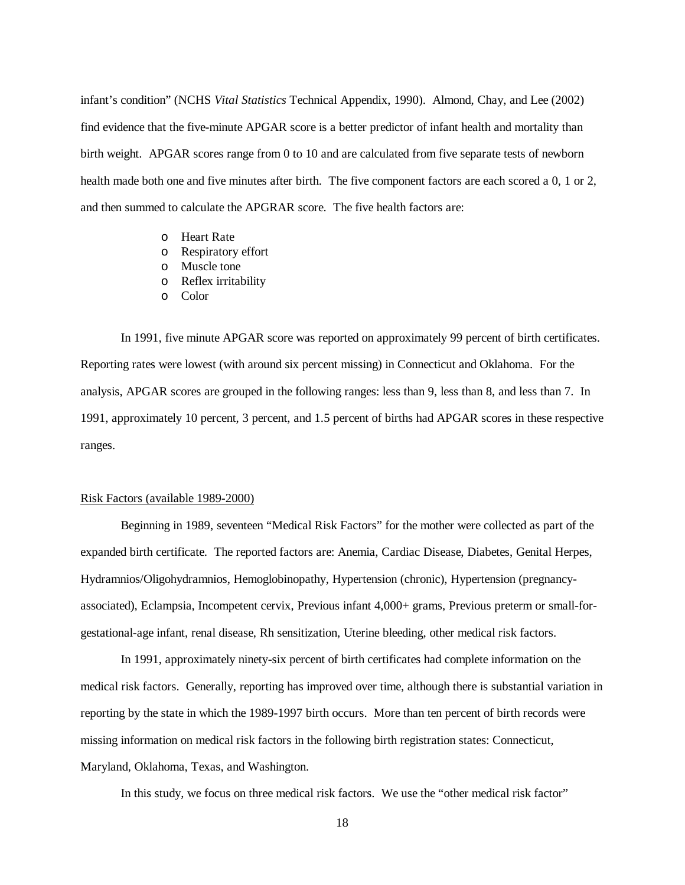infant's condition" (NCHS *Vital Statistics* Technical Appendix, 1990). Almond, Chay, and Lee (2002) find evidence that the five-minute APGAR score is a better predictor of infant health and mortality than birth weight. APGAR scores range from 0 to 10 and are calculated from five separate tests of newborn health made both one and five minutes after birth. The five component factors are each scored a 0, 1 or 2, and then summed to calculate the APGRAR score. The five health factors are:

- Heart Rate
- Respiratory effort
- Muscle tone
- Reflex irritability
- Color

In 1991, five minute APGAR score was reported on approximately 99 percent of birth certificates. Reporting rates were lowest (with around six percent missing) in Connecticut and Oklahoma. For the analysis, APGAR scores are grouped in the following ranges: less than 9, less than 8, and less than 7. In 1991, approximately 10 percent, 3 percent, and 1.5 percent of births had APGAR scores in these respective ranges.

Risk Factors (available 1989-2000)

Beginning in 1989, seventeen "Medical Risk Factors" for the mother were collected as part of the expanded birth certificate. The reported factors are: Anemia, Cardiac Disease, Diabetes, Genital Herpes, Hydramnios/Oligohydramnios, Hemoglobinopathy, Hypertension (chronic), Hypertension (pregnancy-associated), Eclampsia, Incompetent cervix, Previous infant 4,000+ grams, Previous preterm or small-for-gestational-age infant, renal disease, Rh sensitization, Uterine bleeding, other medical risk factors.

In 1991, approximately ninety-six percent of birth certificates had complete information on the medical risk factors. Generally, reporting has improved over time, although there is substantial variation in reporting by the state in which the 1989-1997 birth occurs. More than ten percent of birth records were missing information on medical risk factors in the following birth registration states: Connecticut, Maryland, Oklahoma, Texas, and Washington.

In this study, we focus on three medical risk factors. We use the "other medical risk factor"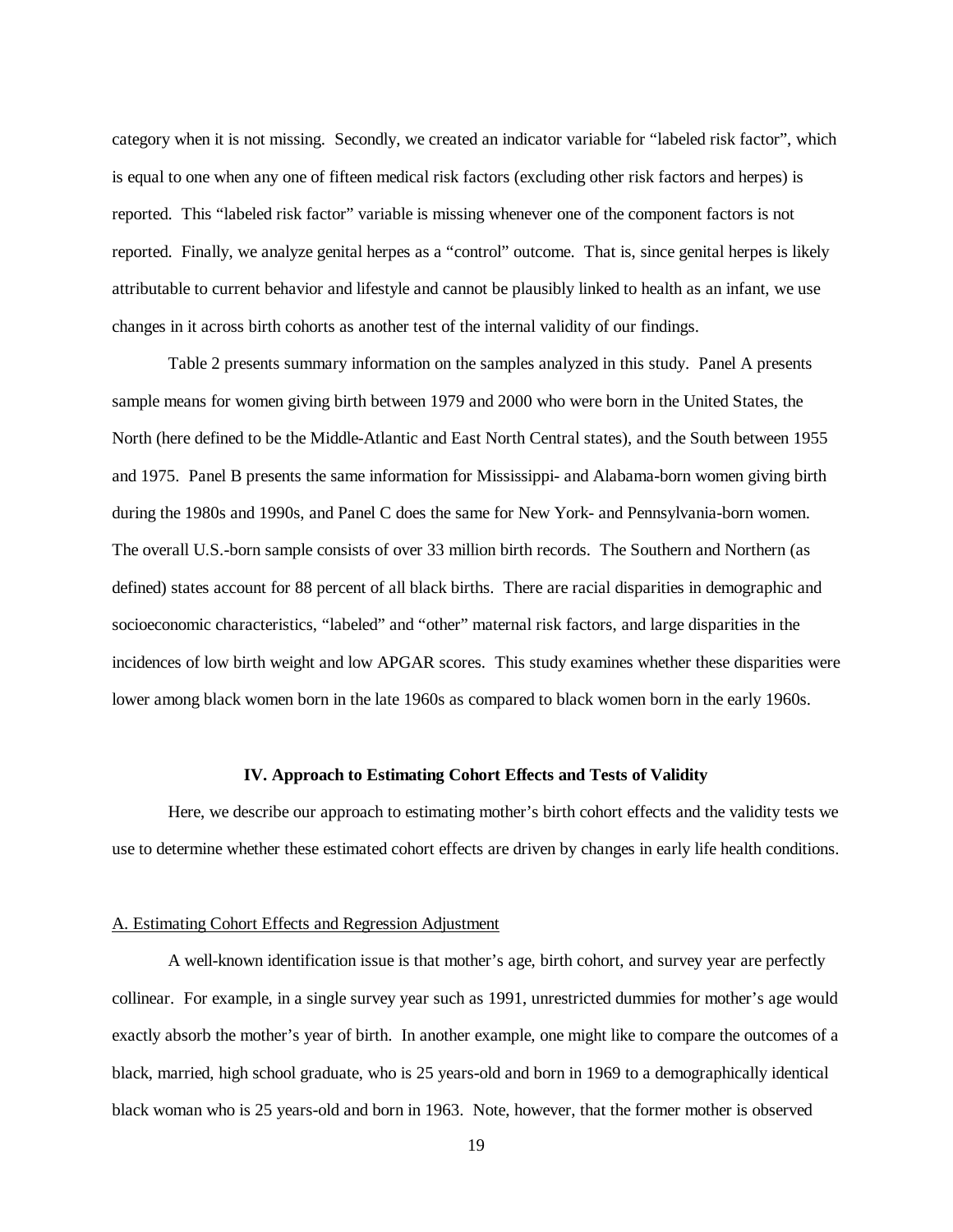category when it is not missing. Secondly, we created an indicator variable for "labeled risk factor", which is equal to one when any one of fifteen medical risk factors (excluding other risk factors and herpes) is reported. This "labeled risk factor" variable is missing whenever one of the component factors is not reported. Finally, we analyze genital herpes as a "control" outcome. That is, since genital herpes is likely attributable to current behavior and lifestyle and cannot be plausibly linked to health as an infant, we use changes in it across birth cohorts as another test of the internal validity of our findings.

Table 2 presents summary information on the samples analyzed in this study. Panel A presents sample means for women giving birth between 1979 and 2000 who were born in the United States, the North (here defined to be the Middle-Atlantic and East North Central states), and the South between 1955 and 1975. Panel B presents the same information for Mississippi- and Alabama-born women giving birth during the 1980s and 1990s, and Panel C does the same for New York- and Pennsylvania-born women. The overall U.S.-born sample consists of over 33 million birth records. The Southern and Northern (as defined) states account for 88 percent of all black births. There are racial disparities in demographic and socioeconomic characteristics, "labeled" and "other" maternal risk factors, and large disparities in the incidences of low birth weight and low APGAR scores. This study examines whether these disparities were lower among black women born in the late 1960s as compared to black women born in the early 1960s.

## IV. Approach to Estimating Cohort Effects and Tests of Validity

Here, we describe our approach to estimating mother's birth cohort effects and the validity tests we use to determine whether these estimated cohort effects are driven by changes in early life health conditions.

### A. Estimating Cohort Effects and Regression Adjustment

A well-known identification issue is that mother's age, birth cohort, and survey year are perfectly collinear. For example, in a single survey year such as 1991, unrestricted dummies for mother's age would exactly absorb the mother's year of birth. In another example, one might like to compare the outcomes of a black, married, high school graduate, who is 25 years-old and born in 1969 to a demographically identical black woman who is 25 years-old and born in 1963. Note, however, that the former mother is observed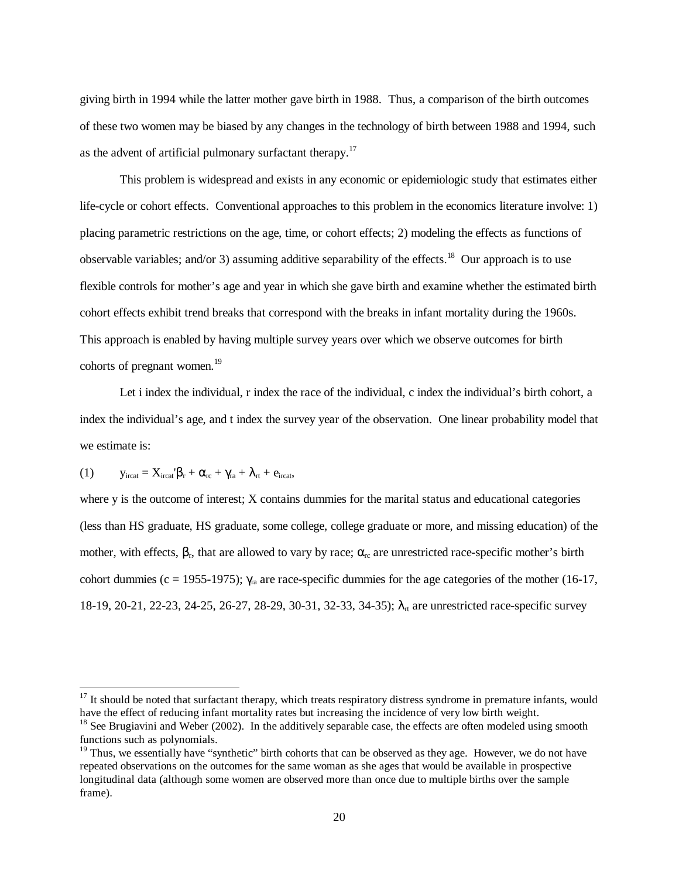giving birth in 1994 while the latter mother gave birth in 1988. Thus, a comparison of the birth outcomes of these two women may be biased by any changes in the technology of birth between 1988 and 1994, such as the advent of artificial pulmonary surfactant therapy.[17]

This problem is widespread and exists in any economic or epidemiologic study that estimates either life-cycle or cohort effects. Conventional approaches to this problem in the economics literature involve: 1) placing parametric restrictions on the age, time, or cohort effects; 2) modeling the effects as functions of observable variables; and/or 3) assuming additive separability of the effects.[18] Our approach is to use flexible controls for mother's age and year in which she gave birth and examine whether the estimated birth cohort effects exhibit trend breaks that correspond with the breaks in infant mortality during the 1960s. This approach is enabled by having multiple survey years over which we observe outcomes for birth cohorts of pregnant women.[19]

Let i index the individual, r index the race of the individual, c index the individual's birth cohort, a index the individual's age, and t index the survey year of the observation. One linear probability model that we estimate is:

$$(1) \qquad y_{ircat} = X_{ircat}'\beta_r + \alpha_{rc} + \gamma_{ra} + \lambda_{rt} + e_{ircat},$$

where y is the outcome of interest; X contains dummies for the marital status and educational categories (less than HS graduate, HS graduate, some college, college graduate or more, and missing education) of the mother, with effects, $\beta_r$, that are allowed to vary by race; $\alpha_{rc}$ are unrestricted race-specific mother's birth cohort dummies (c = 1955-1975); $\gamma_{ra}$ are race-specific dummies for the age categories of the mother (16-17, 18-19, 20-21, 22-23, 24-25, 26-27, 28-29, 30-31, 32-33, 34-35); $\lambda_{rt}$ are unrestricted race-specific survey

---

[17] It should be noted that surfactant therapy, which treats respiratory distress syndrome in premature infants, would have the effect of reducing infant mortality rates but increasing the incidence of very low birth weight.

[18] See Brugiavini and Weber (2002). In the additively separable case, the effects are often modeled using smooth functions such as polynomials.

[19] Thus, we essentially have "synthetic" birth cohorts that can be observed as they age. However, we do not have repeated observations on the outcomes for the same woman as she ages that would be available in prospective longitudinal data (although some women are observed more than once due to multiple births over the sample frame).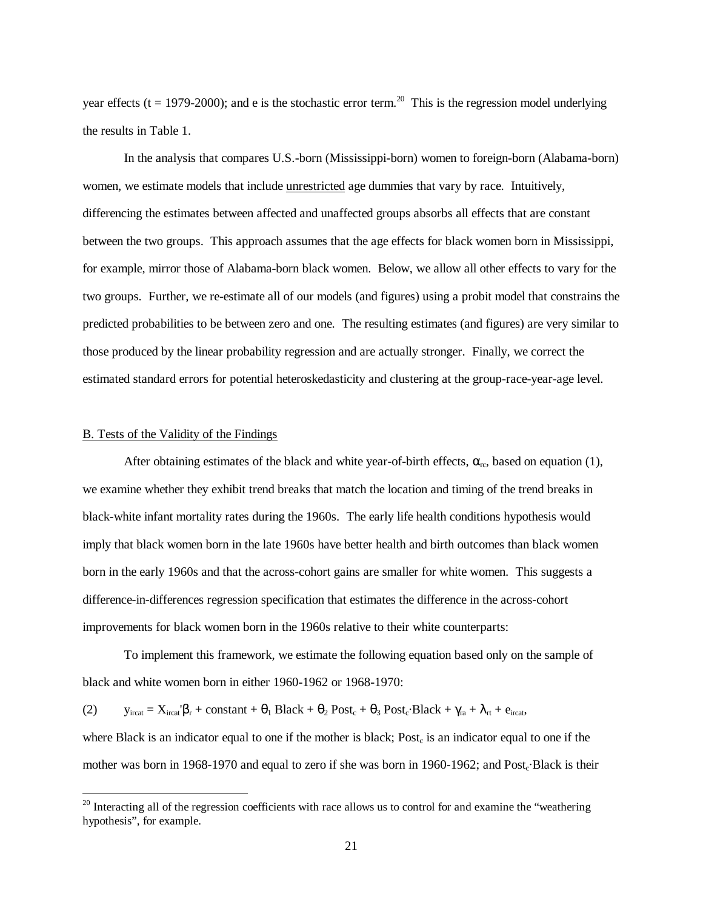year effects ($t$ = 1979-2000); and e is the stochastic error term.[20] This is the regression model underlying the results in Table 1.

In the analysis that compares U.S.-born (Mississippi-born) women to foreign-born (Alabama-born) women, we estimate models that include unrestricted age dummies that vary by race. Intuitively, differencing the estimates between affected and unaffected groups absorbs all effects that are constant between the two groups. This approach assumes that the age effects for black women born in Mississippi, for example, mirror those of Alabama-born black women. Below, we allow all other effects to vary for the two groups. Further, we re-estimate all of our models (and figures) using a probit model that constrains the predicted probabilities to be between zero and one. The resulting estimates (and figures) are very similar to those produced by the linear probability regression and are actually stronger. Finally, we correct the estimated standard errors for potential heteroskedasticity and clustering at the group-race-year-age level.

## B. Tests of the Validity of the Findings

After obtaining estimates of the black and white year-of-birth effects, $\alpha_{rc}$, based on equation (1), we examine whether they exhibit trend breaks that match the location and timing of the trend breaks in black-white infant mortality rates during the 1960s. The early life health conditions hypothesis would imply that black women born in the late 1960s have better health and birth outcomes than black women born in the early 1960s and that the across-cohort gains are smaller for white women. This suggests a difference-in-differences regression specification that estimates the difference in the across-cohort improvements for black women born in the 1960s relative to their white counterparts:

To implement this framework, we estimate the following equation based only on the sample of black and white women born in either 1960-1962 or 1968-1970:

$$(2) \qquad y_{ircat} = X_{ircat}'\beta_r + \text{constant} + \theta_1 \text{ Black} + \theta_2 \text{ Post}_c + \theta_3 \text{ Post}_c \cdot \text{Black} + \gamma_{ra} + \lambda_{rt} + e_{ircat},$$

where Black is an indicator equal to one if the mother is black; $\text{Post}_c$ is an indicator equal to one if the mother was born in 1968-1970 and equal to zero if she was born in 1960-1962; and $\text{Post}_c \cdot \text{Black}$ is their

[20] Interacting all of the regression coefficients with race allows us to control for and examine the "weathering hypothesis", for example.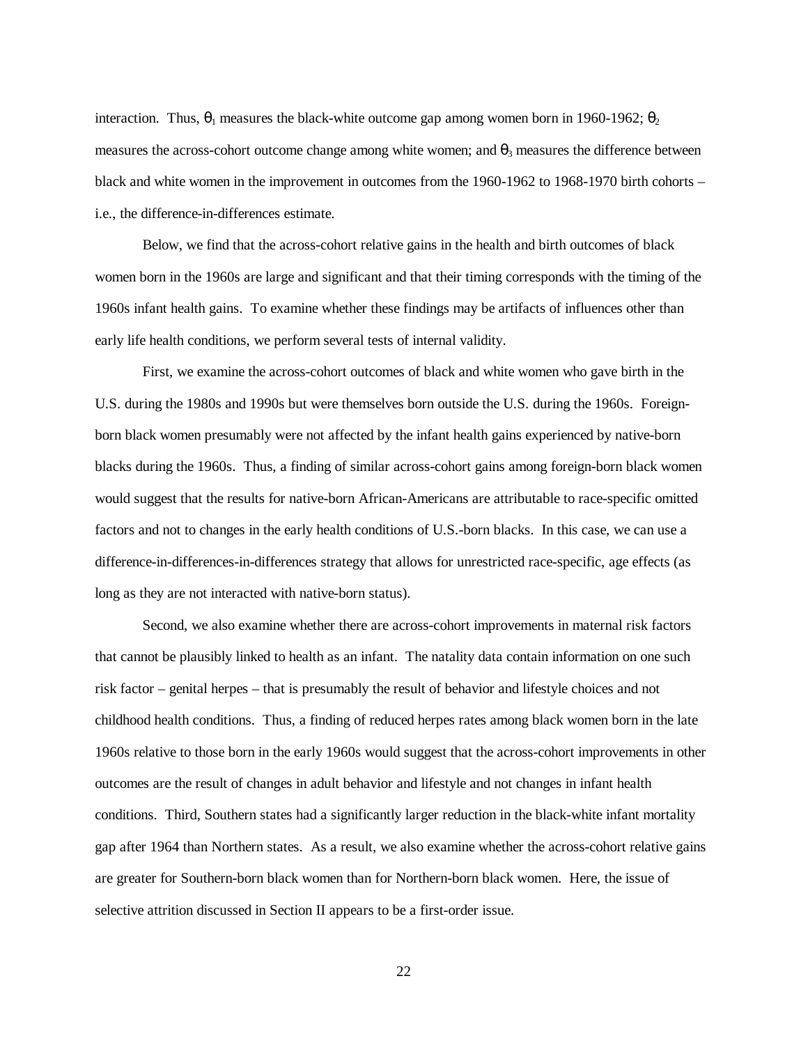interaction. Thus, $\theta_1$ measures the black-white outcome gap among women born in 1960-1962; $\theta_2$ measures the across-cohort outcome change among white women; and $\theta_3$ measures the difference between black and white women in the improvement in outcomes from the 1960-1962 to 1968-1970 birth cohorts – i.e., the difference-in-differences estimate.

Below, we find that the across-cohort relative gains in the health and birth outcomes of black women born in the 1960s are large and significant and that their timing corresponds with the timing of the 1960s infant health gains. To examine whether these findings may be artifacts of influences other than early life health conditions, we perform several tests of internal validity.

First, we examine the across-cohort outcomes of black and white women who gave birth in the U.S. during the 1980s and 1990s but were themselves born outside the U.S. during the 1960s. Foreign-born black women presumably were not affected by the infant health gains experienced by native-born blacks during the 1960s. Thus, a finding of similar across-cohort gains among foreign-born black women would suggest that the results for native-born African-Americans are attributable to race-specific omitted factors and not to changes in the early health conditions of U.S.-born blacks. In this case, we can use a difference-in-differences-in-differences strategy that allows for unrestricted race-specific, age effects (as long as they are not interacted with native-born status).

Second, we also examine whether there are across-cohort improvements in maternal risk factors that cannot be plausibly linked to health as an infant. The natality data contain information on one such risk factor – genital herpes – that is presumably the result of behavior and lifestyle choices and not childhood health conditions. Thus, a finding of reduced herpes rates among black women born in the late 1960s relative to those born in the early 1960s would suggest that the across-cohort improvements in other outcomes are the result of changes in adult behavior and lifestyle and not changes in infant health conditions. Third, Southern states had a significantly larger reduction in the black-white infant mortality gap after 1964 than Northern states. As a result, we also examine whether the across-cohort relative gains are greater for Southern-born black women than for Northern-born black women. Here, the issue of selective attrition discussed in Section II appears to be a first-order issue.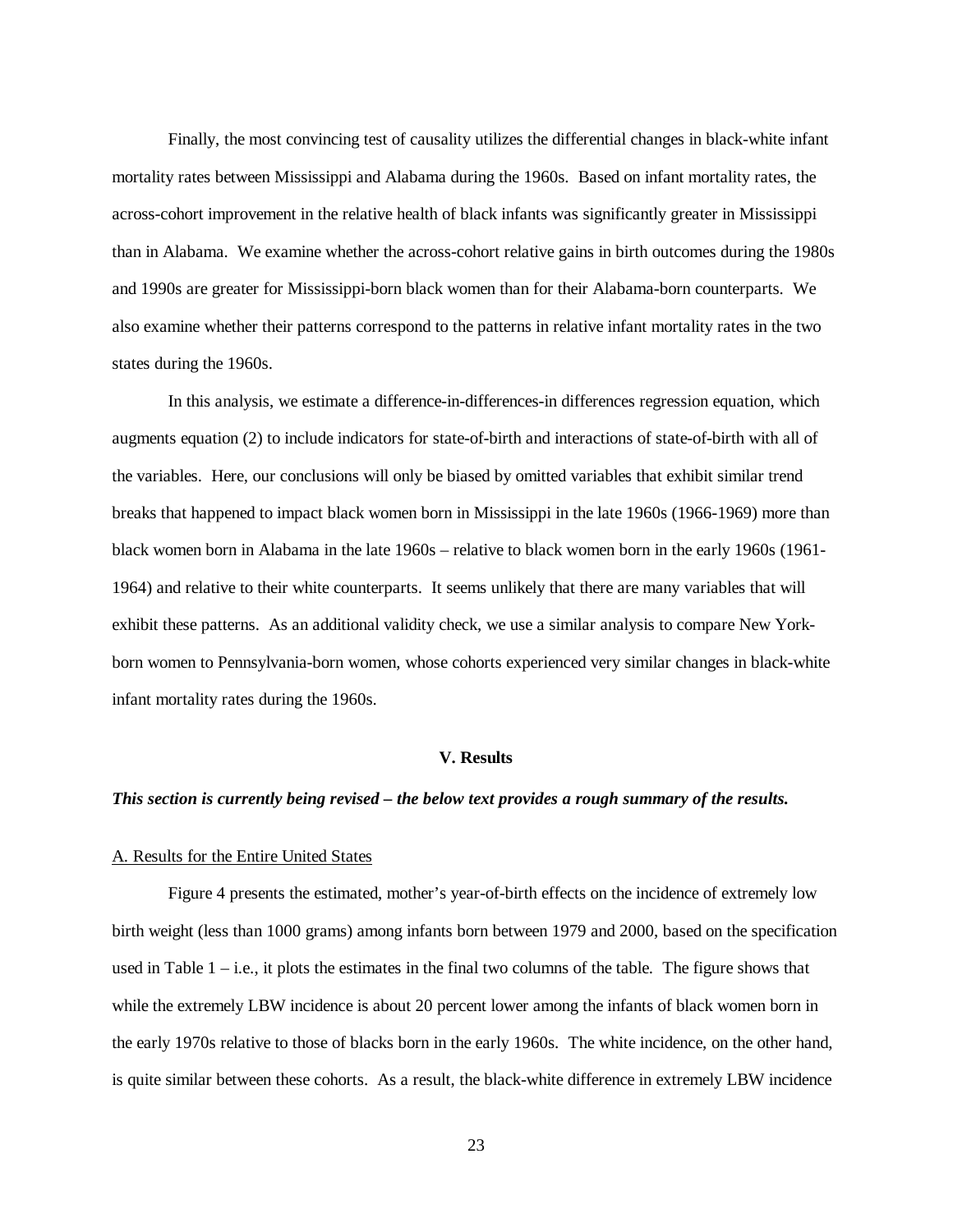Finally, the most convincing test of causality utilizes the differential changes in black-white infant mortality rates between Mississippi and Alabama during the 1960s. Based on infant mortality rates, the across-cohort improvement in the relative health of black infants was significantly greater in Mississippi than in Alabama. We examine whether the across-cohort relative gains in birth outcomes during the 1980s and 1990s are greater for Mississippi-born black women than for their Alabama-born counterparts. We also examine whether their patterns correspond to the patterns in relative infant mortality rates in the two states during the 1960s.

In this analysis, we estimate a difference-in-differences-in differences regression equation, which augments equation (2) to include indicators for state-of-birth and interactions of state-of-birth with all of the variables. Here, our conclusions will only be biased by omitted variables that exhibit similar trend breaks that happened to impact black women born in Mississippi in the late 1960s (1966-1969) more than black women born in Alabama in the late 1960s – relative to black women born in the early 1960s (1961-1964) and relative to their white counterparts. It seems unlikely that there are many variables that will exhibit these patterns. As an additional validity check, we use a similar analysis to compare New York-born women to Pennsylvania-born women, whose cohorts experienced very similar changes in black-white infant mortality rates during the 1960s.

## V. Results

***This section is currently being revised – the below text provides a rough summary of the results.***

### A. Results for the Entire United States

Figure 4 presents the estimated, mother's year-of-birth effects on the incidence of extremely low birth weight (less than 1000 grams) among infants born between 1979 and 2000, based on the specification used in Table 1 – i.e., it plots the estimates in the final two columns of the table. The figure shows that while the extremely LBW incidence is about 20 percent lower among the infants of black women born in the early 1970s relative to those of blacks born in the early 1960s. The white incidence, on the other hand, is quite similar between these cohorts. As a result, the black-white difference in extremely LBW incidence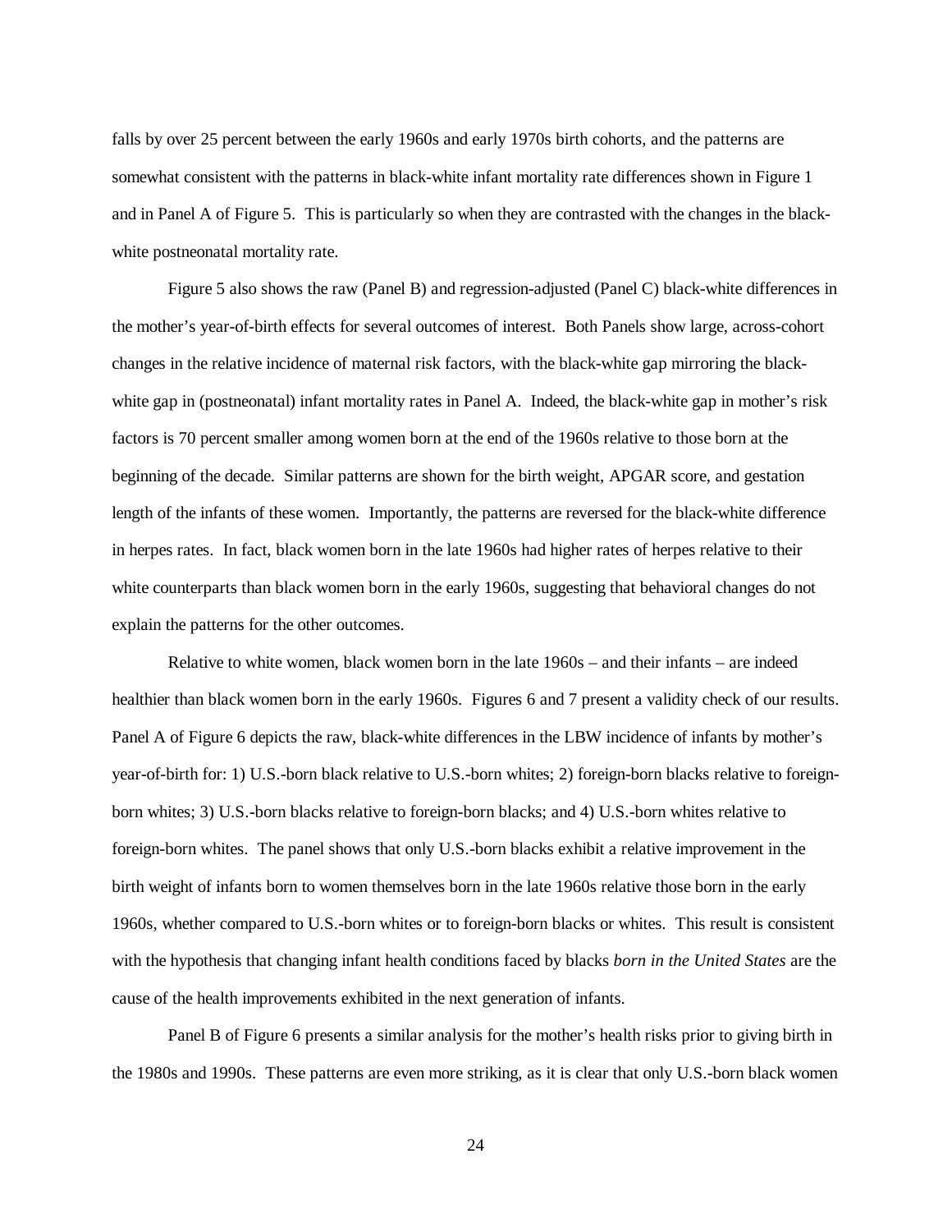falls by over 25 percent between the early 1960s and early 1970s birth cohorts, and the patterns are somewhat consistent with the patterns in black-white infant mortality rate differences shown in Figure 1 and in Panel A of Figure 5. This is particularly so when they are contrasted with the changes in the black-white postneonatal mortality rate.

Figure 5 also shows the raw (Panel B) and regression-adjusted (Panel C) black-white differences in the mother's year-of-birth effects for several outcomes of interest. Both Panels show large, across-cohort changes in the relative incidence of maternal risk factors, with the black-white gap mirroring the black-white gap in (postneonatal) infant mortality rates in Panel A. Indeed, the black-white gap in mother's risk factors is 70 percent smaller among women born at the end of the 1960s relative to those born at the beginning of the decade. Similar patterns are shown for the birth weight, APGAR score, and gestation length of the infants of these women. Importantly, the patterns are reversed for the black-white difference in herpes rates. In fact, black women born in the late 1960s had higher rates of herpes relative to their white counterparts than black women born in the early 1960s, suggesting that behavioral changes do not explain the patterns for the other outcomes.

Relative to white women, black women born in the late 1960s – and their infants – are indeed healthier than black women born in the early 1960s. Figures 6 and 7 present a validity check of our results. Panel A of Figure 6 depicts the raw, black-white differences in the LBW incidence of infants by mother's year-of-birth for: 1) U.S.-born black relative to U.S.-born whites; 2) foreign-born blacks relative to foreign-born whites; 3) U.S.-born blacks relative to foreign-born blacks; and 4) U.S.-born whites relative to foreign-born whites. The panel shows that only U.S.-born blacks exhibit a relative improvement in the birth weight of infants born to women themselves born in the late 1960s relative those born in the early 1960s, whether compared to U.S.-born whites or to foreign-born blacks or whites. This result is consistent with the hypothesis that changing infant health conditions faced by blacks *born in the United States* are the cause of the health improvements exhibited in the next generation of infants.

Panel B of Figure 6 presents a similar analysis for the mother's health risks prior to giving birth in the 1980s and 1990s. These patterns are even more striking, as it is clear that only U.S.-born black women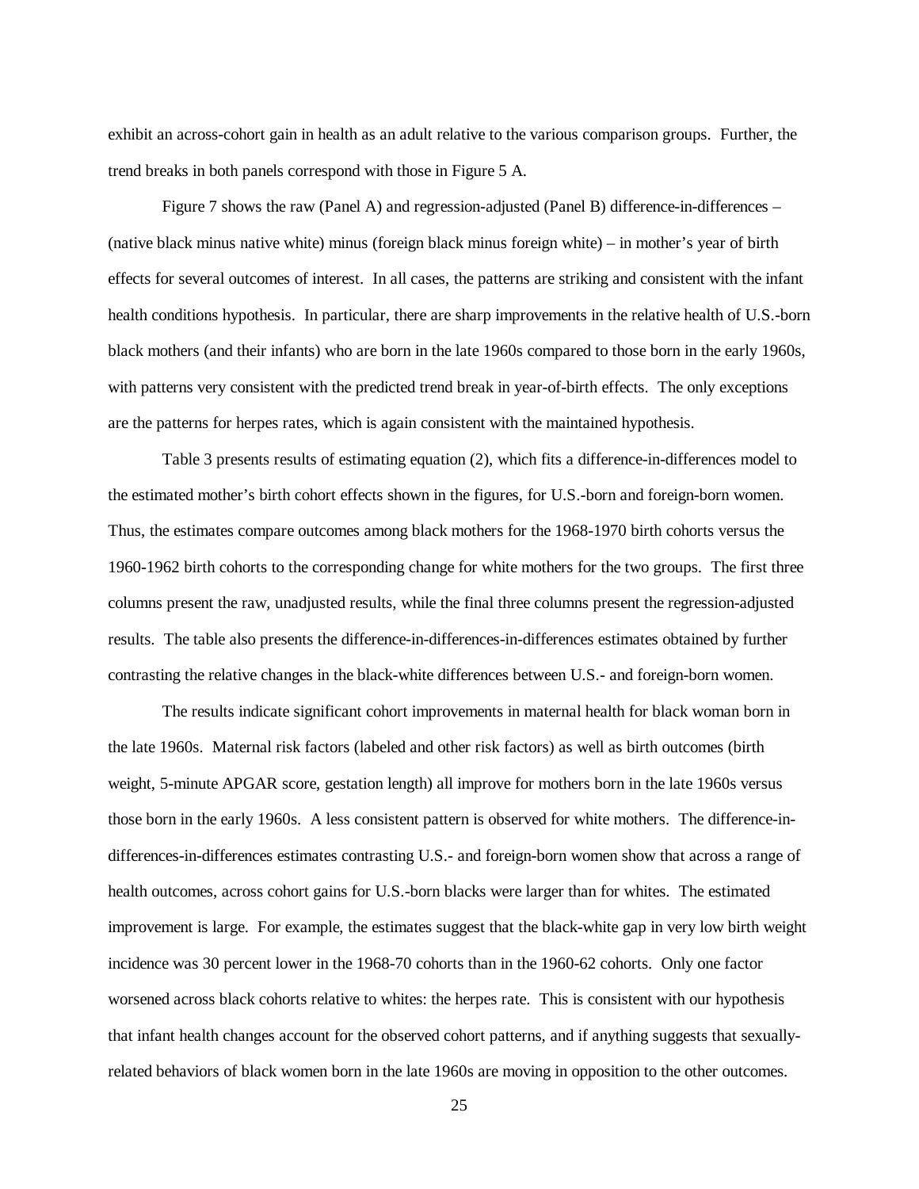exhibit an across-cohort gain in health as an adult relative to the various comparison groups. Further, the trend breaks in both panels correspond with those in Figure 5 A.

Figure 7 shows the raw (Panel A) and regression-adjusted (Panel B) difference-in-differences – (native black minus native white) minus (foreign black minus foreign white) – in mother's year of birth effects for several outcomes of interest. In all cases, the patterns are striking and consistent with the infant health conditions hypothesis. In particular, there are sharp improvements in the relative health of U.S.-born black mothers (and their infants) who are born in the late 1960s compared to those born in the early 1960s, with patterns very consistent with the predicted trend break in year-of-birth effects. The only exceptions are the patterns for herpes rates, which is again consistent with the maintained hypothesis.

Table 3 presents results of estimating equation (2), which fits a difference-in-differences model to the estimated mother's birth cohort effects shown in the figures, for U.S.-born and foreign-born women. Thus, the estimates compare outcomes among black mothers for the 1968-1970 birth cohorts versus the 1960-1962 birth cohorts to the corresponding change for white mothers for the two groups. The first three columns present the raw, unadjusted results, while the final three columns present the regression-adjusted results. The table also presents the difference-in-differences-in-differences estimates obtained by further contrasting the relative changes in the black-white differences between U.S.- and foreign-born women.

The results indicate significant cohort improvements in maternal health for black woman born in the late 1960s. Maternal risk factors (labeled and other risk factors) as well as birth outcomes (birth weight, 5-minute APGAR score, gestation length) all improve for mothers born in the late 1960s versus those born in the early 1960s. A less consistent pattern is observed for white mothers. The difference-in-differences-in-differences estimates contrasting U.S.- and foreign-born women show that across a range of health outcomes, across cohort gains for U.S.-born blacks were larger than for whites. The estimated improvement is large. For example, the estimates suggest that the black-white gap in very low birth weight incidence was 30 percent lower in the 1968-70 cohorts than in the 1960-62 cohorts. Only one factor worsened across black cohorts relative to whites: the herpes rate. This is consistent with our hypothesis that infant health changes account for the observed cohort patterns, and if anything suggests that sexually-related behaviors of black women born in the late 1960s are moving in opposition to the other outcomes.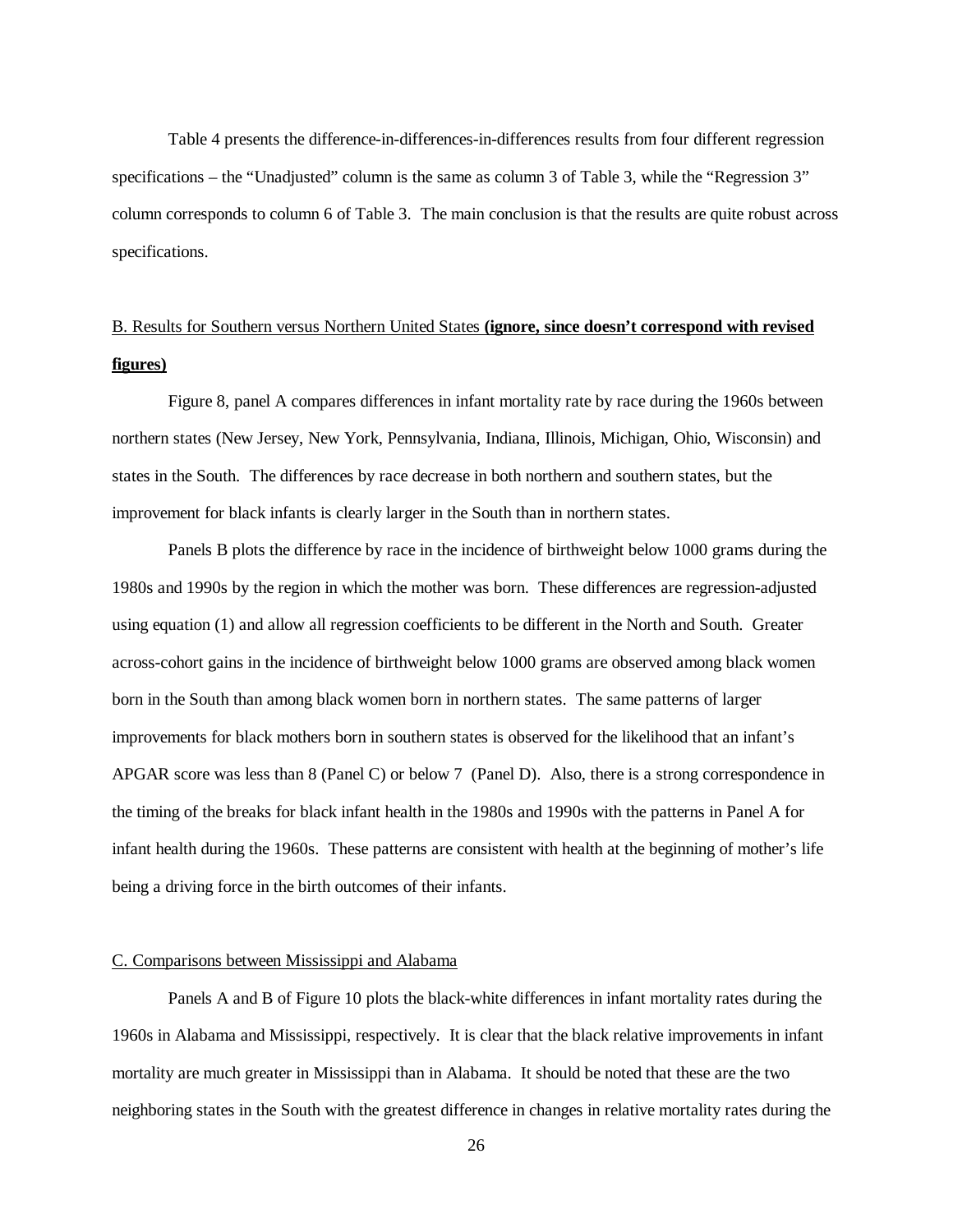Table 4 presents the difference-in-differences-in-differences results from four different regression specifications – the "Unadjusted" column is the same as column 3 of Table 3, while the "Regression 3" column corresponds to column 6 of Table 3. The main conclusion is that the results are quite robust across specifications.

## B. Results for Southern versus Northern United States **(ignore, since doesn't correspond with revised figures)**

Figure 8, panel A compares differences in infant mortality rate by race during the 1960s between northern states (New Jersey, New York, Pennsylvania, Indiana, Illinois, Michigan, Ohio, Wisconsin) and states in the South. The differences by race decrease in both northern and southern states, but the improvement for black infants is clearly larger in the South than in northern states.

Panels B plots the difference by race in the incidence of birthweight below 1000 grams during the 1980s and 1990s by the region in which the mother was born. These differences are regression-adjusted using equation (1) and allow all regression coefficients to be different in the North and South. Greater across-cohort gains in the incidence of birthweight below 1000 grams are observed among black women born in the South than among black women born in northern states. The same patterns of larger improvements for black mothers born in southern states is observed for the likelihood that an infant's APGAR score was less than 8 (Panel C) or below 7 (Panel D). Also, there is a strong correspondence in the timing of the breaks for black infant health in the 1980s and 1990s with the patterns in Panel A for infant health during the 1960s. These patterns are consistent with health at the beginning of mother's life being a driving force in the birth outcomes of their infants.

## C. Comparisons between Mississippi and Alabama

Panels A and B of Figure 10 plots the black-white differences in infant mortality rates during the 1960s in Alabama and Mississippi, respectively. It is clear that the black relative improvements in infant mortality are much greater in Mississippi than in Alabama. It should be noted that these are the two neighboring states in the South with the greatest difference in changes in relative mortality rates during the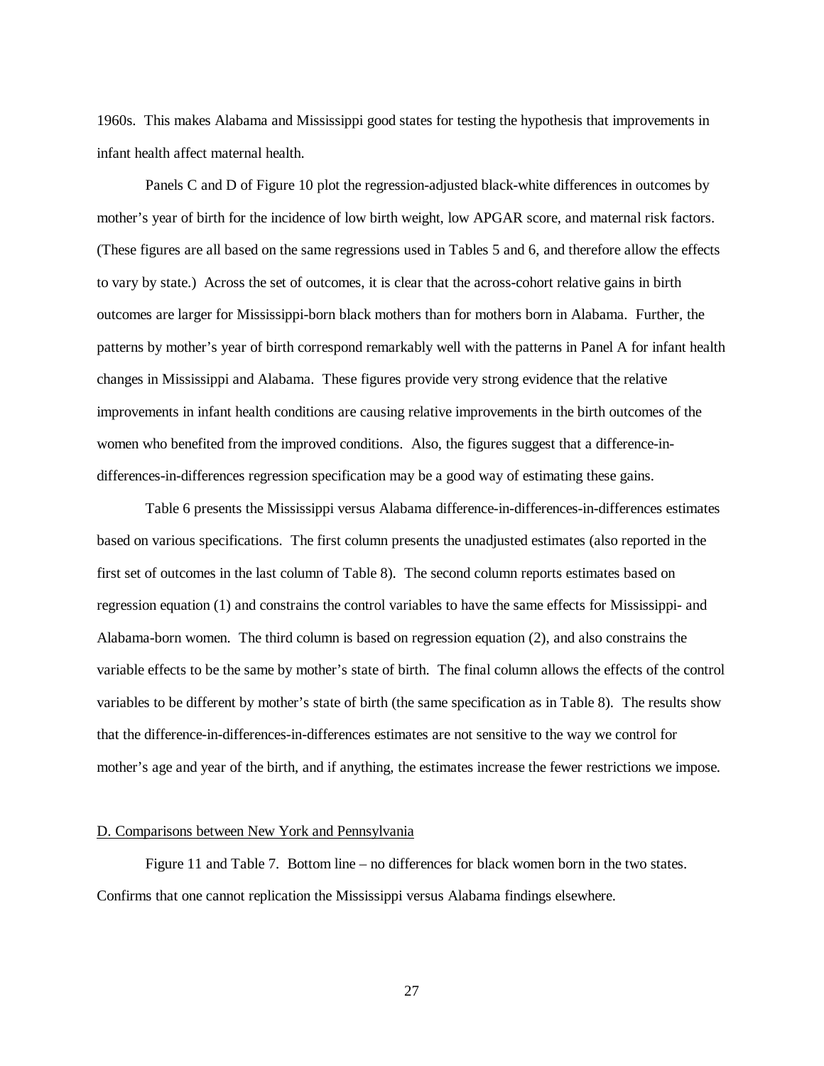1960s. This makes Alabama and Mississippi good states for testing the hypothesis that improvements in infant health affect maternal health.

Panels C and D of Figure 10 plot the regression-adjusted black-white differences in outcomes by mother's year of birth for the incidence of low birth weight, low APGAR score, and maternal risk factors. (These figures are all based on the same regressions used in Tables 5 and 6, and therefore allow the effects to vary by state.) Across the set of outcomes, it is clear that the across-cohort relative gains in birth outcomes are larger for Mississippi-born black mothers than for mothers born in Alabama. Further, the patterns by mother's year of birth correspond remarkably well with the patterns in Panel A for infant health changes in Mississippi and Alabama. These figures provide very strong evidence that the relative improvements in infant health conditions are causing relative improvements in the birth outcomes of the women who benefited from the improved conditions. Also, the figures suggest that a difference-in-differences-in-differences regression specification may be a good way of estimating these gains.

Table 6 presents the Mississippi versus Alabama difference-in-differences-in-differences estimates based on various specifications. The first column presents the unadjusted estimates (also reported in the first set of outcomes in the last column of Table 8). The second column reports estimates based on regression equation (1) and constrains the control variables to have the same effects for Mississippi- and Alabama-born women. The third column is based on regression equation (2), and also constrains the variable effects to be the same by mother's state of birth. The final column allows the effects of the control variables to be different by mother's state of birth (the same specification as in Table 8). The results show that the difference-in-differences-in-differences estimates are not sensitive to the way we control for mother's age and year of the birth, and if anything, the estimates increase the fewer restrictions we impose.

D. Comparisons between New York and Pennsylvania

Figure 11 and Table 7. Bottom line – no differences for black women born in the two states. Confirms that one cannot replication the Mississippi versus Alabama findings elsewhere.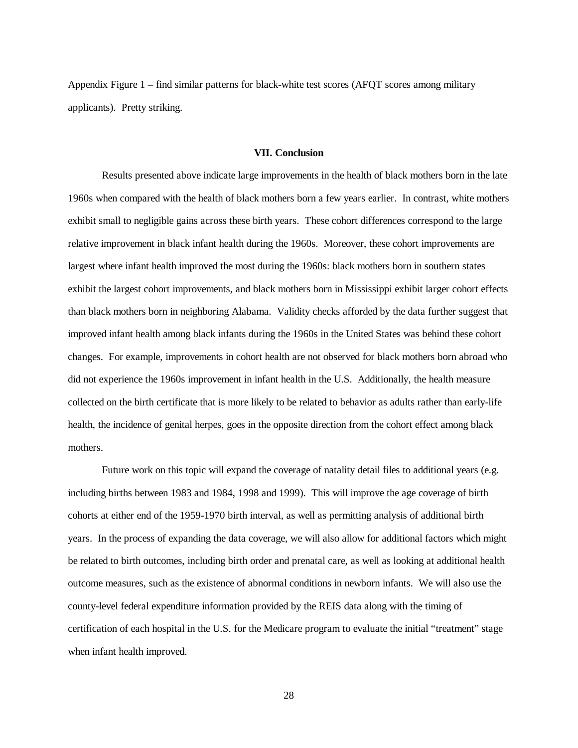Appendix Figure 1 – find similar patterns for black-white test scores (AFQT scores among military applicants). Pretty striking.

## VII. Conclusion

Results presented above indicate large improvements in the health of black mothers born in the late 1960s when compared with the health of black mothers born a few years earlier. In contrast, white mothers exhibit small to negligible gains across these birth years. These cohort differences correspond to the large relative improvement in black infant health during the 1960s. Moreover, these cohort improvements are largest where infant health improved the most during the 1960s: black mothers born in southern states exhibit the largest cohort improvements, and black mothers born in Mississippi exhibit larger cohort effects than black mothers born in neighboring Alabama. Validity checks afforded by the data further suggest that improved infant health among black infants during the 1960s in the United States was behind these cohort changes. For example, improvements in cohort health are not observed for black mothers born abroad who did not experience the 1960s improvement in infant health in the U.S. Additionally, the health measure collected on the birth certificate that is more likely to be related to behavior as adults rather than early-life health, the incidence of genital herpes, goes in the opposite direction from the cohort effect among black mothers.

Future work on this topic will expand the coverage of natality detail files to additional years (e.g. including births between 1983 and 1984, 1998 and 1999). This will improve the age coverage of birth cohorts at either end of the 1959-1970 birth interval, as well as permitting analysis of additional birth years. In the process of expanding the data coverage, we will also allow for additional factors which might be related to birth outcomes, including birth order and prenatal care, as well as looking at additional health outcome measures, such as the existence of abnormal conditions in newborn infants. We will also use the county-level federal expenditure information provided by the REIS data along with the timing of certification of each hospital in the U.S. for the Medicare program to evaluate the initial "treatment" stage when infant health improved.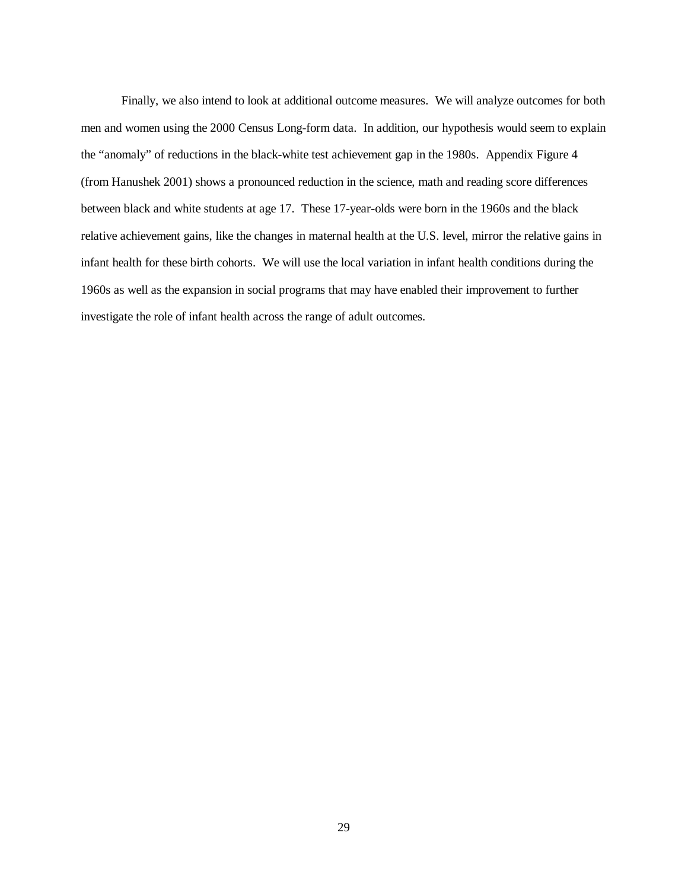Finally, we also intend to look at additional outcome measures. We will analyze outcomes for both men and women using the 2000 Census Long-form data. In addition, our hypothesis would seem to explain the "anomaly" of reductions in the black-white test achievement gap in the 1980s. Appendix Figure 4 (from Hanushek 2001) shows a pronounced reduction in the science, math and reading score differences between black and white students at age 17. These 17-year-olds were born in the 1960s and the black relative achievement gains, like the changes in maternal health at the U.S. level, mirror the relative gains in infant health for these birth cohorts. We will use the local variation in infant health conditions during the 1960s as well as the expansion in social programs that may have enabled their improvement to further investigate the role of infant health across the range of adult outcomes.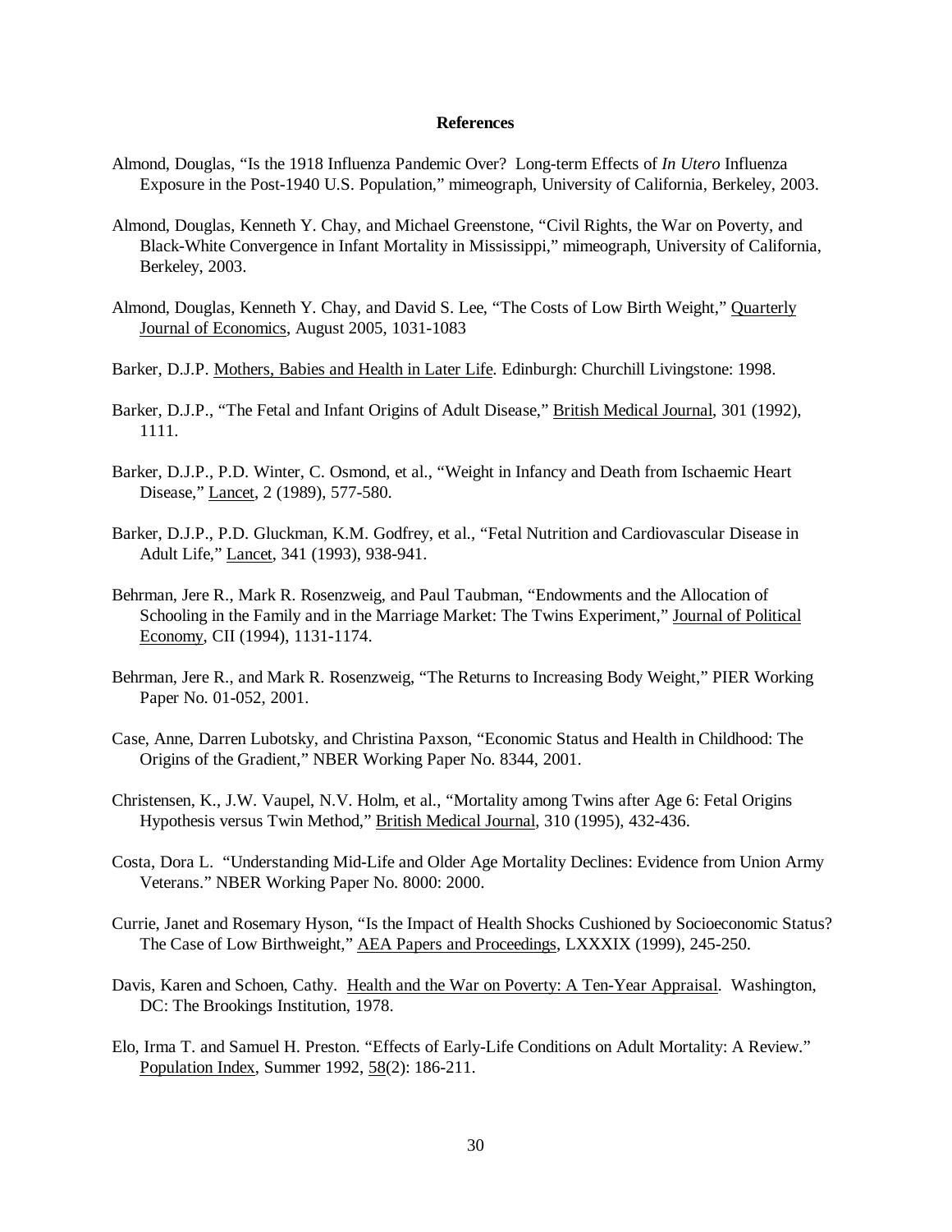## References

Almond, Douglas, "Is the 1918 Influenza Pandemic Over? Long-term Effects of *In Utero* Influenza Exposure in the Post-1940 U.S. Population," mimeograph, University of California, Berkeley, 2003.

Almond, Douglas, Kenneth Y. Chay, and Michael Greenstone, "Civil Rights, the War on Poverty, and Black-White Convergence in Infant Mortality in Mississippi," mimeograph, University of California, Berkeley, 2003.

Almond, Douglas, Kenneth Y. Chay, and David S. Lee, "The Costs of Low Birth Weight," Quarterly Journal of Economics, August 2005, 1031-1083

Barker, D.J.P. Mothers, Babies and Health in Later Life. Edinburgh: Churchill Livingstone: 1998.

Barker, D.J.P., "The Fetal and Infant Origins of Adult Disease," British Medical Journal, 301 (1992), 1111.

Barker, D.J.P., P.D. Winter, C. Osmond, et al., "Weight in Infancy and Death from Ischaemic Heart Disease," Lancet, 2 (1989), 577-580.

Barker, D.J.P., P.D. Gluckman, K.M. Godfrey, et al., "Fetal Nutrition and Cardiovascular Disease in Adult Life," Lancet, 341 (1993), 938-941.

Behrman, Jere R., Mark R. Rosenzweig, and Paul Taubman, "Endowments and the Allocation of Schooling in the Family and in the Marriage Market: The Twins Experiment," Journal of Political Economy, CII (1994), 1131-1174.

Behrman, Jere R., and Mark R. Rosenzweig, "The Returns to Increasing Body Weight," PIER Working Paper No. 01-052, 2001.

Case, Anne, Darren Lubotsky, and Christina Paxson, "Economic Status and Health in Childhood: The Origins of the Gradient," NBER Working Paper No. 8344, 2001.

Christensen, K., J.W. Vaupel, N.V. Holm, et al., "Mortality among Twins after Age 6: Fetal Origins Hypothesis versus Twin Method," British Medical Journal, 310 (1995), 432-436.

Costa, Dora L. "Understanding Mid-Life and Older Age Mortality Declines: Evidence from Union Army Veterans." NBER Working Paper No. 8000: 2000.

Currie, Janet and Rosemary Hyson, "Is the Impact of Health Shocks Cushioned by Socioeconomic Status? The Case of Low Birthweight," AEA Papers and Proceedings, LXXXIX (1999), 245-250.

Davis, Karen and Schoen, Cathy. Health and the War on Poverty: A Ten-Year Appraisal. Washington, DC: The Brookings Institution, 1978.

Elo, Irma T. and Samuel H. Preston. "Effects of Early-Life Conditions on Adult Mortality: A Review." Population Index, Summer 1992, 58(2): 186-211.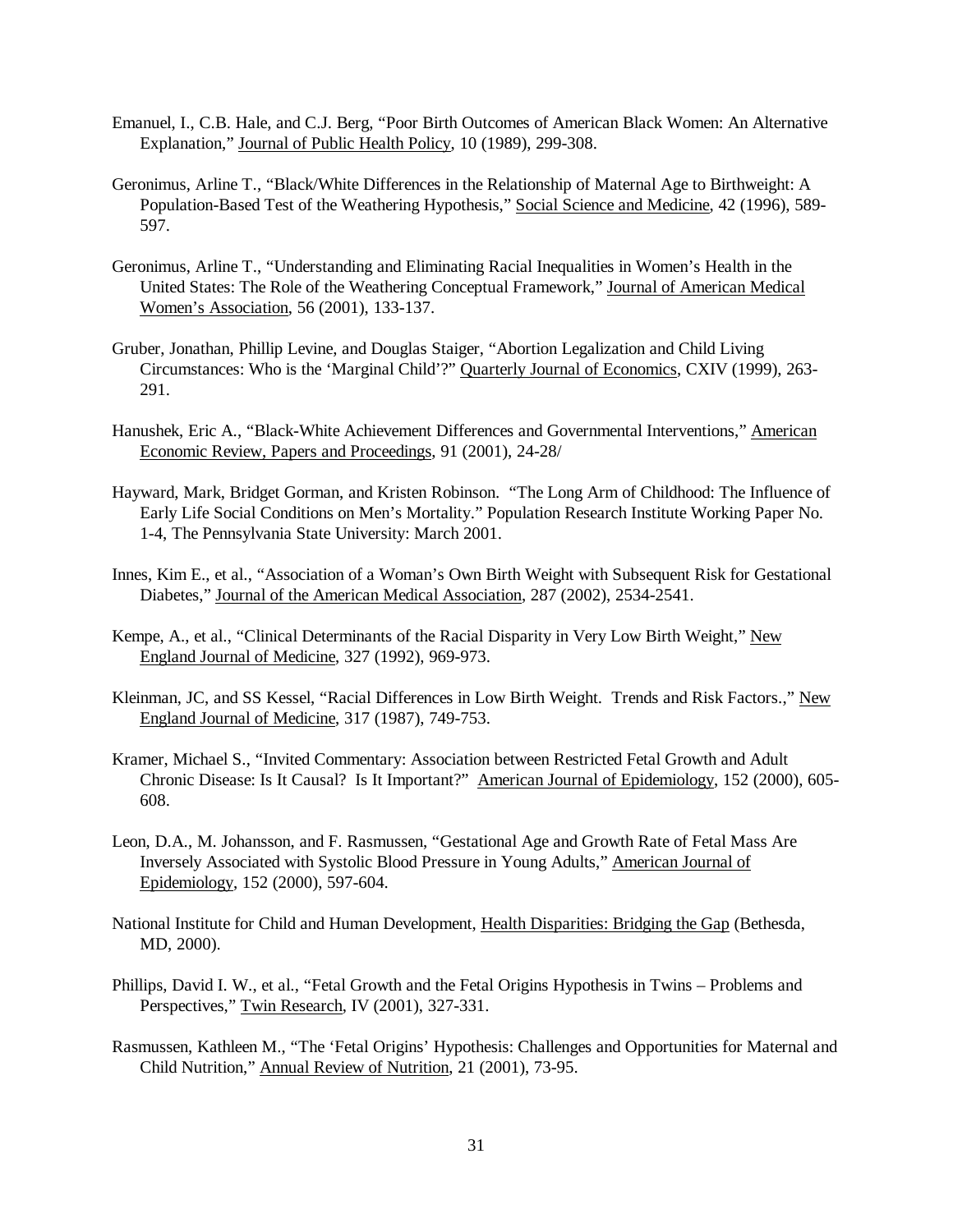Emanuel, I., C.B. Hale, and C.J. Berg, "Poor Birth Outcomes of American Black Women: An Alternative Explanation," Journal of Public Health Policy, 10 (1989), 299-308.

Geronimus, Arline T., "Black/White Differences in the Relationship of Maternal Age to Birthweight: A Population-Based Test of the Weathering Hypothesis," Social Science and Medicine, 42 (1996), 589-597.

Geronimus, Arline T., "Understanding and Eliminating Racial Inequalities in Women's Health in the United States: The Role of the Weathering Conceptual Framework," Journal of American Medical Women's Association, 56 (2001), 133-137.

Gruber, Jonathan, Phillip Levine, and Douglas Staiger, "Abortion Legalization and Child Living Circumstances: Who is the 'Marginal Child'?" Quarterly Journal of Economics, CXIV (1999), 263-291.

Hanushek, Eric A., "Black-White Achievement Differences and Governmental Interventions," American Economic Review, Papers and Proceedings, 91 (2001), 24-28/

Hayward, Mark, Bridget Gorman, and Kristen Robinson. "The Long Arm of Childhood: The Influence of Early Life Social Conditions on Men's Mortality." Population Research Institute Working Paper No. 1-4, The Pennsylvania State University: March 2001.

Innes, Kim E., et al., "Association of a Woman's Own Birth Weight with Subsequent Risk for Gestational Diabetes," Journal of the American Medical Association, 287 (2002), 2534-2541.

Kempe, A., et al., "Clinical Determinants of the Racial Disparity in Very Low Birth Weight," New England Journal of Medicine, 327 (1992), 969-973.

Kleinman, JC, and SS Kessel, "Racial Differences in Low Birth Weight. Trends and Risk Factors.," New England Journal of Medicine, 317 (1987), 749-753.

Kramer, Michael S., "Invited Commentary: Association between Restricted Fetal Growth and Adult Chronic Disease: Is It Causal? Is It Important?" American Journal of Epidemiology, 152 (2000), 605-608.

Leon, D.A., M. Johansson, and F. Rasmussen, "Gestational Age and Growth Rate of Fetal Mass Are Inversely Associated with Systolic Blood Pressure in Young Adults," American Journal of Epidemiology, 152 (2000), 597-604.

National Institute for Child and Human Development, Health Disparities: Bridging the Gap (Bethesda, MD, 2000).

Phillips, David I. W., et al., "Fetal Growth and the Fetal Origins Hypothesis in Twins – Problems and Perspectives," Twin Research, IV (2001), 327-331.

Rasmussen, Kathleen M., "The 'Fetal Origins' Hypothesis: Challenges and Opportunities for Maternal and Child Nutrition," Annual Review of Nutrition, 21 (2001), 73-95.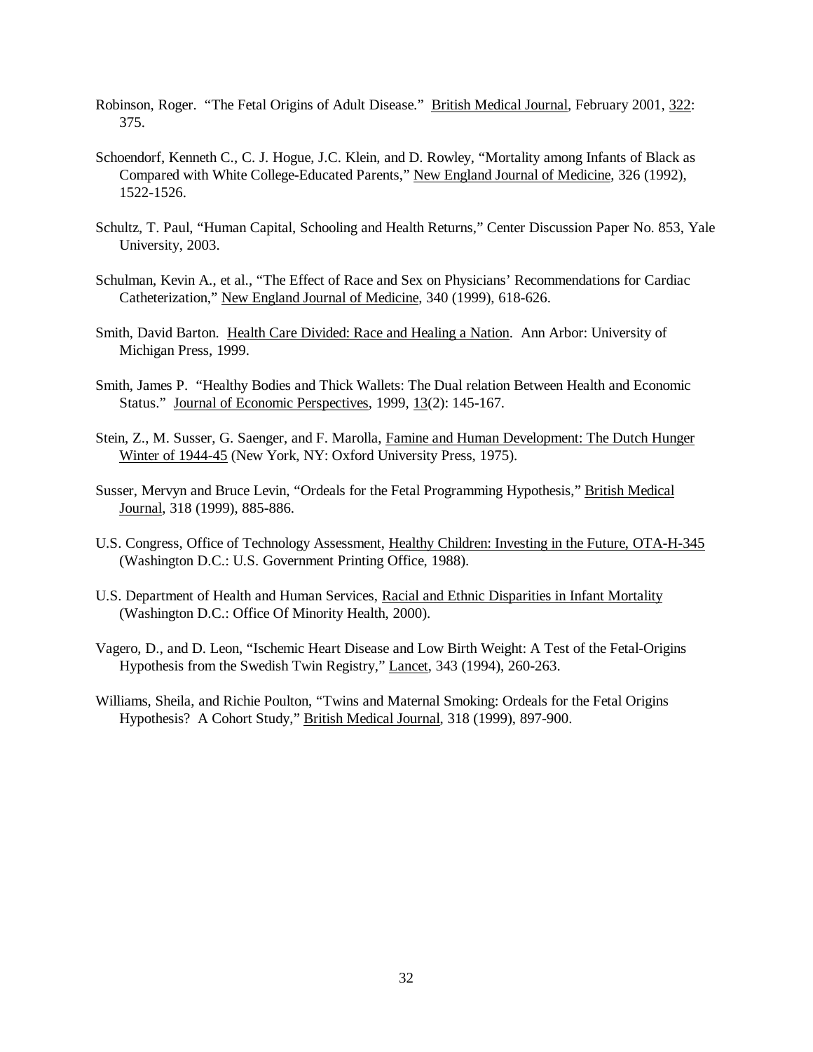Robinson, Roger. "The Fetal Origins of Adult Disease." British Medical Journal, February 2001, 322: 375.

Schoendorf, Kenneth C., C. J. Hogue, J.C. Klein, and D. Rowley, "Mortality among Infants of Black as Compared with White College-Educated Parents," New England Journal of Medicine, 326 (1992), 1522-1526.

Schultz, T. Paul, "Human Capital, Schooling and Health Returns," Center Discussion Paper No. 853, Yale University, 2003.

Schulman, Kevin A., et al., "The Effect of Race and Sex on Physicians' Recommendations for Cardiac Catheterization," New England Journal of Medicine, 340 (1999), 618-626.

Smith, David Barton. Health Care Divided: Race and Healing a Nation. Ann Arbor: University of Michigan Press, 1999.

Smith, James P. "Healthy Bodies and Thick Wallets: The Dual relation Between Health and Economic Status." Journal of Economic Perspectives, 1999, 13(2): 145-167.

Stein, Z., M. Susser, G. Saenger, and F. Marolla, Famine and Human Development: The Dutch Hunger Winter of 1944-45 (New York, NY: Oxford University Press, 1975).

Susser, Mervyn and Bruce Levin, "Ordeals for the Fetal Programming Hypothesis," British Medical Journal, 318 (1999), 885-886.

U.S. Congress, Office of Technology Assessment, Healthy Children: Investing in the Future, OTA-H-345 (Washington D.C.: U.S. Government Printing Office, 1988).

U.S. Department of Health and Human Services, Racial and Ethnic Disparities in Infant Mortality (Washington D.C.: Office Of Minority Health, 2000).

Vagero, D., and D. Leon, "Ischemic Heart Disease and Low Birth Weight: A Test of the Fetal-Origins Hypothesis from the Swedish Twin Registry," Lancet, 343 (1994), 260-263.

Williams, Sheila, and Richie Poulton, "Twins and Maternal Smoking: Ordeals for the Fetal Origins Hypothesis? A Cohort Study," British Medical Journal, 318 (1999), 897-900.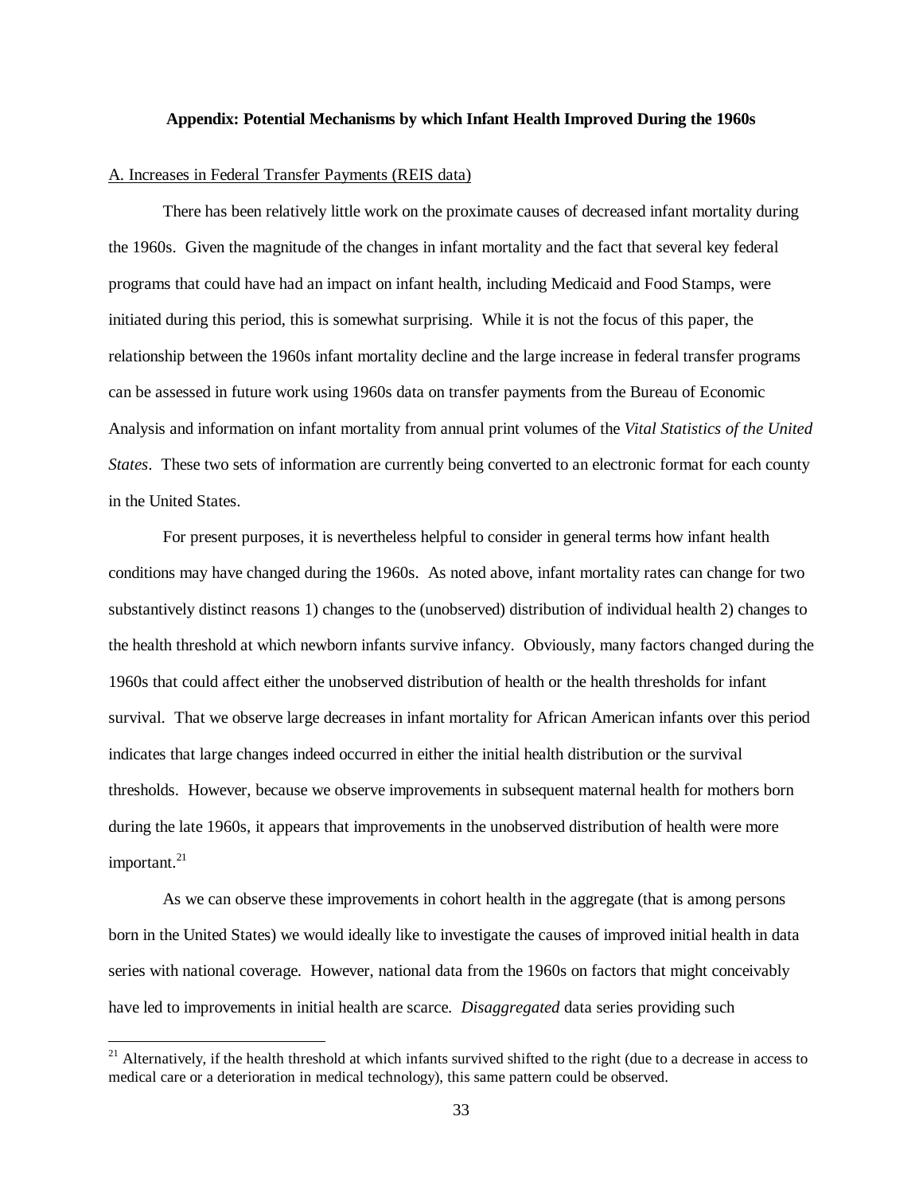**Appendix: Potential Mechanisms by which Infant Health Improved During the 1960s**

A. Increases in Federal Transfer Payments (REIS data)

There has been relatively little work on the proximate causes of decreased infant mortality during the 1960s. Given the magnitude of the changes in infant mortality and the fact that several key federal programs that could have had an impact on infant health, including Medicaid and Food Stamps, were initiated during this period, this is somewhat surprising. While it is not the focus of this paper, the relationship between the 1960s infant mortality decline and the large increase in federal transfer programs can be assessed in future work using 1960s data on transfer payments from the Bureau of Economic Analysis and information on infant mortality from annual print volumes of the *Vital Statistics of the United States*. These two sets of information are currently being converted to an electronic format for each county in the United States.

For present purposes, it is nevertheless helpful to consider in general terms how infant health conditions may have changed during the 1960s. As noted above, infant mortality rates can change for two substantively distinct reasons 1) changes to the (unobserved) distribution of individual health 2) changes to the health threshold at which newborn infants survive infancy. Obviously, many factors changed during the 1960s that could affect either the unobserved distribution of health or the health thresholds for infant survival. That we observe large decreases in infant mortality for African American infants over this period indicates that large changes indeed occurred in either the initial health distribution or the survival thresholds. However, because we observe improvements in subsequent maternal health for mothers born during the late 1960s, it appears that improvements in the unobserved distribution of health were more important.[21]

As we can observe these improvements in cohort health in the aggregate (that is among persons born in the United States) we would ideally like to investigate the causes of improved initial health in data series with national coverage. However, national data from the 1960s on factors that might conceivably have led to improvements in initial health are scarce. *Disaggregated* data series providing such

[21] Alternatively, if the health threshold at which infants survived shifted to the right (due to a decrease in access to medical care or a deterioration in medical technology), this same pattern could be observed.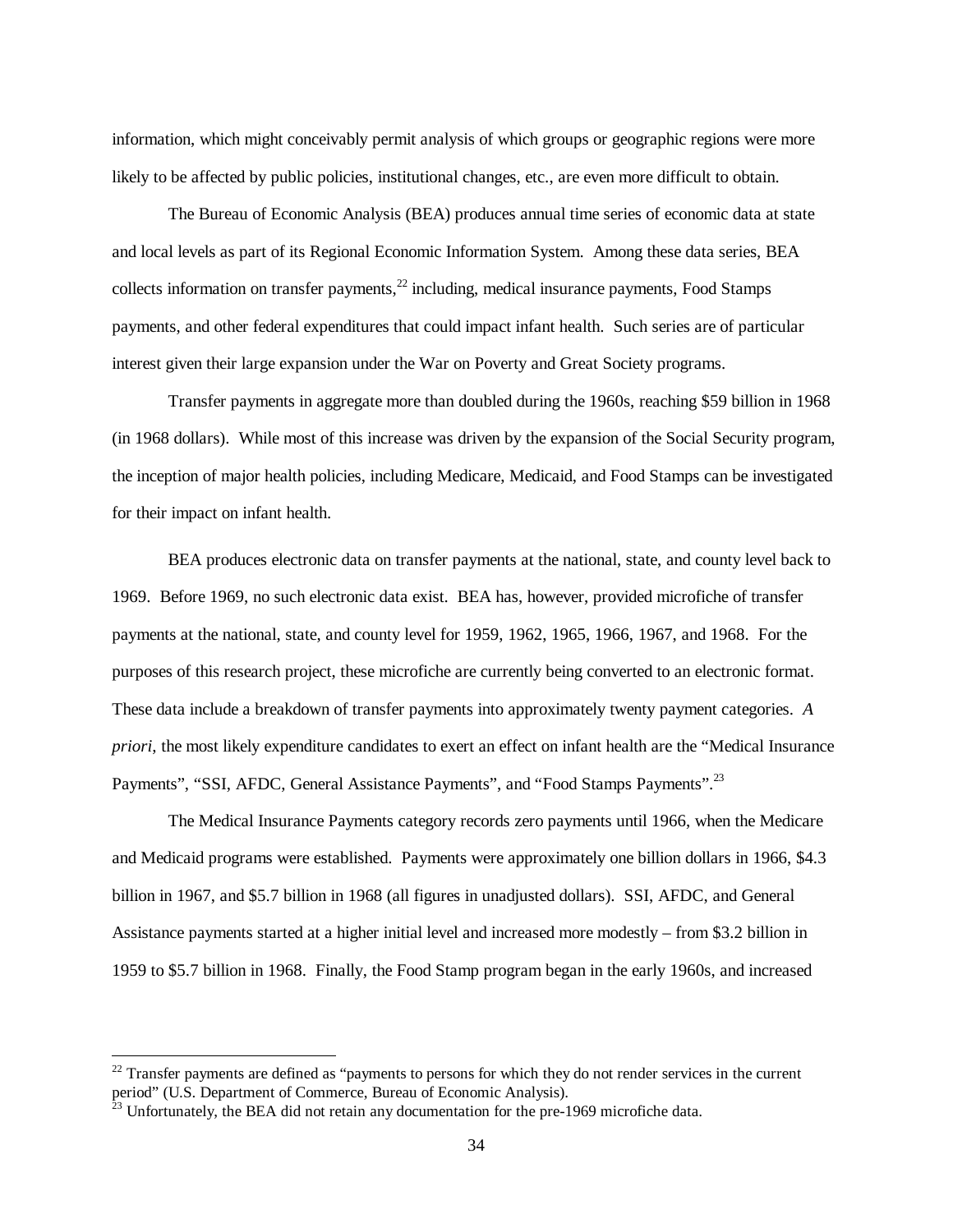information, which might conceivably permit analysis of which groups or geographic regions were more likely to be affected by public policies, institutional changes, etc., are even more difficult to obtain.

The Bureau of Economic Analysis (BEA) produces annual time series of economic data at state and local levels as part of its Regional Economic Information System. Among these data series, BEA collects information on transfer payments,[22] including, medical insurance payments, Food Stamps payments, and other federal expenditures that could impact infant health. Such series are of particular interest given their large expansion under the War on Poverty and Great Society programs.

Transfer payments in aggregate more than doubled during the 1960s, reaching $59 billion in 1968 (in 1968 dollars). While most of this increase was driven by the expansion of the Social Security program, the inception of major health policies, including Medicare, Medicaid, and Food Stamps can be investigated for their impact on infant health.

BEA produces electronic data on transfer payments at the national, state, and county level back to 1969. Before 1969, no such electronic data exist. BEA has, however, provided microfiche of transfer payments at the national, state, and county level for 1959, 1962, 1965, 1966, 1967, and 1968. For the purposes of this research project, these microfiche are currently being converted to an electronic format. These data include a breakdown of transfer payments into approximately twenty payment categories. *A priori*, the most likely expenditure candidates to exert an effect on infant health are the "Medical Insurance Payments", "SSI, AFDC, General Assistance Payments", and "Food Stamps Payments".[23]

The Medical Insurance Payments category records zero payments until 1966, when the Medicare and Medicaid programs were established. Payments were approximately one billion dollars in 1966, $4.3 billion in 1967, and $5.7 billion in 1968 (all figures in unadjusted dollars). SSI, AFDC, and General Assistance payments started at a higher initial level and increased more modestly – from $3.2 billion in 1959 to $5.7 billion in 1968. Finally, the Food Stamp program began in the early 1960s, and increased

[22] Transfer payments are defined as "payments to persons for which they do not render services in the current period" (U.S. Department of Commerce, Bureau of Economic Analysis).

[23] Unfortunately, the BEA did not retain any documentation for the pre-1969 microfiche data.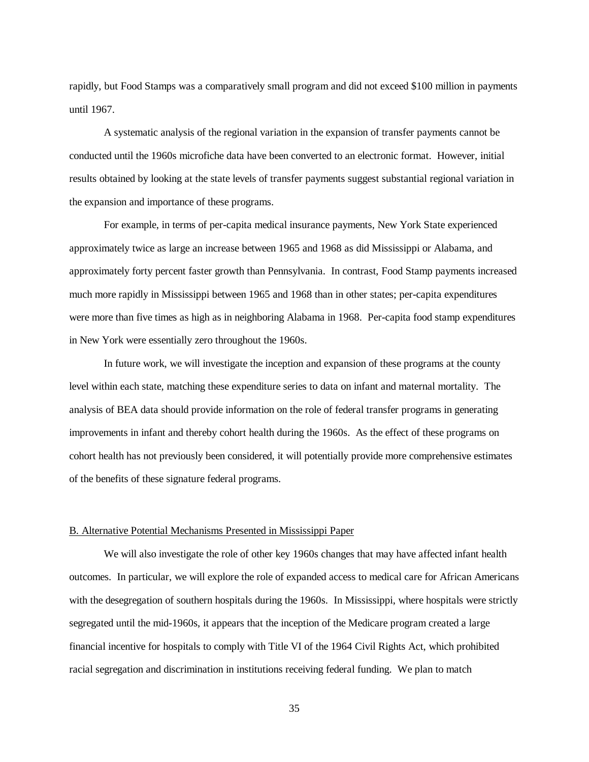rapidly, but Food Stamps was a comparatively small program and did not exceed $100 million in payments until 1967.

A systematic analysis of the regional variation in the expansion of transfer payments cannot be conducted until the 1960s microfiche data have been converted to an electronic format. However, initial results obtained by looking at the state levels of transfer payments suggest substantial regional variation in the expansion and importance of these programs.

For example, in terms of per-capita medical insurance payments, New York State experienced approximately twice as large an increase between 1965 and 1968 as did Mississippi or Alabama, and approximately forty percent faster growth than Pennsylvania. In contrast, Food Stamp payments increased much more rapidly in Mississippi between 1965 and 1968 than in other states; per-capita expenditures were more than five times as high as in neighboring Alabama in 1968. Per-capita food stamp expenditures in New York were essentially zero throughout the 1960s.

In future work, we will investigate the inception and expansion of these programs at the county level within each state, matching these expenditure series to data on infant and maternal mortality. The analysis of BEA data should provide information on the role of federal transfer programs in generating improvements in infant and thereby cohort health during the 1960s. As the effect of these programs on cohort health has not previously been considered, it will potentially provide more comprehensive estimates of the benefits of these signature federal programs.

## B. Alternative Potential Mechanisms Presented in Mississippi Paper

We will also investigate the role of other key 1960s changes that may have affected infant health outcomes. In particular, we will explore the role of expanded access to medical care for African Americans with the desegregation of southern hospitals during the 1960s. In Mississippi, where hospitals were strictly segregated until the mid-1960s, it appears that the inception of the Medicare program created a large financial incentive for hospitals to comply with Title VI of the 1964 Civil Rights Act, which prohibited racial segregation and discrimination in institutions receiving federal funding. We plan to match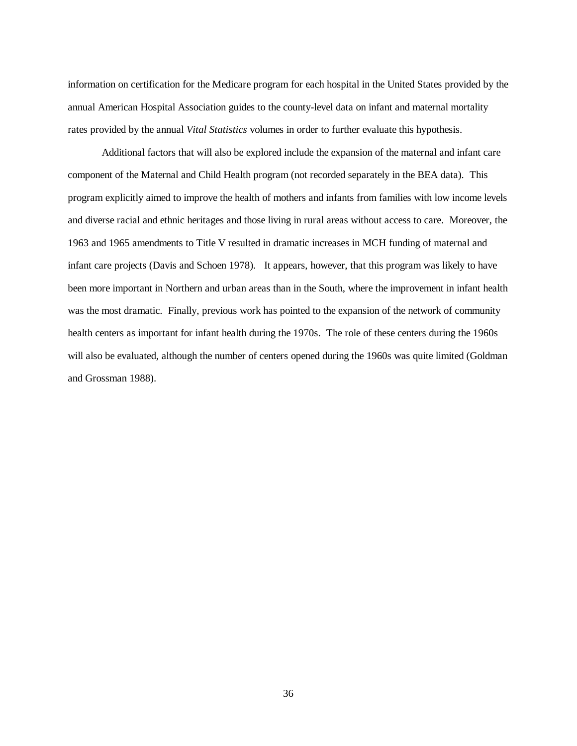information on certification for the Medicare program for each hospital in the United States provided by the annual American Hospital Association guides to the county-level data on infant and maternal mortality rates provided by the annual *Vital Statistics* volumes in order to further evaluate this hypothesis.

Additional factors that will also be explored include the expansion of the maternal and infant care component of the Maternal and Child Health program (not recorded separately in the BEA data). This program explicitly aimed to improve the health of mothers and infants from families with low income levels and diverse racial and ethnic heritages and those living in rural areas without access to care. Moreover, the 1963 and 1965 amendments to Title V resulted in dramatic increases in MCH funding of maternal and infant care projects (Davis and Schoen 1978). It appears, however, that this program was likely to have been more important in Northern and urban areas than in the South, where the improvement in infant health was the most dramatic. Finally, previous work has pointed to the expansion of the network of community health centers as important for infant health during the 1970s. The role of these centers during the 1960s will also be evaluated, although the number of centers opened during the 1960s was quite limited (Goldman and Grossman 1988).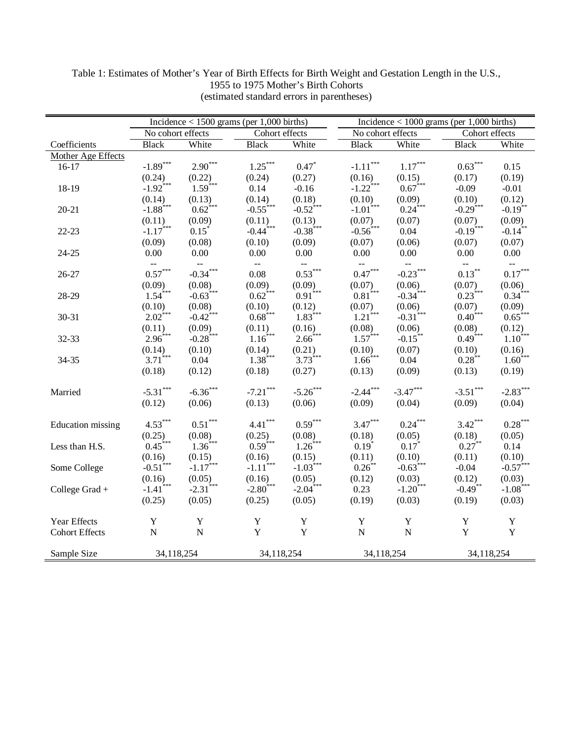Table 1: Estimates of Mother's Year of Birth Effects for Birth Weight and Gestation Length in the U.S., 1955 to 1975 Mother's Birth Cohorts (estimated standard errors in parentheses)

| | Incidence < 1500 grams (per 1,000 births) | | | | Incidence < 1000 grams (per 1,000 births) | | | |
|---|---|---|---|---|---|---|---|---|
| | No cohort effects | | Cohort effects | | No cohort effects | | Cohort effects | |
| Coefficients | Black | White | Black | White | Black | White | Black | White |
| Mother Age Effects | | | | | | | | |
| 16-17 | -1.89*** | 2.90*** | 1.25*** | 0.47* | -1.11*** | 1.17*** | 0.63*** | 0.15 |
| | (0.24) | (0.22) | (0.24) | (0.27) | (0.16) | (0.15) | (0.17) | (0.19) |
| 18-19 | -1.92*** | 1.59*** | 0.14 | -0.16 | -1.22*** | 0.67*** | -0.09 | -0.01 |
| | (0.14) | (0.13) | (0.14) | (0.18) | (0.10) | (0.09) | (0.10) | (0.12) |
| 20-21 | -1.88*** | 0.62*** | -0.55*** | -0.52*** | -1.01*** | 0.24*** | -0.29*** | -0.19** |
| | (0.11) | (0.09) | (0.11) | (0.13) | (0.07) | (0.07) | (0.07) | (0.09) |
| 22-23 | -1.17*** | 0.15* | -0.44*** | -0.38*** | -0.56*** | 0.04 | -0.19*** | -0.14** |
| | (0.09) | (0.08) | (0.10) | (0.09) | (0.07) | (0.06) | (0.07) | (0.07) |
| 24-25 | 0.00 | 0.00 | 0.00 | 0.00 | 0.00 | 0.00 | 0.00 | 0.00 |
| | -- | -- | -- | -- | -- | -- | -- | -- |
| 26-27 | 0.57*** | -0.34*** | 0.08 | 0.53*** | 0.47*** | -0.23*** | 0.13** | 0.17*** |
| | (0.09) | (0.08) | (0.09) | (0.09) | (0.07) | (0.06) | (0.07) | (0.06) |
| 28-29 | 1.54*** | -0.63*** | 0.62*** | 0.91*** | 0.81*** | -0.34*** | 0.23*** | 0.34*** |
| | (0.10) | (0.08) | (0.10) | (0.12) | (0.07) | (0.06) | (0.07) | (0.09) |
| 30-31 | 2.02*** | -0.42*** | 0.68*** | 1.83*** | 1.21*** | -0.31*** | 0.40*** | 0.65*** |
| | (0.11) | (0.09) | (0.11) | (0.16) | (0.08) | (0.06) | (0.08) | (0.12) |
| 32-33 | 2.96*** | -0.28*** | 1.16*** | 2.66*** | 1.57*** | -0.15** | 0.49*** | 1.10*** |
| | (0.14) | (0.10) | (0.14) | (0.21) | (0.10) | (0.07) | (0.10) | (0.16) |
| 34-35 | 3.71*** | 0.04 | 1.38*** | 3.73*** | 1.66*** | 0.04 | 0.28** | 1.60*** |
| | (0.18) | (0.12) | (0.18) | (0.27) | (0.13) | (0.09) | (0.13) | (0.19) |
| Married | -5.31*** | -6.36*** | -7.21*** | -5.26*** | -2.44*** | -3.47*** | -3.51*** | -2.83*** |
| | (0.12) | (0.06) | (0.13) | (0.06) | (0.09) | (0.04) | (0.09) | (0.04) |
| Education missing | 4.53*** | 0.51*** | 4.41*** | 0.59*** | 3.47*** | 0.24*** | 3.42*** | 0.28*** |
| | (0.25) | (0.08) | (0.25) | (0.08) | (0.18) | (0.05) | (0.18) | (0.05) |
| Less than H.S. | 0.45*** | 1.36*** | 0.59*** | 1.26*** | 0.19* | 0.17* | 0.27** | 0.14 |
| | (0.16) | (0.15) | (0.16) | (0.15) | (0.11) | (0.10) | (0.11) | (0.10) |
| Some College | -0.51*** | -1.17*** | -1.11*** | -1.03*** | 0.26** | -0.63*** | -0.04 | -0.57*** |
| | (0.16) | (0.05) | (0.16) | (0.05) | (0.12) | (0.03) | (0.12) | (0.03) |
| College Grad + | -1.41*** | -2.31*** | -2.80*** | -2.04*** | 0.23 | -1.20*** | -0.49** | -1.08*** |
| | (0.25) | (0.05) | (0.25) | (0.05) | (0.19) | (0.03) | (0.19) | (0.03) |
| Year Effects | Y | Y | Y | Y | Y | Y | Y | Y |
| Cohort Effects | N | N | Y | Y | N | N | Y | Y |
| Sample Size | 34,118,254 | | 34,118,254 | | 34,118,254 | | 34,118,254 | |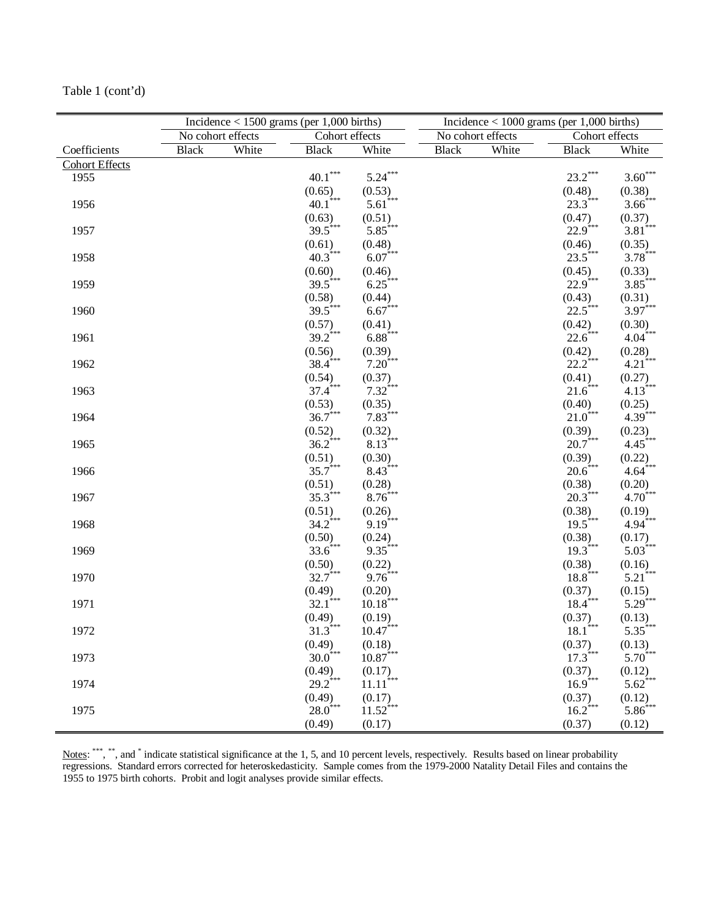Table 1 (cont'd)

| | Incidence < 1500 grams (per 1,000 births) | | | | Incidence < 1000 grams (per 1,000 births) | | | |
|---|---|---|---|---|---|---|---|---|
| | No cohort effects | | Cohort effects | | No cohort effects | | Cohort effects | |
| Coefficients | Black | White | Black | White | Black | White | Black | White |
| Cohort Effects | | | | | | | | |
| 1955 | | | 40.1*** | 5.24*** | | | 23.2*** | 3.60*** |
| | | | (0.65) | (0.53) | | | (0.48) | (0.38) |
| 1956 | | | 40.1*** | 5.61*** | | | 23.3*** | 3.66*** |
| | | | (0.63) | (0.51) | | | (0.47) | (0.37) |
| 1957 | | | 39.5*** | 5.85*** | | | 22.9*** | 3.81*** |
| | | | (0.61) | (0.48) | | | (0.46) | (0.35) |
| 1958 | | | 40.3*** | 6.07*** | | | 23.5*** | 3.78*** |
| | | | (0.60) | (0.46) | | | (0.45) | (0.33) |
| 1959 | | | 39.5*** | 6.25*** | | | 22.9*** | 3.85*** |
| | | | (0.58) | (0.44) | | | (0.43) | (0.31) |
| 1960 | | | 39.5*** | 6.67*** | | | 22.5*** | 3.97*** |
| | | | (0.57) | (0.41) | | | (0.42) | (0.30) |
| 1961 | | | 39.2*** | 6.88*** | | | 22.6*** | 4.04*** |
| | | | (0.56) | (0.39) | | | (0.42) | (0.28) |
| 1962 | | | 38.4*** | 7.20*** | | | 22.2*** | 4.21*** |
| | | | (0.54) | (0.37) | | | (0.41) | (0.27) |
| 1963 | | | 37.4*** | 7.32*** | | | 21.6*** | 4.13*** |
| | | | (0.53) | (0.35) | | | (0.40) | (0.25) |
| 1964 | | | 36.7*** | 7.83*** | | | 21.0*** | 4.39*** |
| | | | (0.52) | (0.32) | | | (0.39) | (0.23) |
| 1965 | | | 36.2*** | 8.13*** | | | 20.7*** | 4.45*** |
| | | | (0.51) | (0.30) | | | (0.39) | (0.22) |
| 1966 | | | 35.7*** | 8.43*** | | | 20.6*** | 4.64*** |
| | | | (0.51) | (0.28) | | | (0.38) | (0.20) |
| 1967 | | | 35.3*** | 8.76*** | | | 20.3*** | 4.70*** |
| | | | (0.51) | (0.26) | | | (0.38) | (0.19) |
| 1968 | | | 34.2*** | 9.19*** | | | 19.5*** | 4.94*** |
| | | | (0.50) | (0.24) | | | (0.38) | (0.17) |
| 1969 | | | 33.6*** | 9.35*** | | | 19.3*** | 5.03*** |
| | | | (0.50) | (0.22) | | | (0.38) | (0.16) |
| 1970 | | | 32.7*** | 9.76*** | | | 18.8*** | 5.21*** |
| | | | (0.49) | (0.20) | | | (0.37) | (0.15) |
| 1971 | | | 32.1*** | 10.18*** | | | 18.4*** | 5.29*** |
| | | | (0.49) | (0.19) | | | (0.37) | (0.13) |
| 1972 | | | 31.3*** | 10.47*** | | | 18.1*** | 5.35*** |
| | | | (0.49) | (0.18) | | | (0.37) | (0.13) |
| 1973 | | | 30.0*** | 10.87*** | | | 17.3*** | 5.70*** |
| | | | (0.49) | (0.17) | | | (0.37) | (0.12) |
| 1974 | | | 29.2*** | 11.11*** | | | 16.9*** | 5.62*** |
| | | | (0.49) | (0.17) | | | (0.37) | (0.12) |
| 1975 | | | 28.0*** | 11.52*** | | | 16.2*** | 5.86*** |
| | | | (0.49) | (0.17) | | | (0.37) | (0.12) |

Notes: ***, **, and * indicate statistical significance at the 1, 5, and 10 percent levels, respectively. Results based on linear probability regressions. Standard errors corrected for heteroskedasticity. Sample comes from the 1979-2000 Natality Detail Files and contains the 1955 to 1975 birth cohorts. Probit and logit analyses provide similar effects.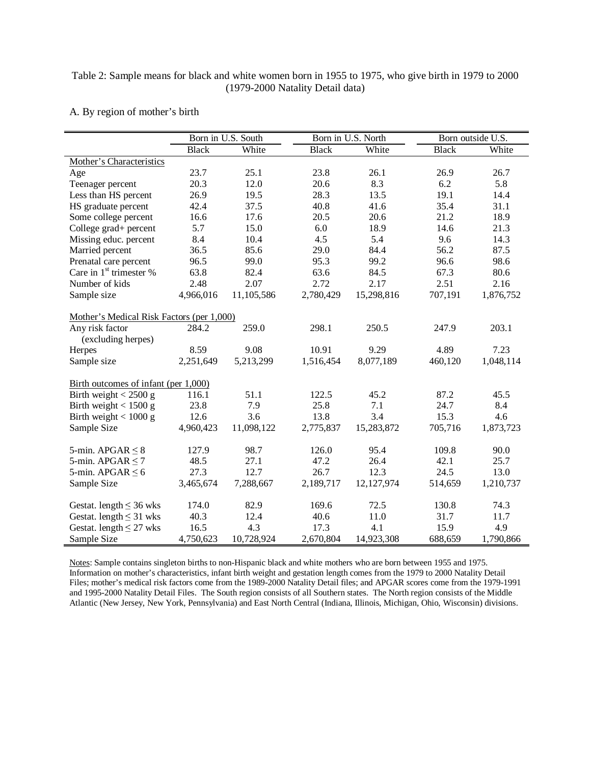Table 2: Sample means for black and white women born in 1955 to 1975, who give birth in 1979 to 2000 (1979-2000 Natality Detail data)

A. By region of mother's birth

| | Born in U.S. South | | Born in U.S. North | | Born outside U.S. | |
|---|---|---|---|---|---|---|
| | Black | White | Black | White | Black | White |
| Mother's Characteristics | | | | | | |
| Age | 23.7 | 25.1 | 23.8 | 26.1 | 26.9 | 26.7 |
| Teenager percent | 20.3 | 12.0 | 20.6 | 8.3 | 6.2 | 5.8 |
| Less than HS percent | 26.9 | 19.5 | 28.3 | 13.5 | 19.1 | 14.4 |
| HS graduate percent | 42.4 | 37.5 | 40.8 | 41.6 | 35.4 | 31.1 |
| Some college percent | 16.6 | 17.6 | 20.5 | 20.6 | 21.2 | 18.9 |
| College grad+ percent | 5.7 | 15.0 | 6.0 | 18.9 | 14.6 | 21.3 |
| Missing educ. percent | 8.4 | 10.4 | 4.5 | 5.4 | 9.6 | 14.3 |
| Married percent | 36.5 | 85.6 | 29.0 | 84.4 | 56.2 | 87.5 |
| Prenatal care percent | 96.5 | 99.0 | 95.3 | 99.2 | 96.6 | 98.6 |
| Care in 1st trimester % | 63.8 | 82.4 | 63.6 | 84.5 | 67.3 | 80.6 |
| Number of kids | 2.48 | 2.07 | 2.72 | 2.17 | 2.51 | 2.16 |
| Sample size | 4,966,016 | 11,105,586 | 2,780,429 | 15,298,816 | 707,191 | 1,876,752 |
| Mother's Medical Risk Factors (per 1,000) | | | | | | |
| Any risk factor (excluding herpes) | 284.2 | 259.0 | 298.1 | 250.5 | 247.9 | 203.1 |
| Herpes | 8.59 | 9.08 | 10.91 | 9.29 | 4.89 | 7.23 |
| Sample size | 2,251,649 | 5,213,299 | 1,516,454 | 8,077,189 | 460,120 | 1,048,114 |
| Birth outcomes of infant (per 1,000) | | | | | | |
| Birth weight < 2500 g | 116.1 | 51.1 | 122.5 | 45.2 | 87.2 | 45.5 |
| Birth weight < 1500 g | 23.8 | 7.9 | 25.8 | 7.1 | 24.7 | 8.4 |
| Birth weight < 1000 g | 12.6 | 3.6 | 13.8 | 3.4 | 15.3 | 4.6 |
| Sample Size | 4,960,423 | 11,098,122 | 2,775,837 | 15,283,872 | 705,716 | 1,873,723 |
| 5-min. APGAR ≤ 8 | 127.9 | 98.7 | 126.0 | 95.4 | 109.8 | 90.0 |
| 5-min. APGAR ≤ 7 | 48.5 | 27.1 | 47.2 | 26.4 | 42.1 | 25.7 |
| 5-min. APGAR ≤ 6 | 27.3 | 12.7 | 26.7 | 12.3 | 24.5 | 13.0 |
| Sample Size | 3,465,674 | 7,288,667 | 2,189,717 | 12,127,974 | 514,659 | 1,210,737 |
| Gestat. length ≤ 36 wks | 174.0 | 82.9 | 169.6 | 72.5 | 130.8 | 74.3 |
| Gestat. length ≤ 31 wks | 40.3 | 12.4 | 40.6 | 11.0 | 31.7 | 11.7 |
| Gestat. length ≤ 27 wks | 16.5 | 4.3 | 17.3 | 4.1 | 15.9 | 4.9 |
| Sample Size | 4,750,623 | 10,728,924 | 2,670,804 | 14,923,308 | 688,659 | 1,790,866 |

Notes: Sample contains singleton births to non-Hispanic black and white mothers who are born between 1955 and 1975. Information on mother's characteristics, infant birth weight and gestation length comes from the 1979 to 2000 Natality Detail Files; mother's medical risk factors come from the 1989-2000 Natality Detail files; and APGAR scores come from the 1979-1991 and 1995-2000 Natality Detail Files. The South region consists of all Southern states. The North region consists of the Middle Atlantic (New Jersey, New York, Pennsylvania) and East North Central (Indiana, Illinois, Michigan, Ohio, Wisconsin) divisions.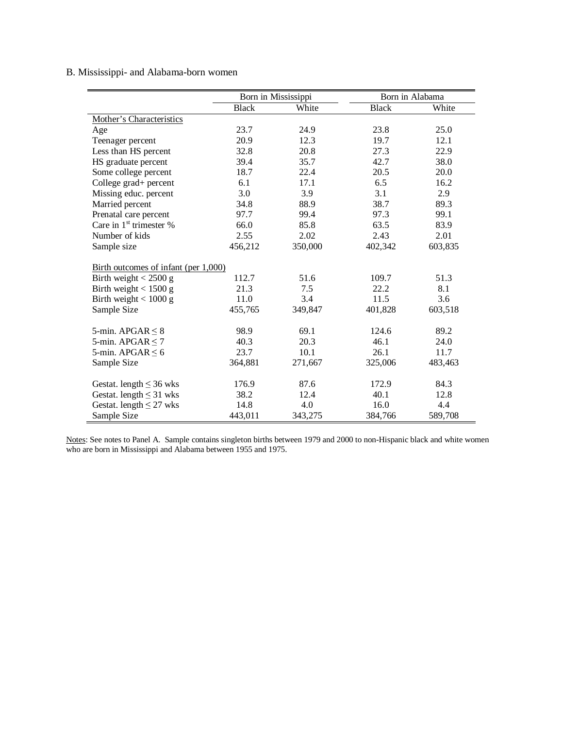B. Mississippi- and Alabama-born women

| | Born in Mississippi | | Born in Alabama | |
|---|---|---|---|---|
| | Black | White | Black | White |
| Mother's Characteristics | | | | |
| Age | 23.7 | 24.9 | 23.8 | 25.0 |
| Teenager percent | 20.9 | 12.3 | 19.7 | 12.1 |
| Less than HS percent | 32.8 | 20.8 | 27.3 | 22.9 |
| HS graduate percent | 39.4 | 35.7 | 42.7 | 38.0 |
| Some college percent | 18.7 | 22.4 | 20.5 | 20.0 |
| College grad+ percent | 6.1 | 17.1 | 6.5 | 16.2 |
| Missing educ. percent | 3.0 | 3.9 | 3.1 | 2.9 |
| Married percent | 34.8 | 88.9 | 38.7 | 89.3 |
| Prenatal care percent | 97.7 | 99.4 | 97.3 | 99.1 |
| Care in 1st trimester % | 66.0 | 85.8 | 63.5 | 83.9 |
| Number of kids | 2.55 | 2.02 | 2.43 | 2.01 |
| Sample size | 456,212 | 350,000 | 402,342 | 603,835 |
| | | | | |
| Birth outcomes of infant (per 1,000) | | | | |
| Birth weight < 2500 g | 112.7 | 51.6 | 109.7 | 51.3 |
| Birth weight < 1500 g | 21.3 | 7.5 | 22.2 | 8.1 |
| Birth weight < 1000 g | 11.0 | 3.4 | 11.5 | 3.6 |
| Sample Size | 455,765 | 349,847 | 401,828 | 603,518 |
| | | | | |
| 5-min. APGAR $\leq$ 8 | 98.9 | 69.1 | 124.6 | 89.2 |
| 5-min. APGAR $\leq$ 7 | 40.3 | 20.3 | 46.1 | 24.0 |
| 5-min. APGAR $\leq$ 6 | 23.7 | 10.1 | 26.1 | 11.7 |
| Sample Size | 364,881 | 271,667 | 325,006 | 483,463 |
| | | | | |
| Gestat. length $\leq$ 36 wks | 176.9 | 87.6 | 172.9 | 84.3 |
| Gestat. length $\leq$ 31 wks | 38.2 | 12.4 | 40.1 | 12.8 |
| Gestat. length $\leq$ 27 wks | 14.8 | 4.0 | 16.0 | 4.4 |
| Sample Size | 443,011 | 343,275 | 384,766 | 589,708 |

Notes: See notes to Panel A. Sample contains singleton births between 1979 and 2000 to non-Hispanic black and white women who are born in Mississippi and Alabama between 1955 and 1975.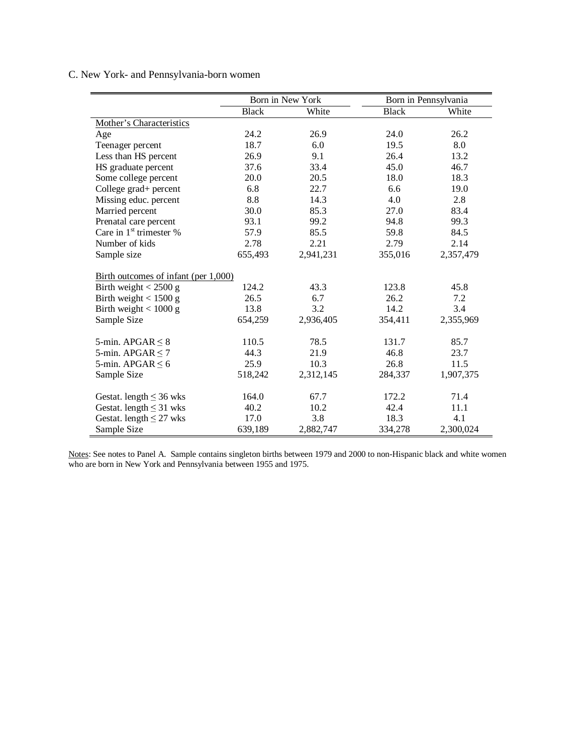C. New York- and Pennsylvania-born women

| | Born in New York | | Born in Pennsylvania | |
|---|---|---|---|---|
| | Black | White | Black | White |
| Mother's Characteristics | | | | |
| Age | 24.2 | 26.9 | 24.0 | 26.2 |
| Teenager percent | 18.7 | 6.0 | 19.5 | 8.0 |
| Less than HS percent | 26.9 | 9.1 | 26.4 | 13.2 |
| HS graduate percent | 37.6 | 33.4 | 45.0 | 46.7 |
| Some college percent | 20.0 | 20.5 | 18.0 | 18.3 |
| College grad+ percent | 6.8 | 22.7 | 6.6 | 19.0 |
| Missing educ. percent | 8.8 | 14.3 | 4.0 | 2.8 |
| Married percent | 30.0 | 85.3 | 27.0 | 83.4 |
| Prenatal care percent | 93.1 | 99.2 | 94.8 | 99.3 |
| Care in 1st trimester % | 57.9 | 85.5 | 59.8 | 84.5 |
| Number of kids | 2.78 | 2.21 | 2.79 | 2.14 |
| Sample size | 655,493 | 2,941,231 | 355,016 | 2,357,479 |
| | | | | |
| Birth outcomes of infant (per 1,000) | | | | |
| Birth weight < 2500 g | 124.2 | 43.3 | 123.8 | 45.8 |
| Birth weight < 1500 g | 26.5 | 6.7 | 26.2 | 7.2 |
| Birth weight < 1000 g | 13.8 | 3.2 | 14.2 | 3.4 |
| Sample Size | 654,259 | 2,936,405 | 354,411 | 2,355,969 |
| | | | | |
| 5-min. APGAR $\leq$ 8 | 110.5 | 78.5 | 131.7 | 85.7 |
| 5-min. APGAR $\leq$ 7 | 44.3 | 21.9 | 46.8 | 23.7 |
| 5-min. APGAR $\leq$ 6 | 25.9 | 10.3 | 26.8 | 11.5 |
| Sample Size | 518,242 | 2,312,145 | 284,337 | 1,907,375 |
| | | | | |
| Gestat. length $\leq$ 36 wks | 164.0 | 67.7 | 172.2 | 71.4 |
| Gestat. length $\leq$ 31 wks | 40.2 | 10.2 | 42.4 | 11.1 |
| Gestat. length $\leq$ 27 wks | 17.0 | 3.8 | 18.3 | 4.1 |
| Sample Size | 639,189 | 2,882,747 | 334,278 | 2,300,024 |

Notes: See notes to Panel A. Sample contains singleton births between 1979 and 2000 to non-Hispanic black and white women who are born in New York and Pennsylvania between 1955 and 1975.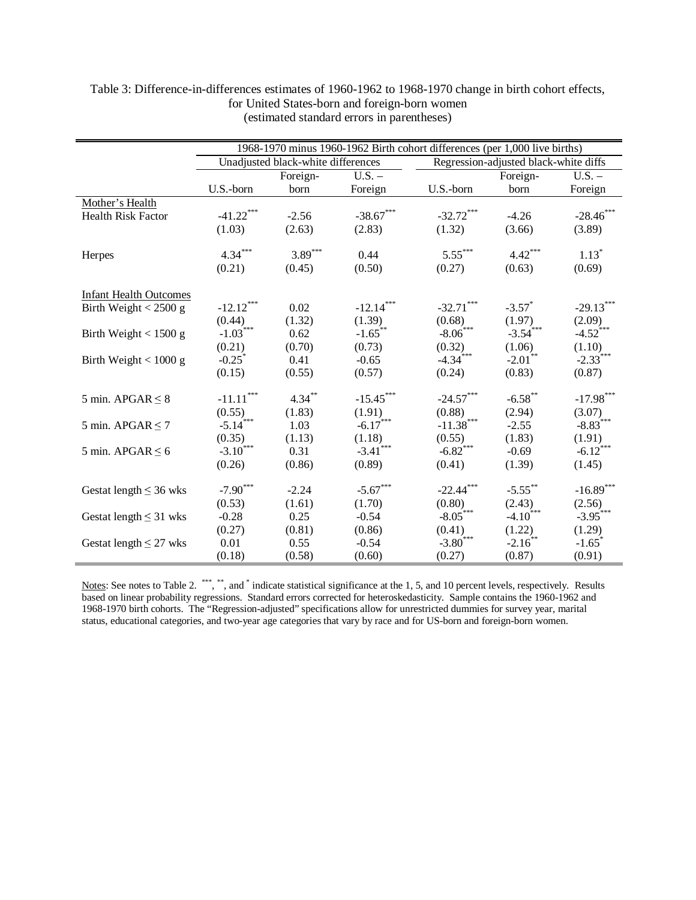Table 3: Difference-in-differences estimates of 1960-1962 to 1968-1970 change in birth cohort effects, for United States-born and foreign-born women
(estimated standard errors in parentheses)

| | 1968-1970 minus 1960-1962 Birth cohort differences (per 1,000 live births) | | | | | |
|---|---|---|---|---|---|---|
| | Unadjusted black-white differences | | | Regression-adjusted black-white diffs | | |
| | U.S.-born | Foreign-born | U.S. – Foreign | U.S.-born | Foreign-born | U.S. – Foreign |
| Mother's Health | | | | | | |
| Health Risk Factor | -41.22*** | -2.56 | -38.67*** | -32.72*** | -4.26 | -28.46*** |
| | (1.03) | (2.63) | (2.83) | (1.32) | (3.66) | (3.89) |
| Herpes | 4.34*** | 3.89*** | 0.44 | 5.55*** | 4.42*** | 1.13* |
| | (0.21) | (0.45) | (0.50) | (0.27) | (0.63) | (0.69) |
| Infant Health Outcomes | | | | | | |
| Birth Weight < 2500 g | -12.12*** | 0.02 | -12.14*** | -32.71*** | -3.57* | -29.13*** |
| | (0.44) | (1.32) | (1.39) | (0.68) | (1.97) | (2.09) |
| Birth Weight < 1500 g | -1.03*** | 0.62 | -1.65** | -8.06*** | -3.54*** | -4.52*** |
| | (0.21) | (0.70) | (0.73) | (0.32) | (1.06) | (1.10) |
| Birth Weight < 1000 g | -0.25* | 0.41 | -0.65 | -4.34*** | -2.01** | -2.33*** |
| | (0.15) | (0.55) | (0.57) | (0.24) | (0.83) | (0.87) |
| 5 min. APGAR ≤ 8 | -11.11*** | 4.34** | -15.45*** | -24.57*** | -6.58** | -17.98*** |
| | (0.55) | (1.83) | (1.91) | (0.88) | (2.94) | (3.07) |
| 5 min. APGAR ≤ 7 | -5.14*** | 1.03 | -6.17*** | -11.38*** | -2.55 | -8.83*** |
| | (0.35) | (1.13) | (1.18) | (0.55) | (1.83) | (1.91) |
| 5 min. APGAR ≤ 6 | -3.10*** | 0.31 | -3.41*** | -6.82*** | -0.69 | -6.12*** |
| | (0.26) | (0.86) | (0.89) | (0.41) | (1.39) | (1.45) |
| Gestat length ≤ 36 wks | -7.90*** | -2.24 | -5.67*** | -22.44*** | -5.55** | -16.89*** |
| | (0.53) | (1.61) | (1.70) | (0.80) | (2.43) | (2.56) |
| Gestat length ≤ 31 wks | -0.28 | 0.25 | -0.54 | -8.05*** | -4.10*** | -3.95*** |
| | (0.27) | (0.81) | (0.86) | (0.41) | (1.22) | (1.29) |
| Gestat length ≤ 27 wks | 0.01 | 0.55 | -0.54 | -3.80*** | -2.16** | -1.65* |
| | (0.18) | (0.58) | (0.60) | (0.27) | (0.87) | (0.91) |

Notes: See notes to Table 2. ***, **, and * indicate statistical significance at the 1, 5, and 10 percent levels, respectively. Results based on linear probability regressions. Standard errors corrected for heteroskedasticity. Sample contains the 1960-1962 and 1968-1970 birth cohorts. The "Regression-adjusted" specifications allow for unrestricted dummies for survey year, marital status, educational categories, and two-year age categories that vary by race and for US-born and foreign-born women.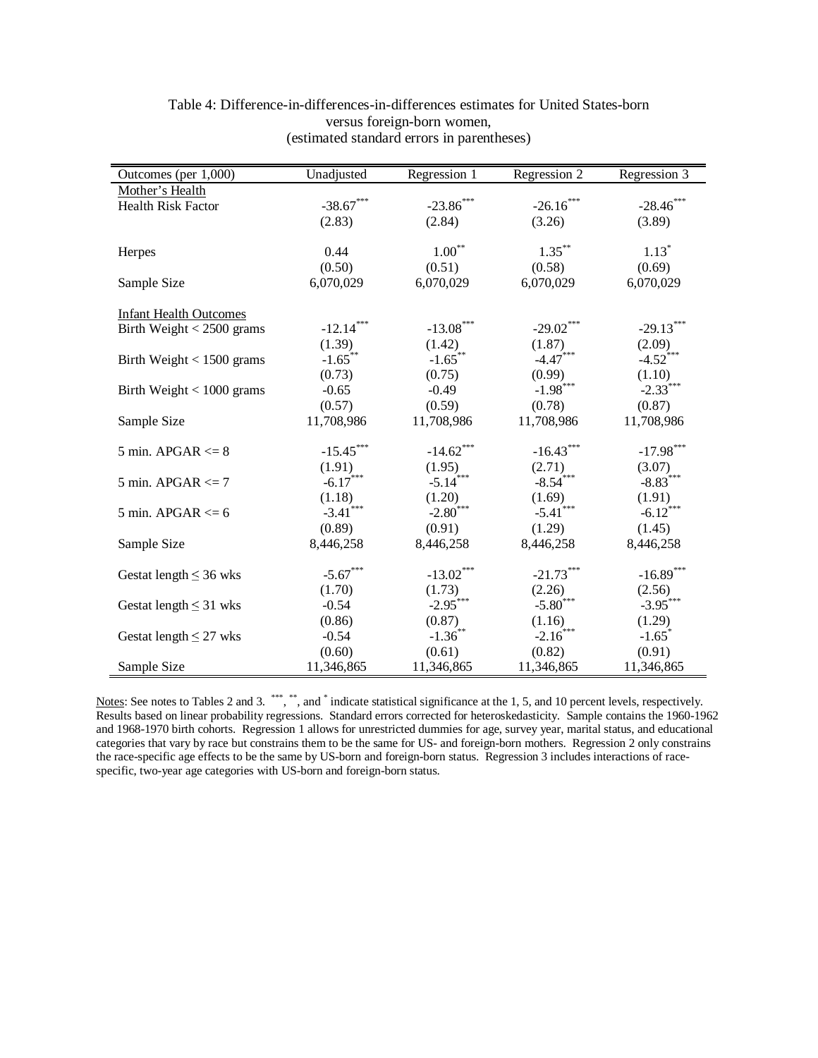Table 4: Difference-in-differences-in-differences estimates for United States-born versus foreign-born women, (estimated standard errors in parentheses)

| Outcomes (per 1,000) | Unadjusted | Regression 1 | Regression 2 | Regression 3 |
|---|---|---|---|---|
| Mother's Health | | | | |
| Health Risk Factor | -38.67*** | -23.86*** | -26.16*** | -28.46*** |
| | (2.83) | (2.84) | (3.26) | (3.89) |
| Herpes | 0.44 | 1.00** | 1.35** | 1.13* |
| | (0.50) | (0.51) | (0.58) | (0.69) |
| Sample Size | 6,070,029 | 6,070,029 | 6,070,029 | 6,070,029 |
| Infant Health Outcomes | | | | |
| Birth Weight < 2500 grams | -12.14*** | -13.08*** | -29.02*** | -29.13*** |
| | (1.39) | (1.42) | (1.87) | (2.09) |
| Birth Weight < 1500 grams | -1.65** | -1.65** | -4.47*** | -4.52*** |
| | (0.73) | (0.75) | (0.99) | (1.10) |
| Birth Weight < 1000 grams | -0.65 | -0.49 | -1.98*** | -2.33*** |
| | (0.57) | (0.59) | (0.78) | (0.87) |
| Sample Size | 11,708,986 | 11,708,986 | 11,708,986 | 11,708,986 |
| 5 min. APGAR <= 8 | -15.45*** | -14.62*** | -16.43*** | -17.98*** |
| | (1.91) | (1.95) | (2.71) | (3.07) |
| 5 min. APGAR <= 7 | -6.17*** | -5.14*** | -8.54*** | -8.83*** |
| | (1.18) | (1.20) | (1.69) | (1.91) |
| 5 min. APGAR <= 6 | -3.41*** | -2.80*** | -5.41*** | -6.12*** |
| | (0.89) | (0.91) | (1.29) | (1.45) |
| Sample Size | 8,446,258 | 8,446,258 | 8,446,258 | 8,446,258 |
| Gestat length ≤ 36 wks | -5.67*** | -13.02*** | -21.73*** | -16.89*** |
| | (1.70) | (1.73) | (2.26) | (2.56) |
| Gestat length ≤ 31 wks | -0.54 | -2.95*** | -5.80*** | -3.95*** |
| | (0.86) | (0.87) | (1.16) | (1.29) |
| Gestat length ≤ 27 wks | -0.54 | -1.36** | -2.16*** | -1.65* |
| | (0.60) | (0.61) | (0.82) | (0.91) |
| Sample Size | 11,346,865 | 11,346,865 | 11,346,865 | 11,346,865 |

Notes: See notes to Tables 2 and 3. ***, **, and * indicate statistical significance at the 1, 5, and 10 percent levels, respectively. Results based on linear probability regressions. Standard errors corrected for heteroskedasticity. Sample contains the 1960-1962 and 1968-1970 birth cohorts. Regression 1 allows for unrestricted dummies for age, survey year, marital status, and educational categories that vary by race but constrains them to be the same for US- and foreign-born mothers. Regression 2 only constrains the race-specific age effects to be the same by US-born and foreign-born status. Regression 3 includes interactions of race-specific, two-year age categories with US-born and foreign-born status.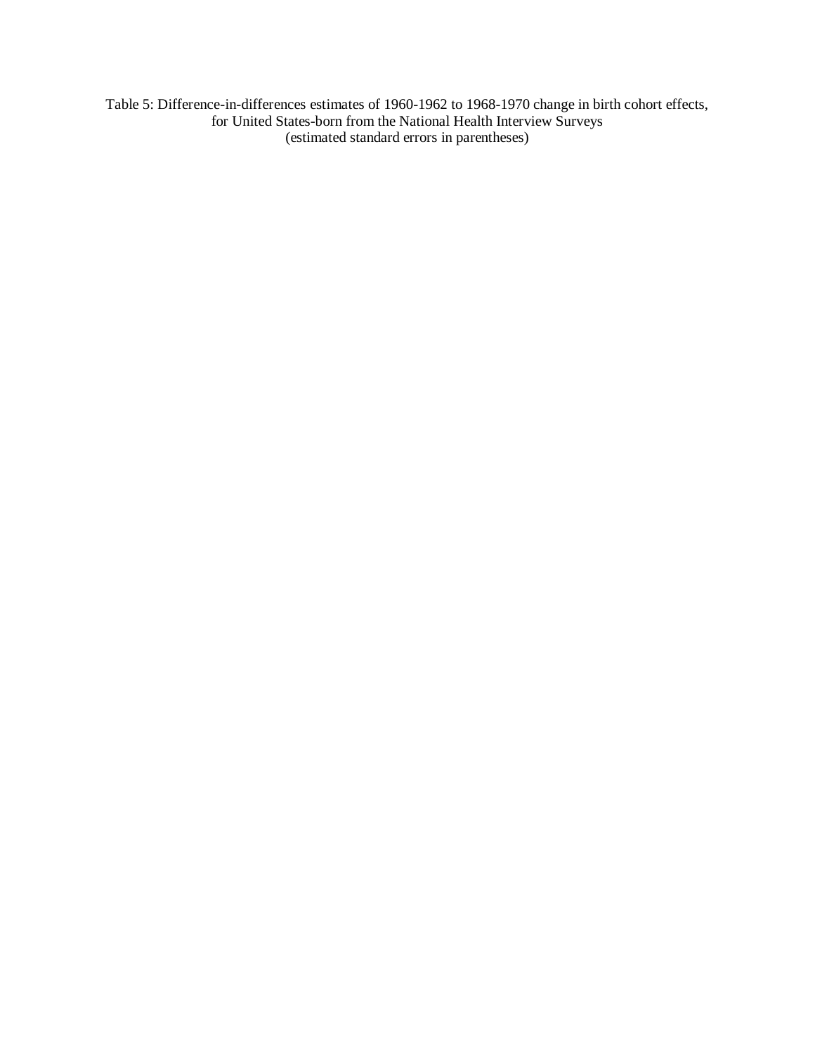Table 5: Difference-in-differences estimates of 1960-1962 to 1968-1970 change in birth cohort effects, for United States-born from the National Health Interview Surveys
(estimated standard errors in parentheses)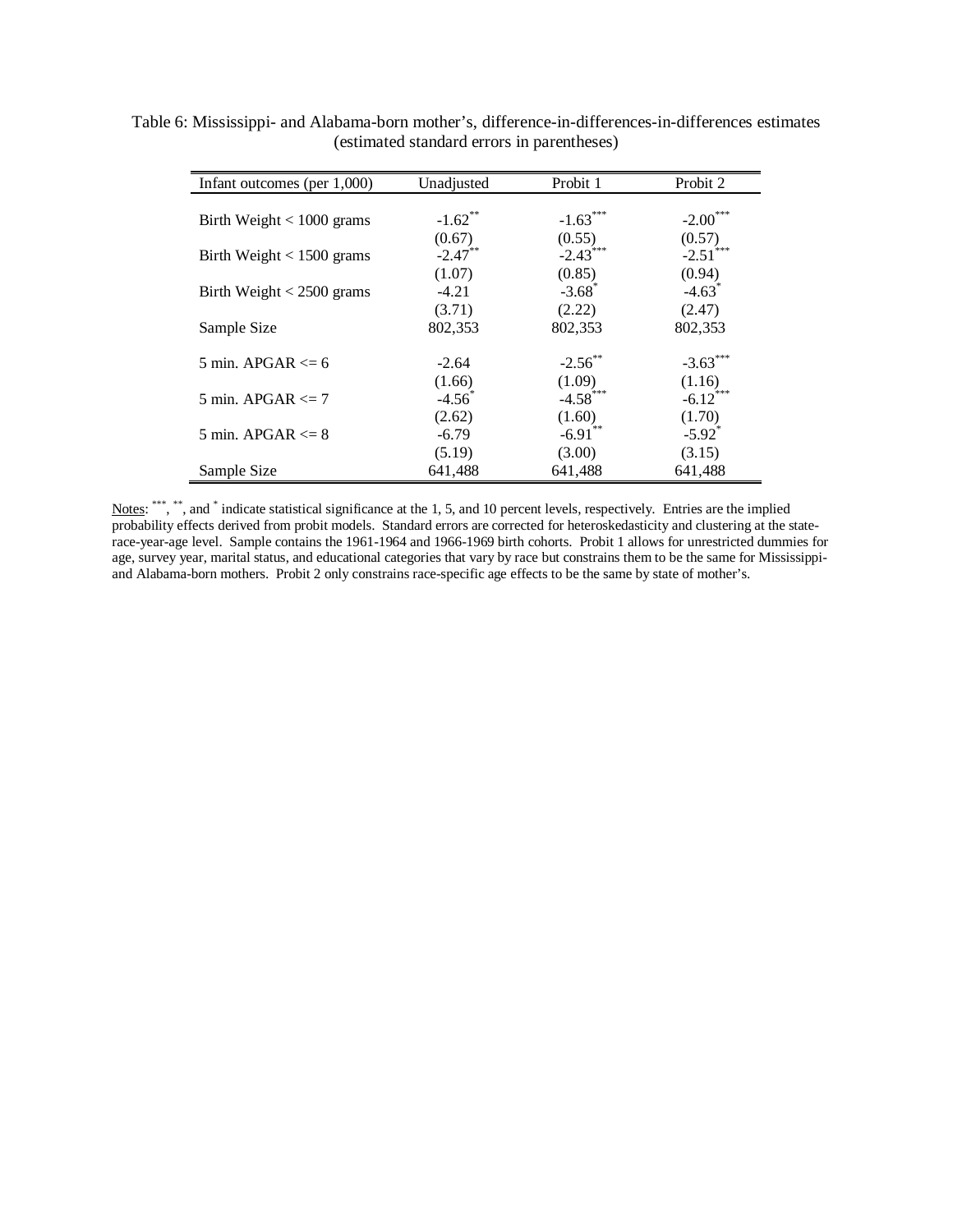Table 6: Mississippi- and Alabama-born mother's, difference-in-differences-in-differences estimates (estimated standard errors in parentheses)

| Infant outcomes (per 1,000) | Unadjusted | Probit 1 | Probit 2 |
|---|---|---|---|
| Birth Weight < 1000 grams | -1.62** | -1.63*** | -2.00*** |
| | (0.67) | (0.55) | (0.57) |
| Birth Weight < 1500 grams | -2.47** | -2.43*** | -2.51*** |
| | (1.07) | (0.85) | (0.94) |
| Birth Weight < 2500 grams | -4.21 | -3.68* | -4.63* |
| | (3.71) | (2.22) | (2.47) |
| Sample Size | 802,353 | 802,353 | 802,353 |
| 5 min. APGAR <= 6 | -2.64 | -2.56** | -3.63*** |
| | (1.66) | (1.09) | (1.16) |
| 5 min. APGAR <= 7 | -4.56* | -4.58*** | -6.12*** |
| | (2.62) | (1.60) | (1.70) |
| 5 min. APGAR <= 8 | -6.79 | -6.91** | -5.92* |
| | (5.19) | (3.00) | (3.15) |
| Sample Size | 641,488 | 641,488 | 641,488 |

Notes: ***, **, and * indicate statistical significance at the 1, 5, and 10 percent levels, respectively. Entries are the implied probability effects derived from probit models. Standard errors are corrected for heteroskedasticity and clustering at the state-race-year-age level. Sample contains the 1961-1964 and 1966-1969 birth cohorts. Probit 1 allows for unrestricted dummies for age, survey year, marital status, and educational categories that vary by race but constrains them to be the same for Mississippi- and Alabama-born mothers. Probit 2 only constrains race-specific age effects to be the same by state of mother's.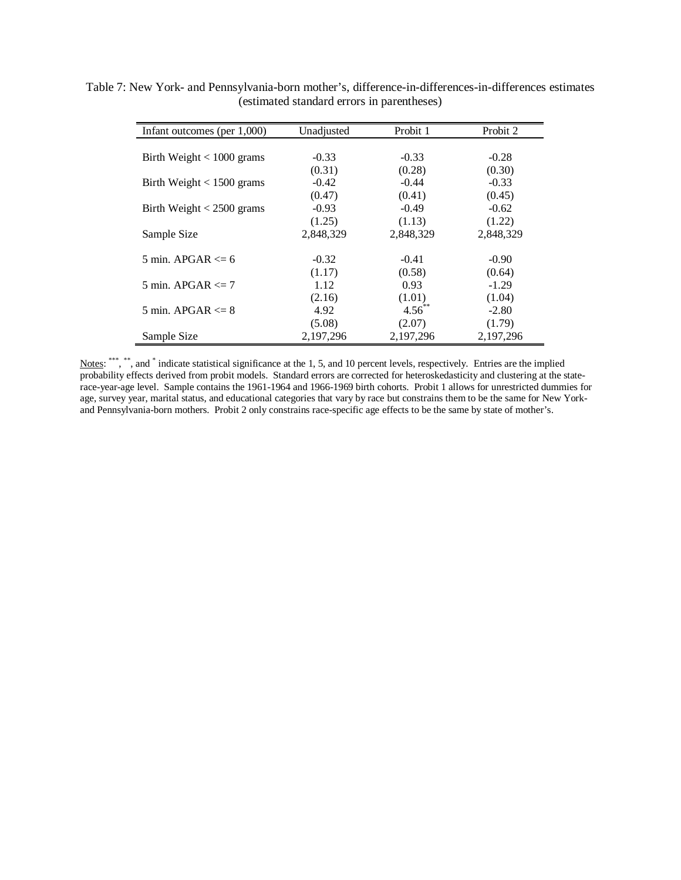Table 7: New York- and Pennsylvania-born mother's, difference-in-differences-in-differences estimates (estimated standard errors in parentheses)

| Infant outcomes (per 1,000) | Unadjusted | Probit 1 | Probit 2 |
|---|---|---|---|
| Birth Weight < 1000 grams | -0.33 | -0.33 | -0.28 |
| | (0.31) | (0.28) | (0.30) |
| Birth Weight < 1500 grams | -0.42 | -0.44 | -0.33 |
| | (0.47) | (0.41) | (0.45) |
| Birth Weight < 2500 grams | -0.93 | -0.49 | -0.62 |
| | (1.25) | (1.13) | (1.22) |
| Sample Size | 2,848,329 | 2,848,329 | 2,848,329 |
| 5 min. APGAR <= 6 | -0.32 | -0.41 | -0.90 |
| | (1.17) | (0.58) | (0.64) |
| 5 min. APGAR <= 7 | 1.12 | 0.93 | -1.29 |
| | (2.16) | (1.01) | (1.04) |
| 5 min. APGAR <= 8 | 4.92 | 4.56** | -2.80 |
| | (5.08) | (2.07) | (1.79) |
| Sample Size | 2,197,296 | 2,197,296 | 2,197,296 |

Notes: ***, **, and * indicate statistical significance at the 1, 5, and 10 percent levels, respectively. Entries are the implied probability effects derived from probit models. Standard errors are corrected for heteroskedasticity and clustering at the state-race-year-age level. Sample contains the 1961-1964 and 1966-1969 birth cohorts. Probit 1 allows for unrestricted dummies for age, survey year, marital status, and educational categories that vary by race but constrains them to be the same for New York- and Pennsylvania-born mothers. Probit 2 only constrains race-specific age effects to be the same by state of mother's.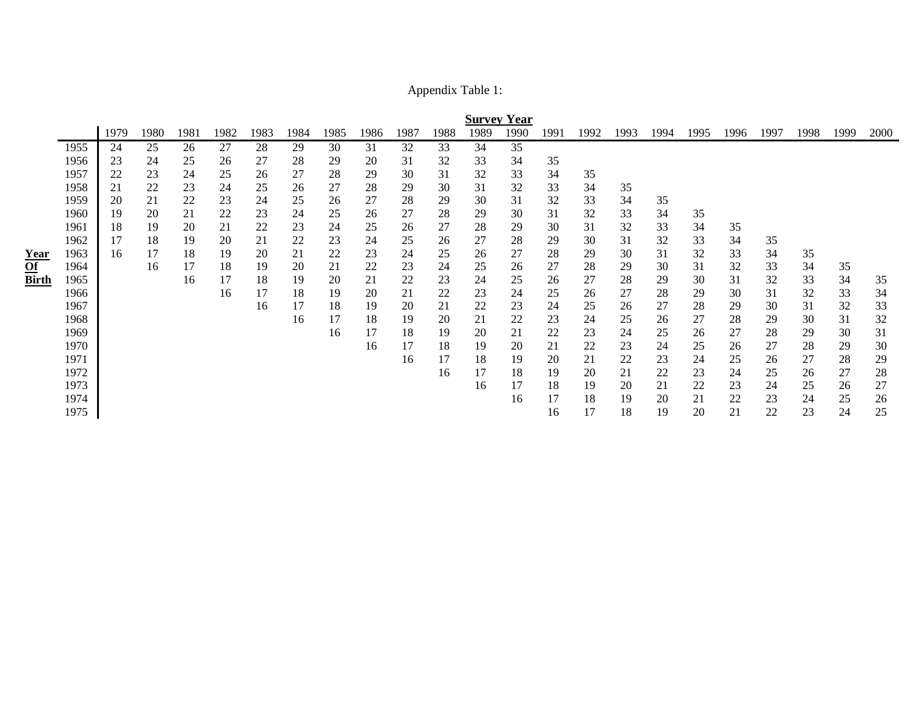Appendix Table 1:

| Year Of Birth | Survey Year | | | | | | | | | | | | | | | | | | | | | |
|---|---|---|---|---|---|---|---|---|---|---|---|---|---|---|---|---|---|---|---|---|---|---|
| | 1979 | 1980 | 1981 | 1982 | 1983 | 1984 | 1985 | 1986 | 1987 | 1988 | 1989 | 1990 | 1991 | 1992 | 1993 | 1994 | 1995 | 1996 | 1997 | 1998 | 1999 | 2000 |
| 1955 | 24 | 25 | 26 | 27 | 28 | 29 | 30 | 31 | 32 | 33 | 34 | 35 | | | | | | | | | | |
| 1956 | 23 | 24 | 25 | 26 | 27 | 28 | 29 | 20 | 31 | 32 | 33 | 34 | 35 | | | | | | | | | |
| 1957 | 22 | 23 | 24 | 25 | 26 | 27 | 28 | 29 | 30 | 31 | 32 | 33 | 34 | 35 | | | | | | | | |
| 1958 | 21 | 22 | 23 | 24 | 25 | 26 | 27 | 28 | 29 | 30 | 31 | 32 | 33 | 34 | 35 | | | | | | | |
| 1959 | 20 | 21 | 22 | 23 | 24 | 25 | 26 | 27 | 28 | 29 | 30 | 31 | 32 | 33 | 34 | 35 | | | | | | |
| 1960 | 19 | 20 | 21 | 22 | 23 | 24 | 25 | 26 | 27 | 28 | 29 | 30 | 31 | 32 | 33 | 34 | 35 | | | | | |
| 1961 | 18 | 19 | 20 | 21 | 22 | 23 | 24 | 25 | 26 | 27 | 28 | 29 | 30 | 31 | 32 | 33 | 34 | 35 | | | | |
| 1962 | 17 | 18 | 19 | 20 | 21 | 22 | 23 | 24 | 25 | 26 | 27 | 28 | 29 | 30 | 31 | 32 | 33 | 34 | 35 | | | |
| 1963 | 16 | 17 | 18 | 19 | 20 | 21 | 22 | 23 | 24 | 25 | 26 | 27 | 28 | 29 | 30 | 31 | 32 | 33 | 34 | 35 | | |
| 1964 | | 16 | 17 | 18 | 19 | 20 | 21 | 22 | 23 | 24 | 25 | 26 | 27 | 28 | 29 | 30 | 31 | 32 | 33 | 34 | 35 | |
| 1965 | | | 16 | 17 | 18 | 19 | 20 | 21 | 22 | 23 | 24 | 25 | 26 | 27 | 28 | 29 | 30 | 31 | 32 | 33 | 34 | 35 |
| 1966 | | | | 16 | 17 | 18 | 19 | 20 | 21 | 22 | 23 | 24 | 25 | 26 | 27 | 28 | 29 | 30 | 31 | 32 | 33 | 34 |
| 1967 | | | | | 16 | 17 | 18 | 19 | 20 | 21 | 22 | 23 | 24 | 25 | 26 | 27 | 28 | 29 | 30 | 31 | 32 | 33 |
| 1968 | | | | | | 16 | 17 | 18 | 19 | 20 | 21 | 22 | 23 | 24 | 25 | 26 | 27 | 28 | 29 | 30 | 31 | 32 |
| 1969 | | | | | | | 16 | 17 | 18 | 19 | 20 | 21 | 22 | 23 | 24 | 25 | 26 | 27 | 28 | 29 | 30 | 31 |
| 1970 | | | | | | | | 16 | 17 | 18 | 19 | 20 | 21 | 22 | 23 | 24 | 25 | 26 | 27 | 28 | 29 | 30 |
| 1971 | | | | | | | | | 16 | 17 | 18 | 19 | 20 | 21 | 22 | 23 | 24 | 25 | 26 | 27 | 28 | 29 |
| 1972 | | | | | | | | | | 16 | 17 | 18 | 19 | 20 | 21 | 22 | 23 | 24 | 25 | 26 | 27 | 28 |
| 1973 | | | | | | | | | | | 16 | 17 | 18 | 19 | 20 | 21 | 22 | 23 | 24 | 25 | 26 | 27 |
| 1974 | | | | | | | | | | | | 16 | 17 | 18 | 19 | 20 | 21 | 22 | 23 | 24 | 25 | 26 |
| 1975 | | | | | | | | | | | | | 16 | 17 | 18 | 19 | 20 | 21 | 22 | 23 | 24 | 25 |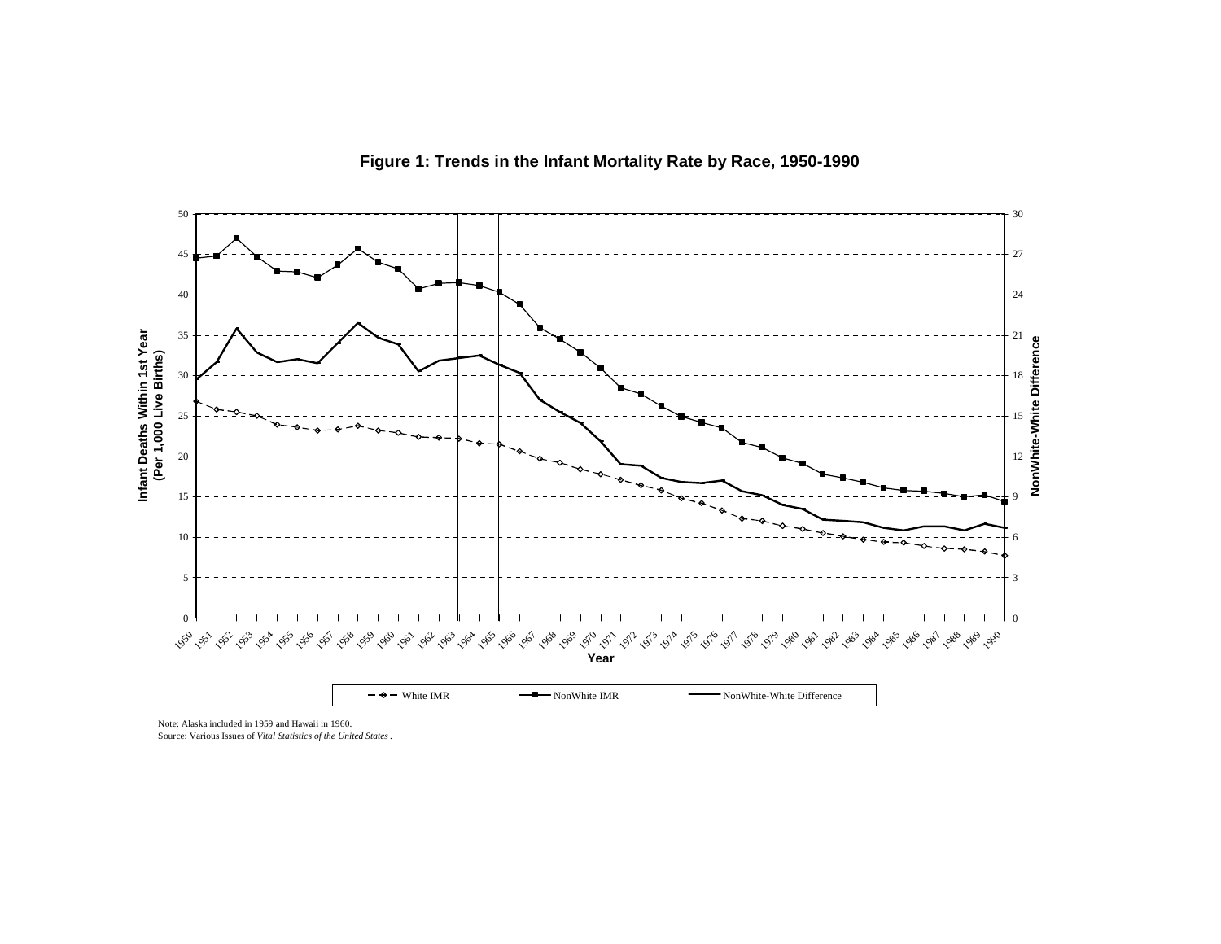**Figure 1: Trends in the Infant Mortality Rate by Race, 1950-1990**

Note: Alaska included in 1959 and Hawaii in 1960.
Source: Various Issues of *Vital Statistics of the United States*.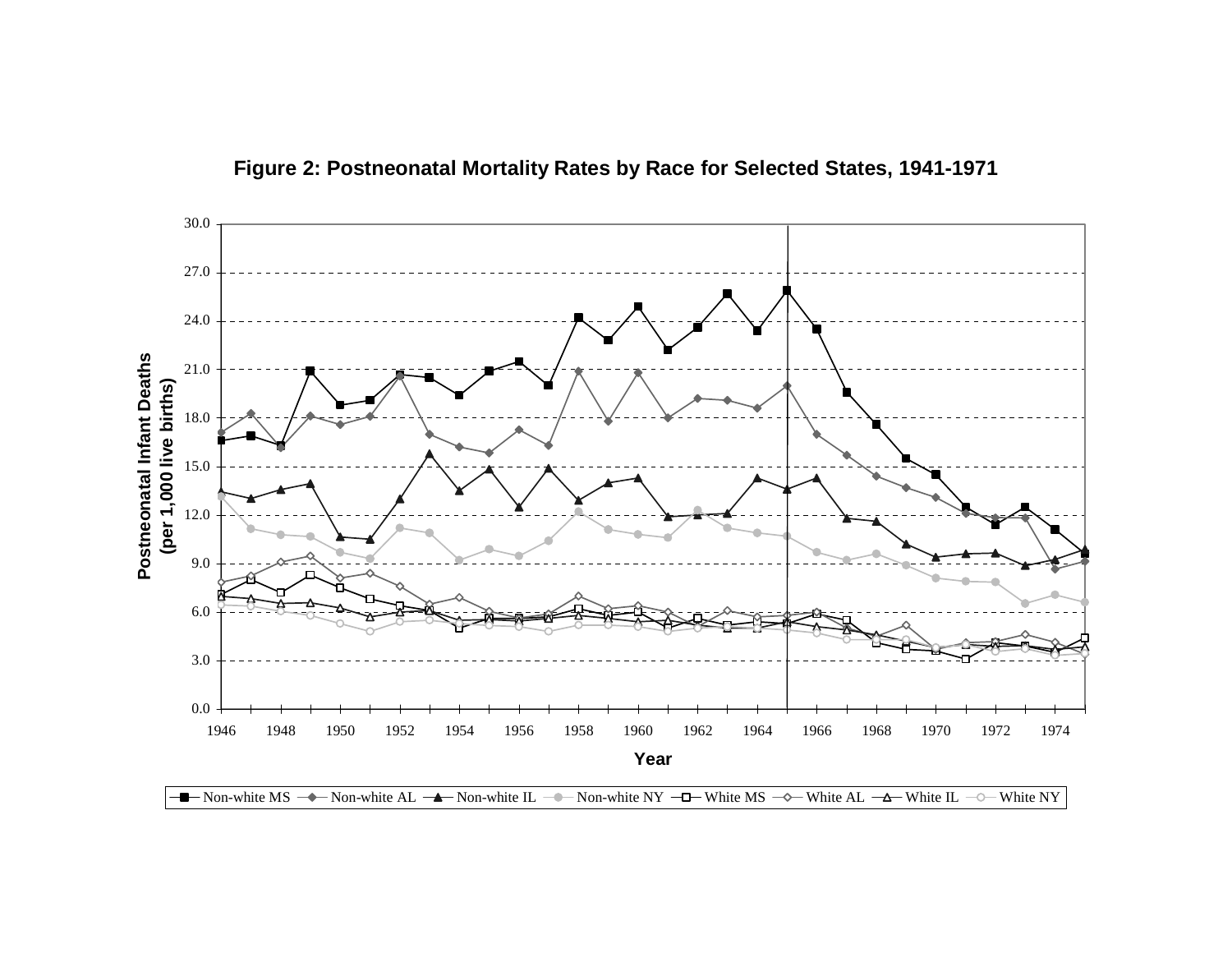**Figure 2: Postneonatal Mortality Rates by Race for Selected States, 1941-1971**

Postneonatal Infant Deaths (per 1,000 live births)

30.0
27.0
24.0
21.0
18.0
15.0
12.0
9.0
6.0
3.0
0.0

1946 1948 1950 1952 1954 1956 1958 1960 1962 1964 1966 1968 1970 1972 1974

**Year**

Non-white MS, Non-white AL, Non-white IL, Non-white NY, White MS, White AL, White IL, White NY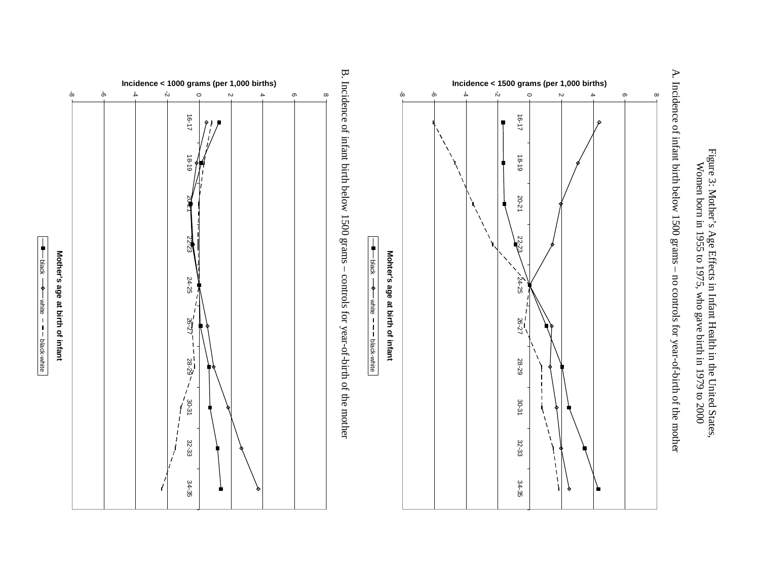Figure 3: Mother's Age Effects in Infant Health in the United States, Women born in 1955 to 1975, who gave birth in 1979 to 2000

A. Incidence of infant birth below 1500 grams – no controls for year-of-birth of the mother

Incidence < 1500 grams (per 1,000 births)

Mohter's age at birth of infant

black — white — black-white

B. Incidence of infant birth below 1500 grams – controls for year-of-birth of the mother

Incidence < 1000 grams (per 1,000 births)

Mother's age at birth of infant

black — white — black-white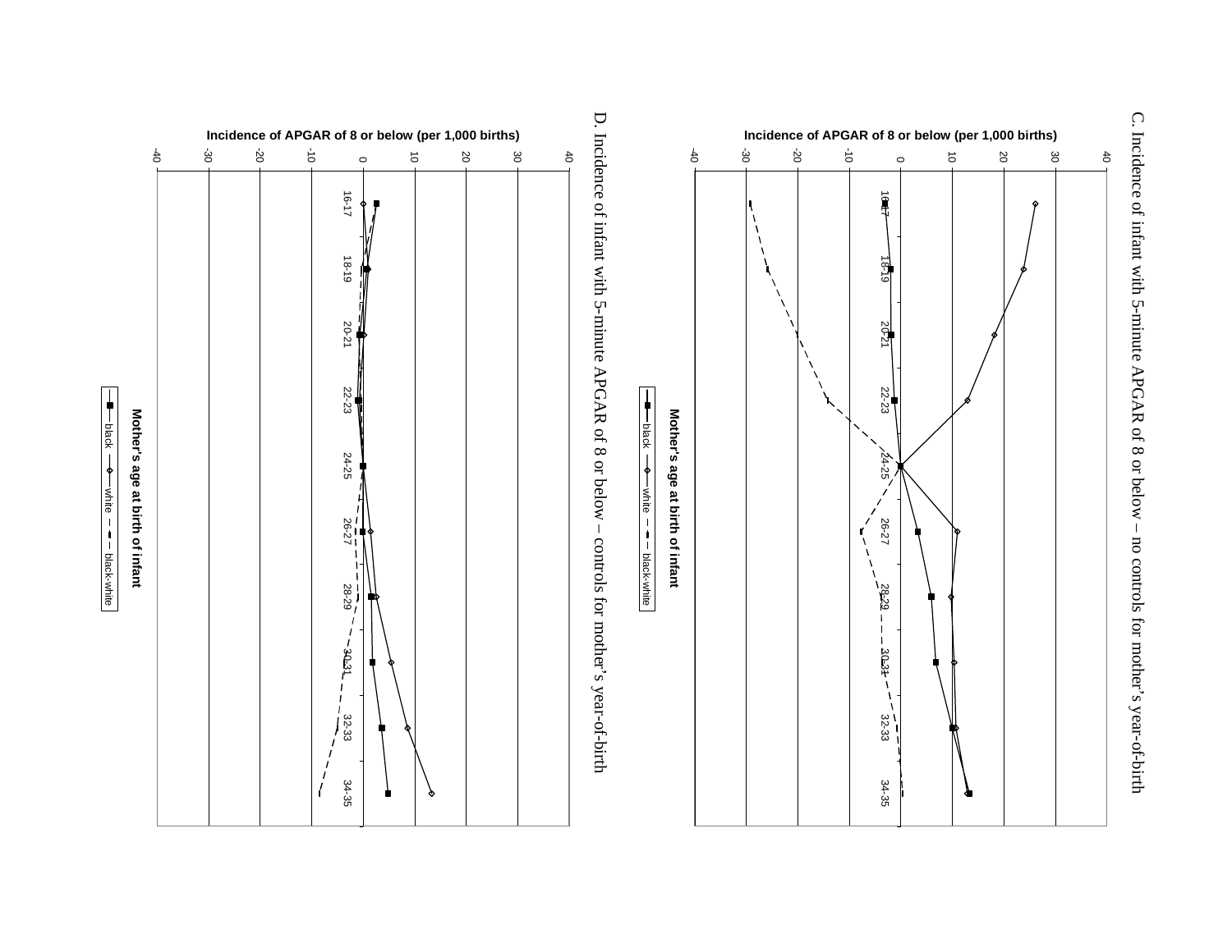C. Incidence of infant with 5-minute APGAR of 8 or below – no controls for mother's year-of-birth

Incidence of APGAR of 8 or below (per 1,000 births)

40, 30, 20, 10, 0, -10, -20, -30, -40

16-17, 18-19, 20-21, 22-23, 24-25, 26-27, 28-29, 30-31, 32-33, 34-35

Mother's age at birth of infant

black — white — black-white

D. Incidence of infant with 5-minute APGAR of 8 or below – controls for mother's year-of-birth

Incidence of APGAR of 8 or below (per 1,000 births)

40, 30, 20, 10, 0, -10, -20, -30, -40

16-17, 18-19, 20-21, 22-23, 24-25, 26-27, 28-29, 30-31, 32-33, 34-35

Mother's age at birth of infant

black — white — black-white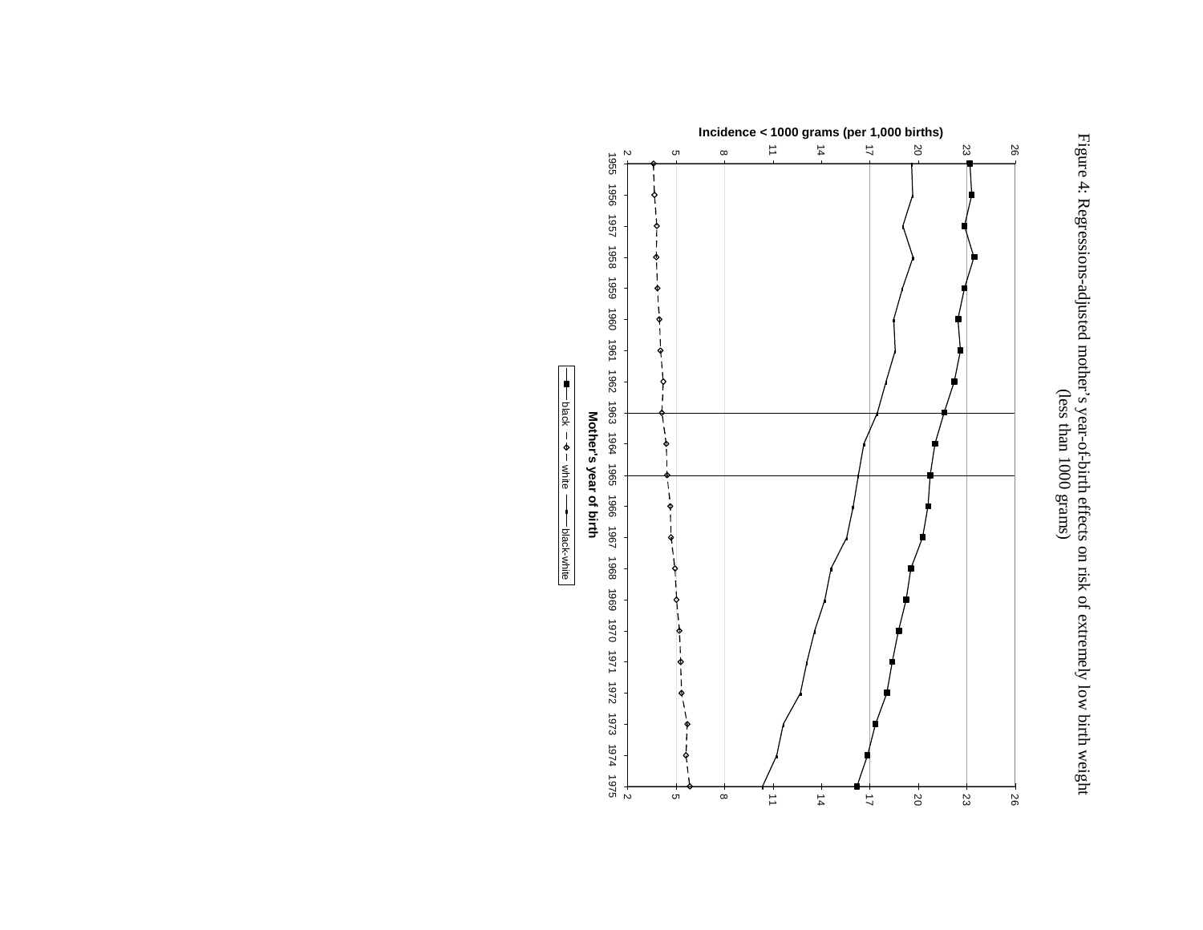Figure 4: Regressions-adjusted mother's year-of-birth effects on risk of extremely low birth weight (less than 1000 grams)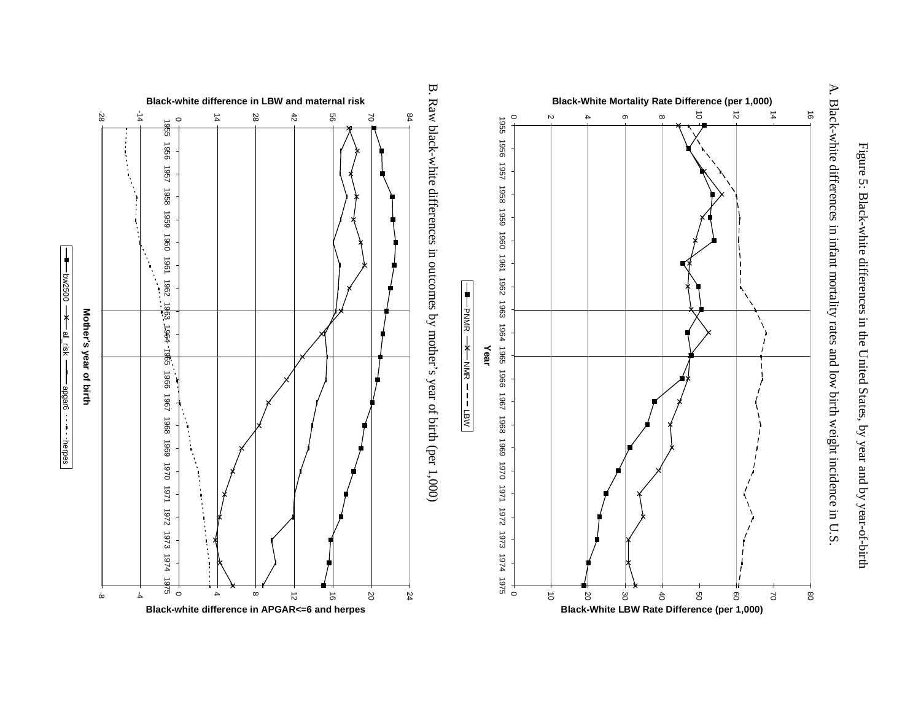Figure 5: Black-white differences in the United States, by year and by year-of-birth

A. Black-white differences in infant mortality rates and low birth weight incidence in U.S.

B. Raw black-white differences in outcomes by mother's year of birth (per 1,000)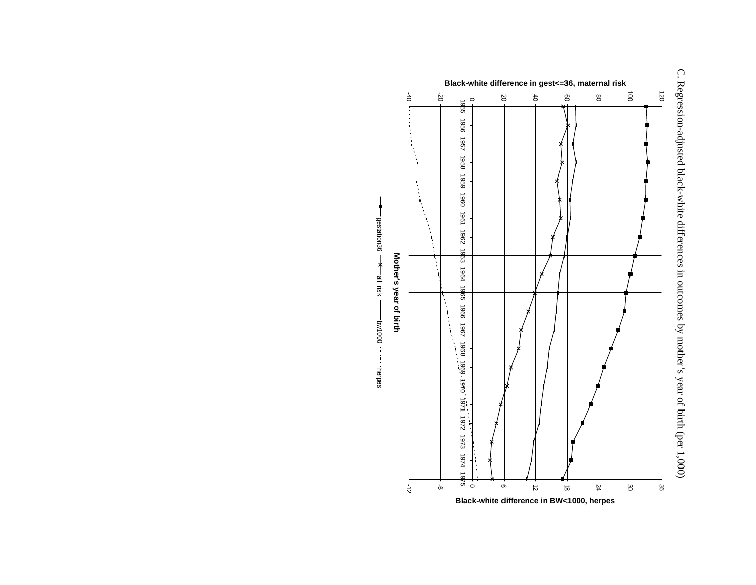C. Regression-adjusted black-white differences in outcomes by mother's year of birth (per 1,000)

Black-white difference in gest<=36, maternal risk

Black-white difference in BW<1000, herpes

Mother's year of birth

gestation36 — all_risk — bw1000 — herpes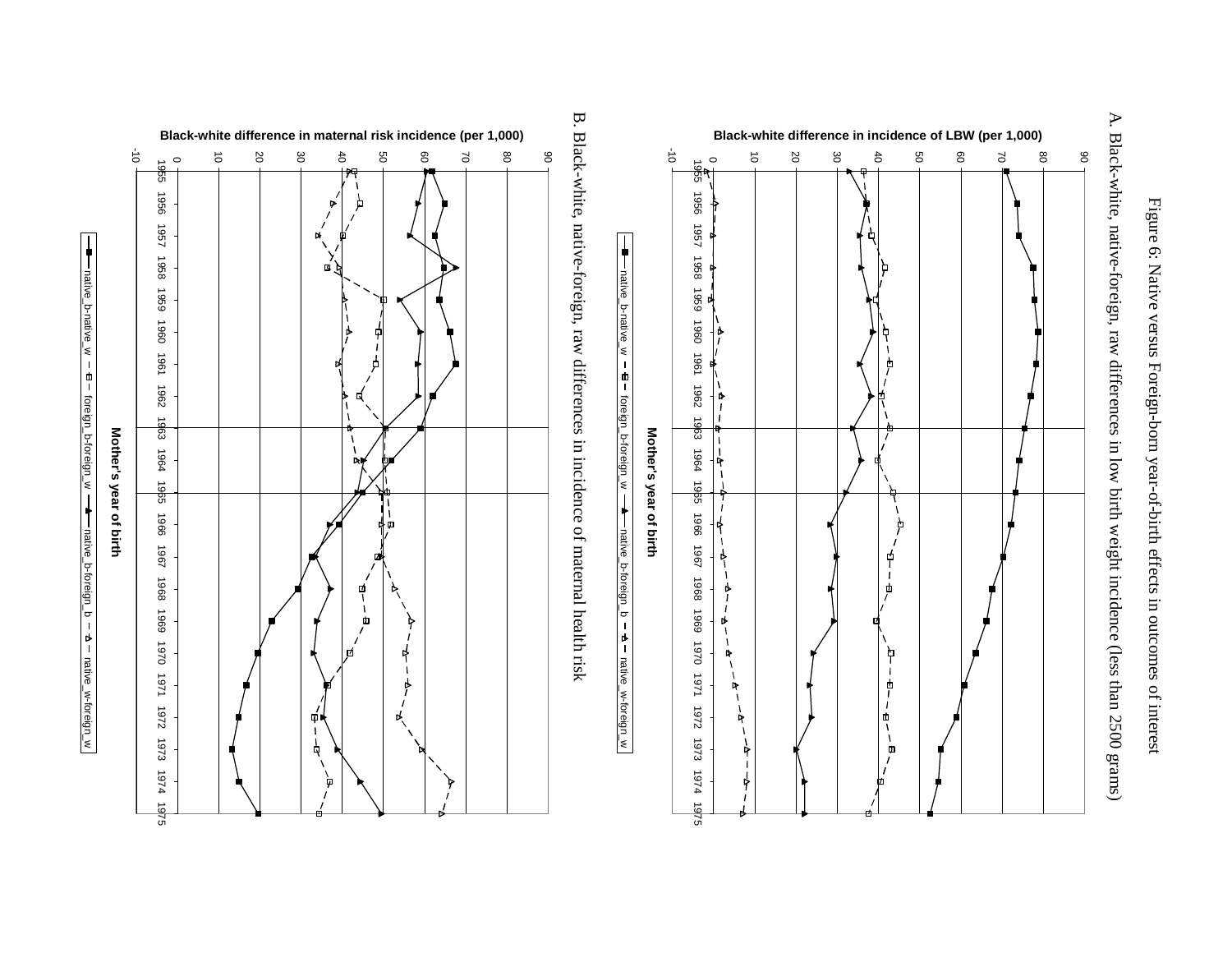Figure 6: Native versus Foreign-born year-of-birth effects in outcomes of interest

A. Black-white, native-foreign, raw differences in low birth weight incidence (less than 2500 grams)

Black-white difference in incidence of LBW (per 1,000)

Mother's year of birth

—■— native_b-native_w  – ⊟ – foreign_b-foreign_w  —▲— native_b-foreign_b  – △ – native_w-foreign_w

B. Black-white, native-foreign, raw differences in incidence of maternal health risk

Black-white difference in maternal risk incidence (per 1,000)

Mother's year of birth

—■— native_b-native_w  – ⊟ – foreign_b-foreign_w  —▲— native_b-foreign_b  – △ – native_w-foreign_w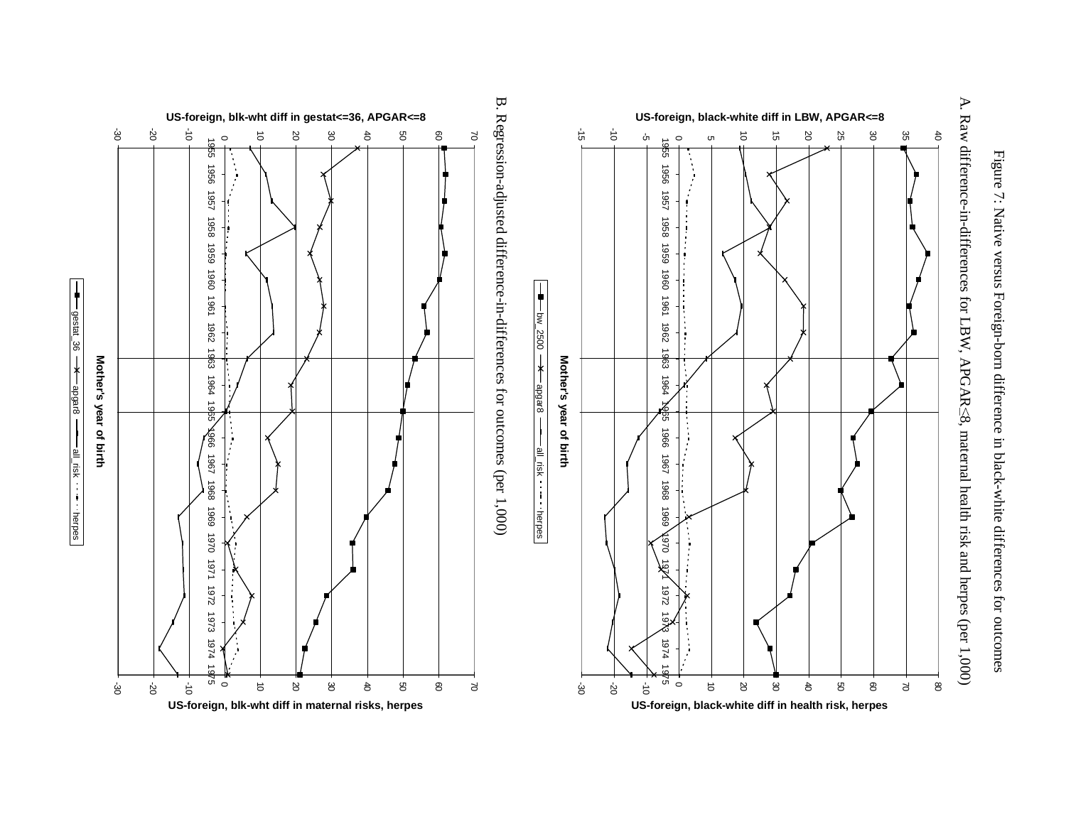Figure 7: Native versus Foreign-born difference in black-white differences for outcomes

A. Raw difference-in-differences for LBW, APGAR≤8, maternal health risk and herpes (per 1,000)

US-foreign, black-white diff in LBW, APGAR<=8

US-foreign, black-white diff in health risk, herpes

Mother's year of birth

bw_2500 — apgar8 — all_risk — herpes

B. Regression-adjusted difference-in-differences for outcomes (per 1,000)

US-foreign, blk-wht diff in gestat<=36, APGAR<=8

US-foreign, blk-wht diff in maternal risks, herpes

Mother's year of birth

gestat_36 — apgar8 — all_risk — herpes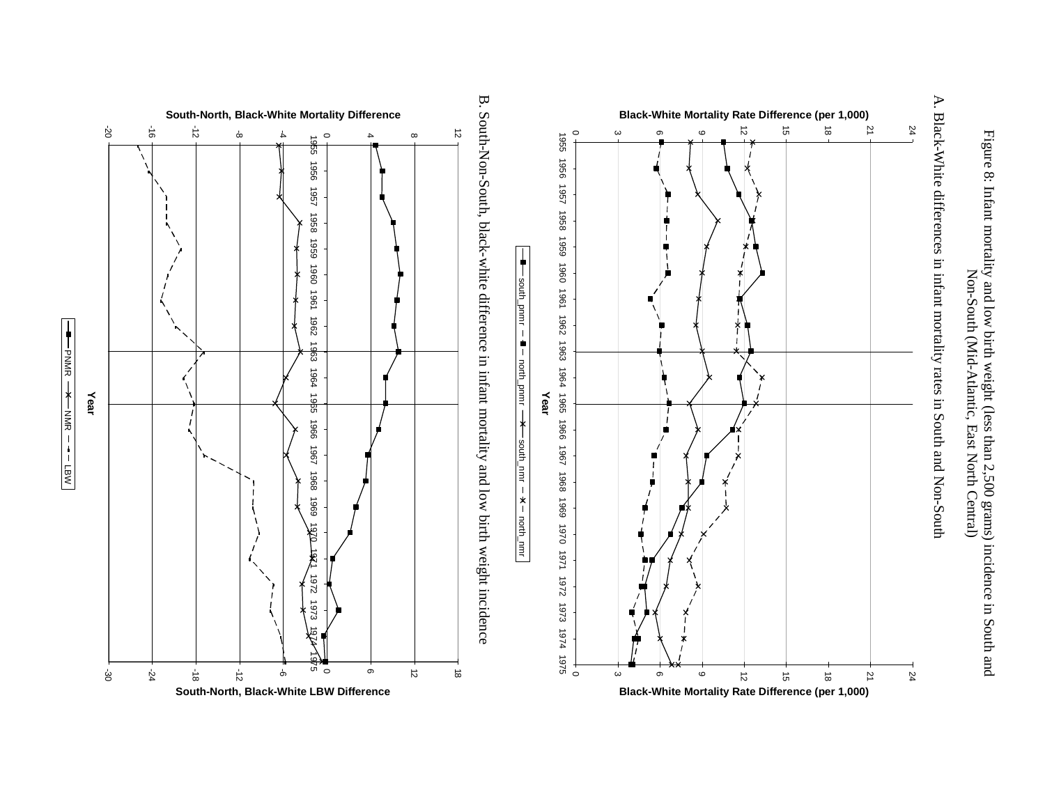Figure 8: Infant mortality and low birth weight (less than 2,500 grams) incidence in South and Non-South (Mid-Atlantic, East North Central)

A. Black-White differences in infant mortality rates in South and Non-South

B. South-Non-South, black-white difference in infant mortality and low birth weight incidence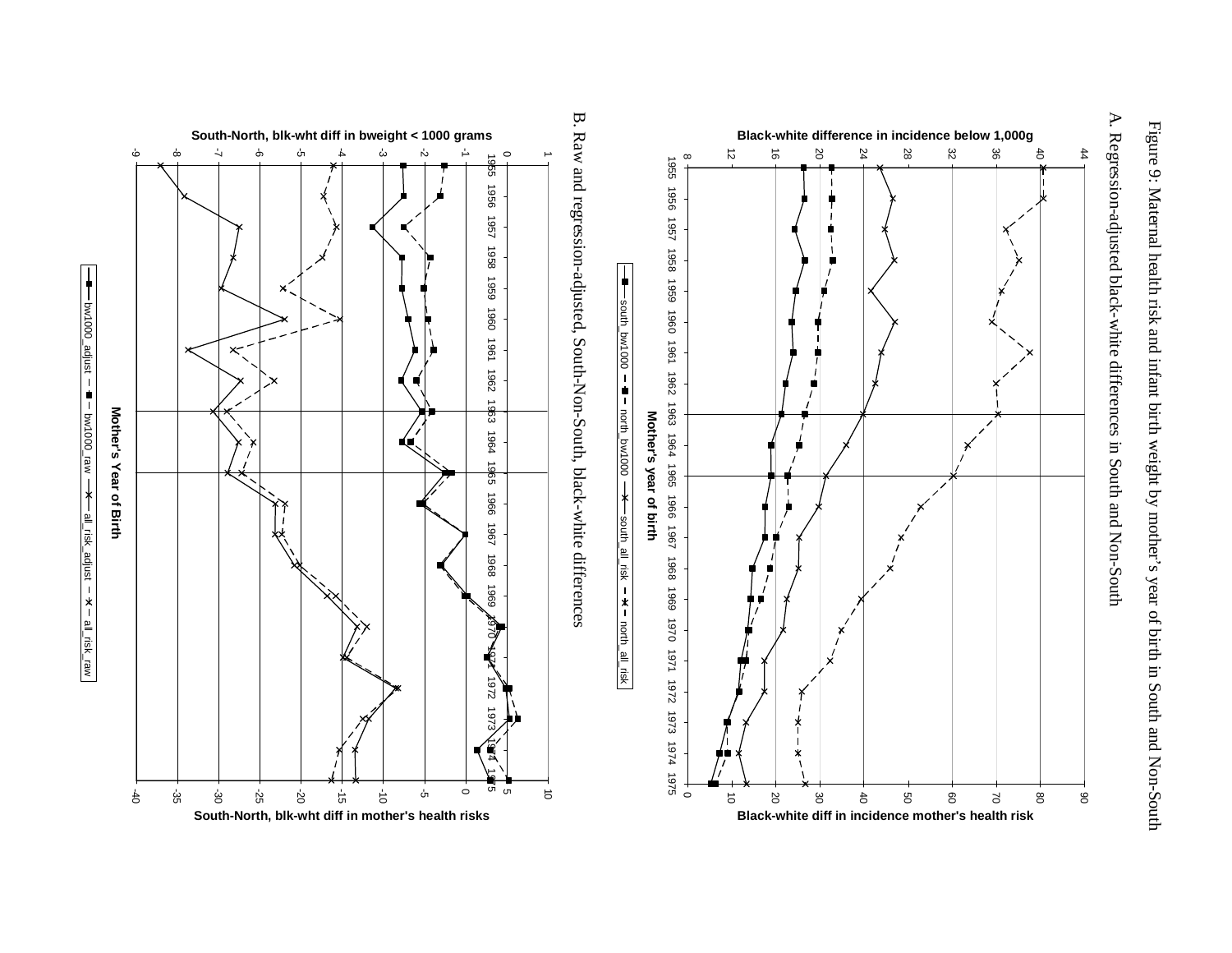Figure 9: Maternal health risk and infant birth weight by mother's year of birth in South and Non-South

A. Regression-adjusted black-white differences in South and Non-South

B. Raw and regression-adjusted, South-Non-South, black-white differences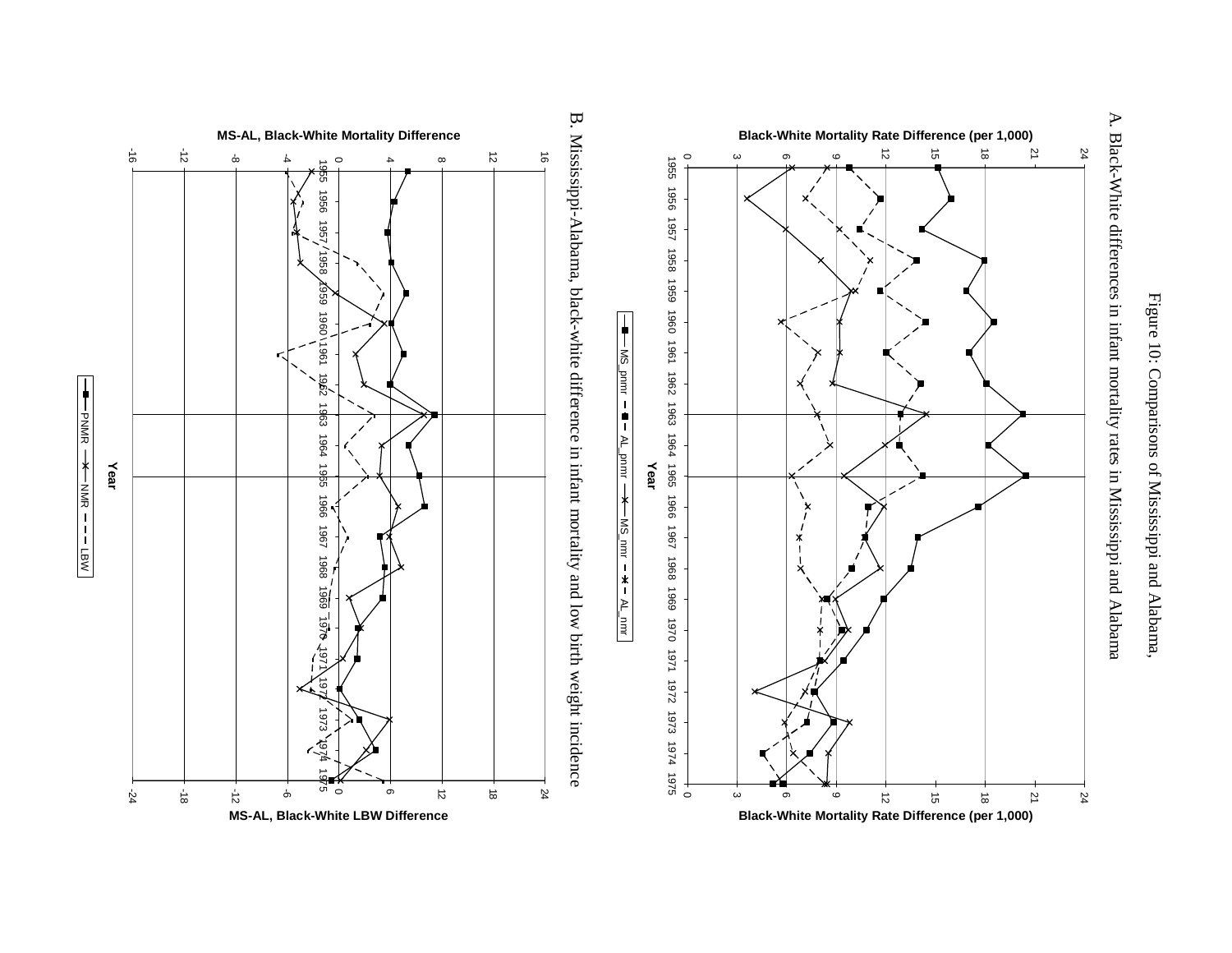Figure 10: Comparisons of Mississippi and Alabama,

A. Black-White differences in infant mortality rates in Mississippi and Alabama

Black-White Mortality Rate Difference (per 1,000)

Year

MS_pnmr — AL_pnmr — MS_nmr — AL_nmr

B. Mississippi-Alabama, black-white difference in infant mortality and low birth weight incidence

MS-AL, Black-White Mortality Difference

MS-AL, Black-White LBW Difference

Year

PNMR — NMR — LBW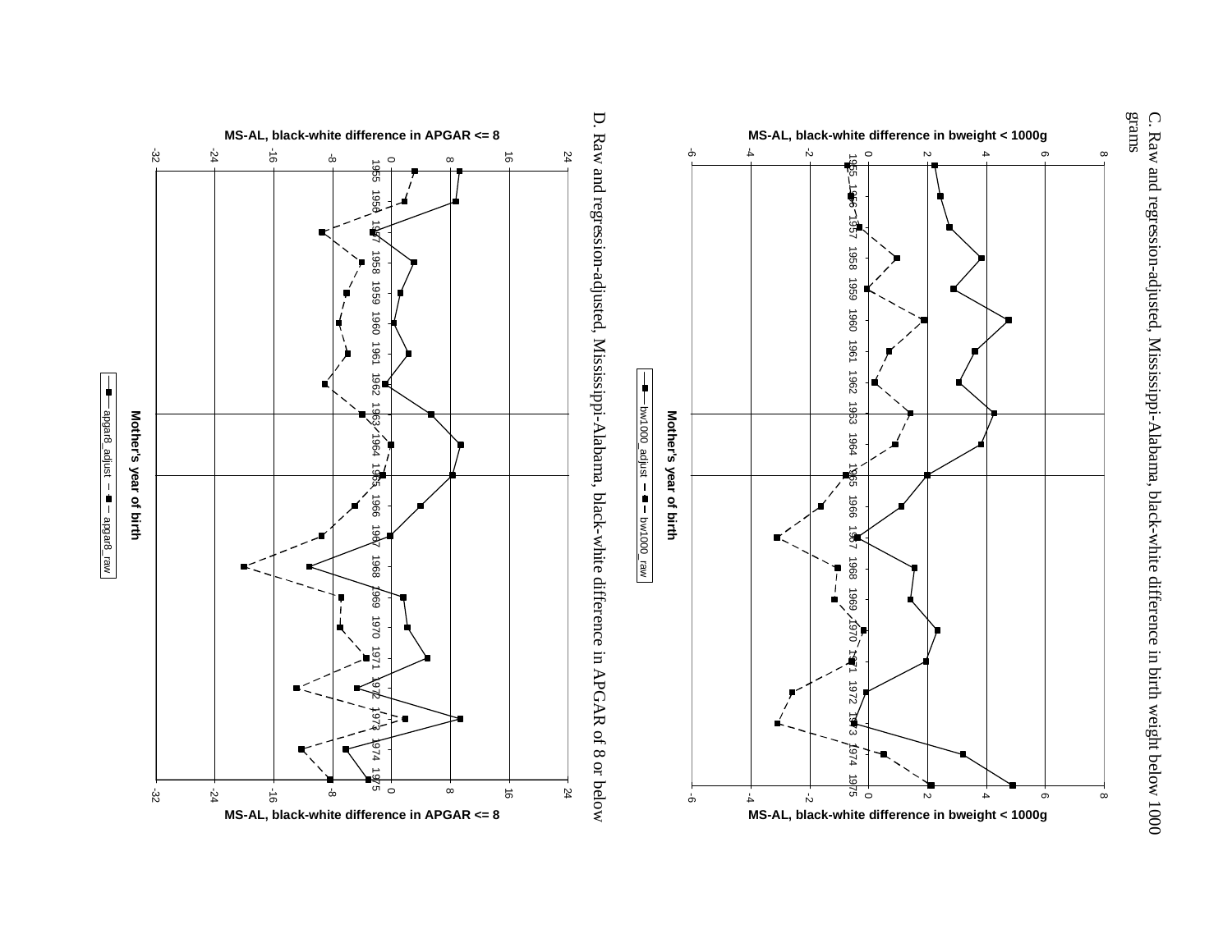C. Raw and regression-adjusted, Mississippi-Alabama, black-white difference in birth weight below 1000 grams

MS-AL, black-white difference in bweight < 1000g

Mother's year of birth

bw1000_adjust — bw1000_raw

D. Raw and regression-adjusted, Mississippi-Alabama, black-white difference in APGAR of 8 or below

MS-AL, black-white difference in APGAR <= 8

Mother's year of birth

apgar8_adjust — apgar8_raw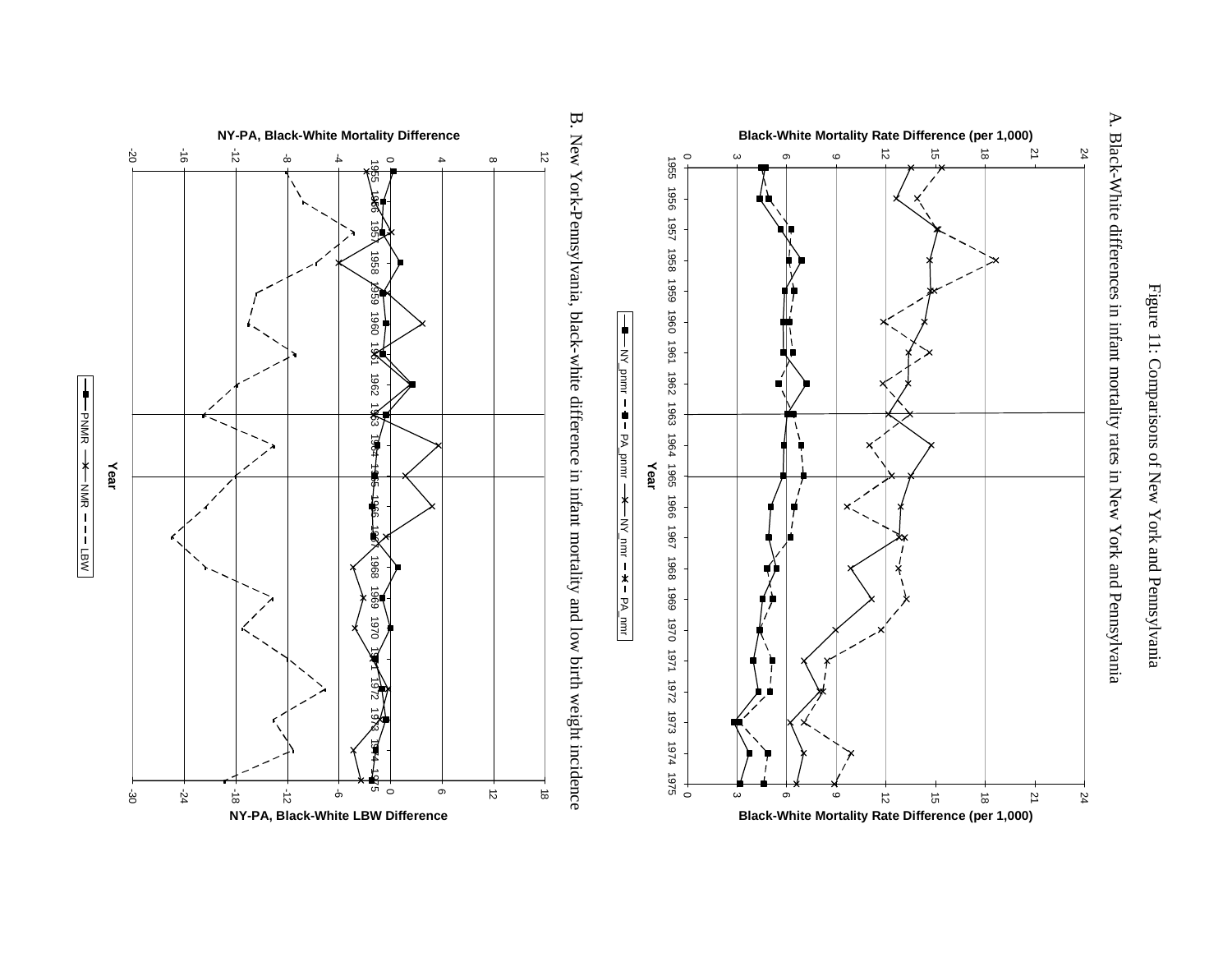Figure 11: Comparisons of New York and Pennsylvania

A. Black-White differences in infant mortality rates in New York and Pennsylvania

B. New York-Pennsylvania, black-white difference in infant mortality and low birth weight incidence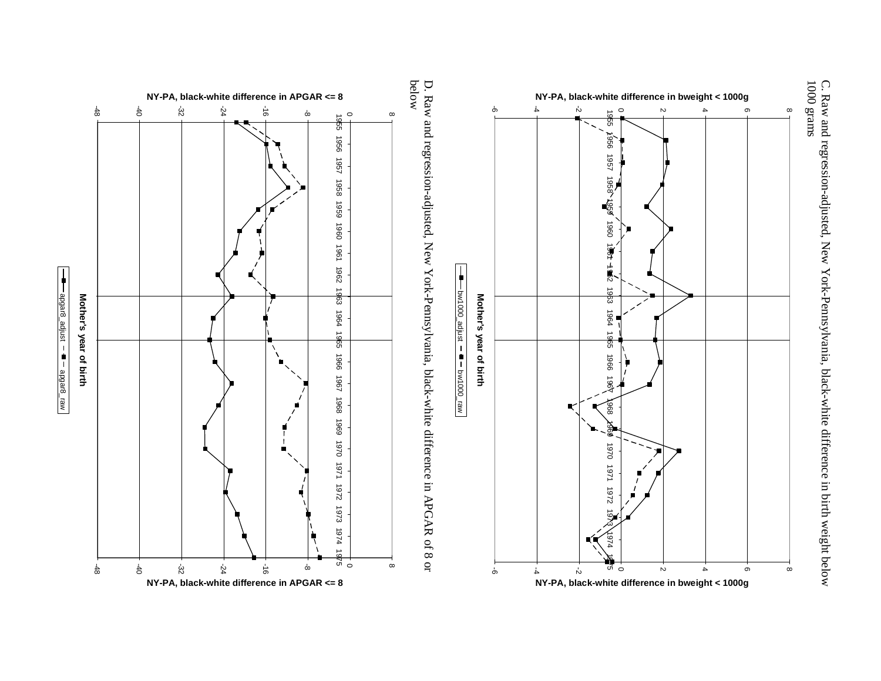C. Raw and regression-adjusted, New York-Pennsylvania, black-white difference in birth weight below 1000 grams

D. Raw and regression-adjusted, New York-Pennsylvania, black-white difference in APGAR of 8 or below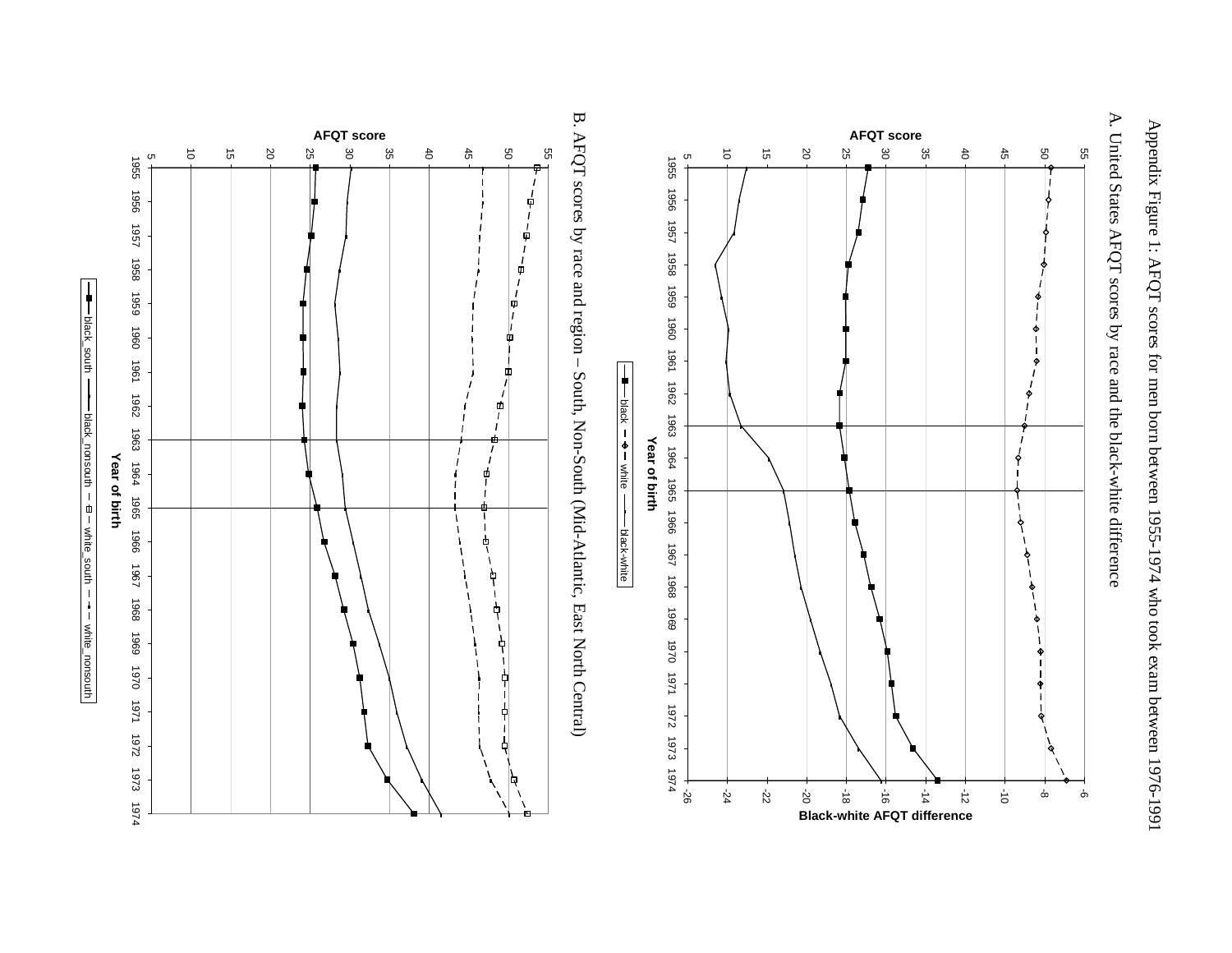Appendix Figure 1: AFQT scores for men born between 1955-1974 who took exam between 1976-1991

A. United States AFQT scores by race and the black-white difference

B. AFQT scores by race and region – South, Non-South (Mid-Atlantic, East North Central)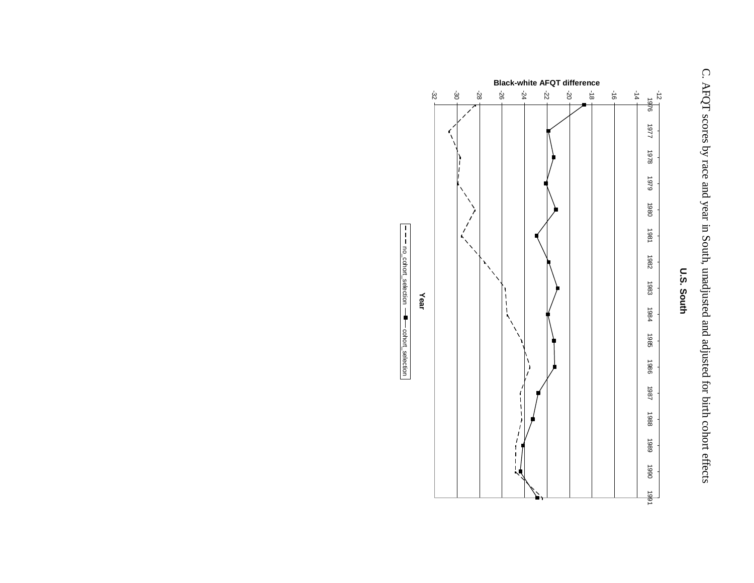C. AFQT scores by race and year in South, unadjusted and adjusted for birth cohort effects

U.S. South

Black-white AFQT difference

-12
-14
-16
-18
-20
-22
-24
-26
-28
-30
-32

1976 1977 1978 1979 1980 1981 1982 1983 1984 1985 1986 1987 1988 1989 1990 1991

Year

no_cohort_selection
cohort_selection